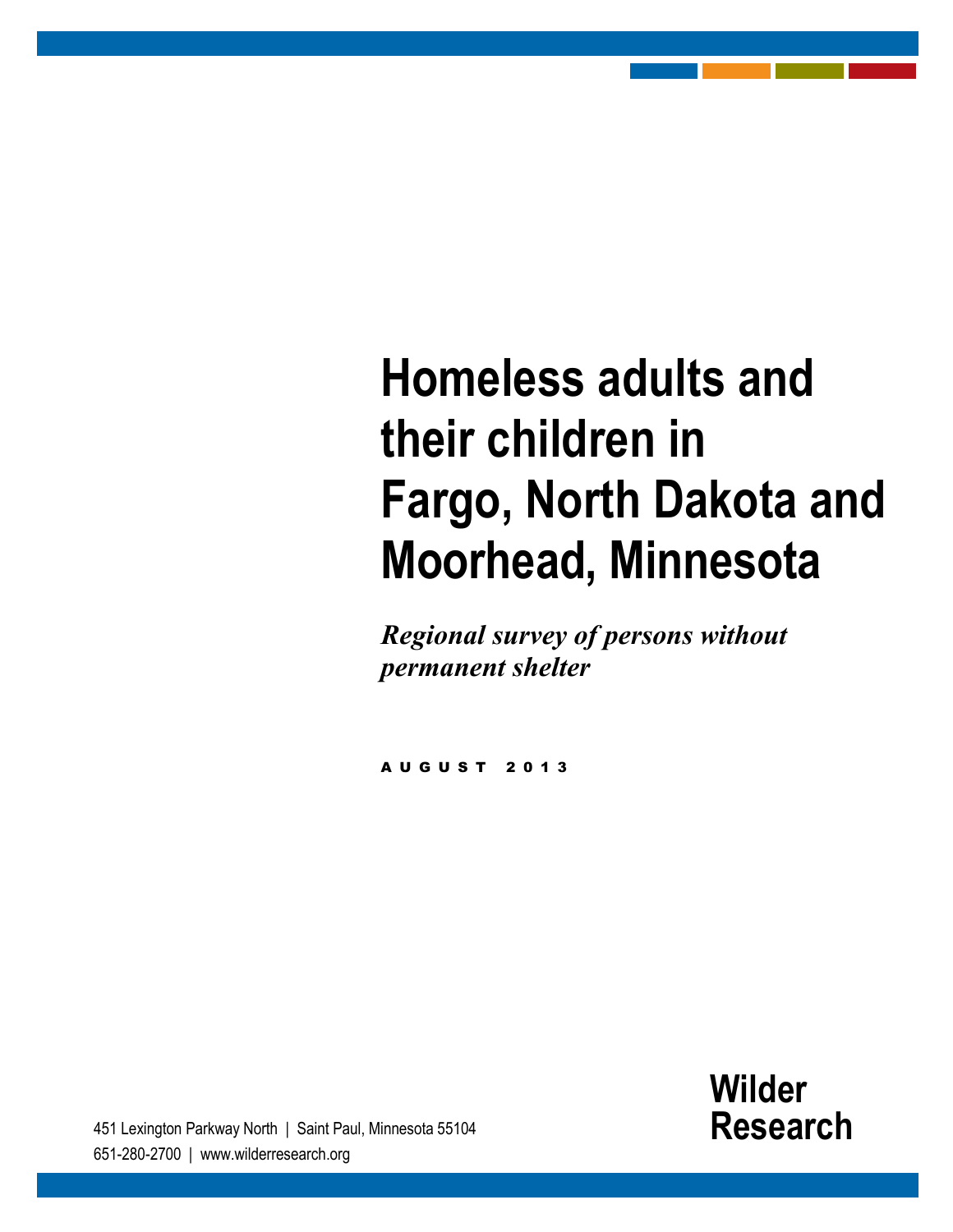# Homeless adults and their children in Fargo, North Dakota and Moorhead, Minnesota

*Regional survey of persons without permanent shelter*

AUGUST 2013

451 Lexington Parkway North | Saint Paul, Minnesota 55104
651-280-2700 | www.wilderresearch.org

**Wilder Research**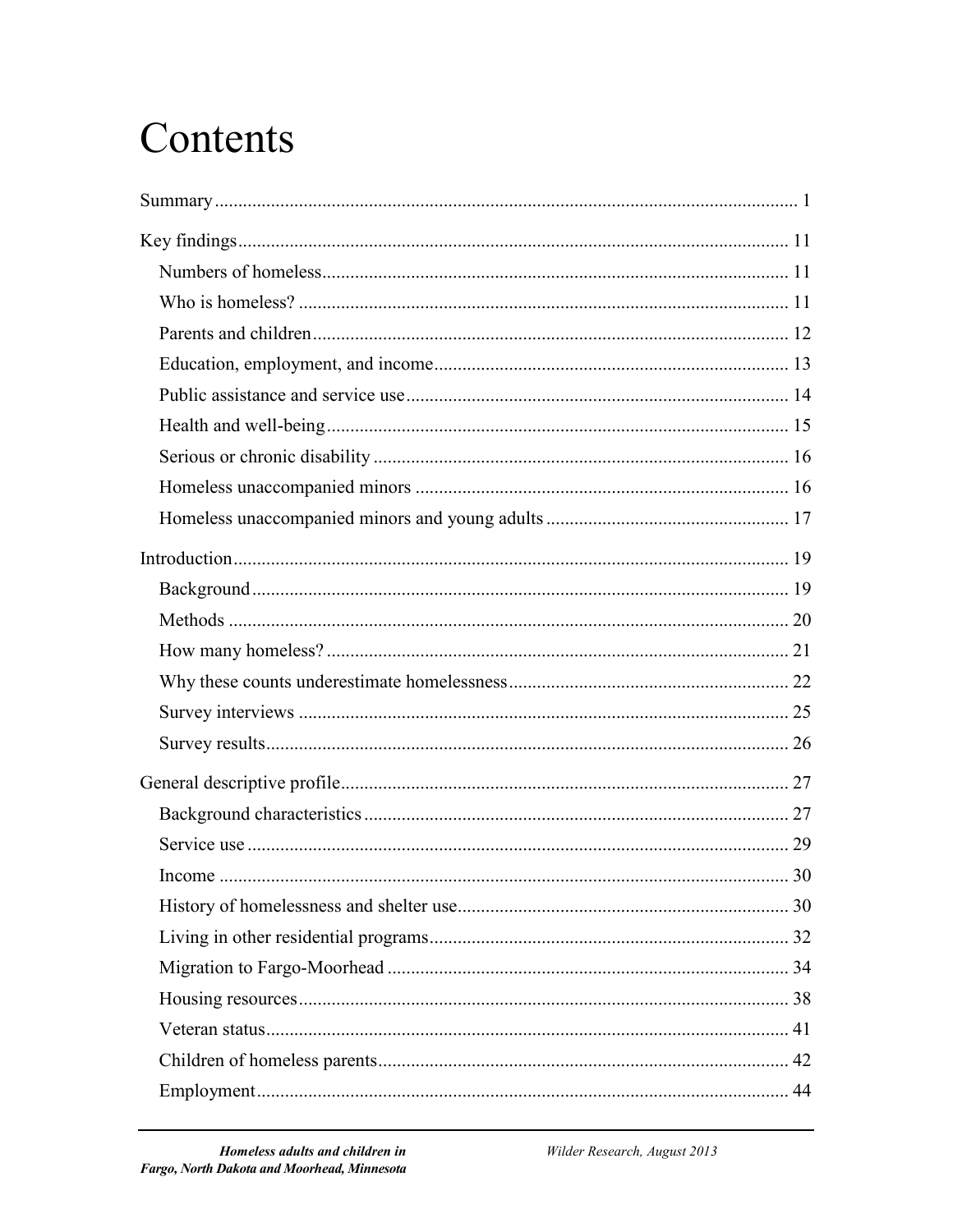# Contents

Summary ........................................................................................................................... 1

Key findings ..................................................................................................................... 11

- Numbers of homeless ................................................................................................... 11
- Who is homeless? ........................................................................................................ 11
- Parents and children ..................................................................................................... 12
- Education, employment, and income ........................................................................... 13
- Public assistance and service use ................................................................................. 14
- Health and well-being .................................................................................................. 15
- Serious or chronic disability ........................................................................................ 16
- Homeless unaccompanied minors ............................................................................... 16
- Homeless unaccompanied minors and young adults .................................................... 17

Introduction ...................................................................................................................... 19

- Background .................................................................................................................. 19
- Methods ....................................................................................................................... 20
- How many homeless? .................................................................................................. 21
- Why these counts underestimate homelessness ............................................................ 22
- Survey interviews ........................................................................................................ 25
- Survey results ............................................................................................................... 26

General descriptive profile ............................................................................................... 27

- Background characteristics .......................................................................................... 27
- Service use ................................................................................................................... 29
- Income ......................................................................................................................... 30
- History of homelessness and shelter use ...................................................................... 30
- Living in other residential programs ............................................................................ 32
- Migration to Fargo-Moorhead ..................................................................................... 34
- Housing resources ........................................................................................................ 38
- Veteran status ............................................................................................................... 41
- Children of homeless parents ....................................................................................... 42
- Employment ................................................................................................................. 44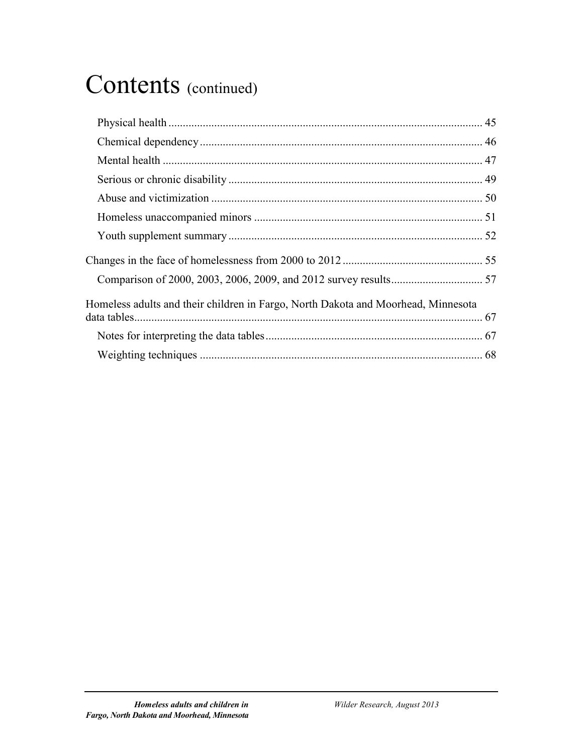# Contents (continued)

- Physical health ... 45
- Chemical dependency ... 46
- Mental health ... 47
- Serious or chronic disability ... 49
- Abuse and victimization ... 50
- Homeless unaccompanied minors ... 51
- Youth supplement summary ... 52

Changes in the face of homelessness from 2000 to 2012 ... 55

- Comparison of 2000, 2003, 2006, 2009, and 2012 survey results ... 57

Homeless adults and their children in Fargo, North Dakota and Moorhead, Minnesota data tables ... 67

- Notes for interpreting the data tables ... 67
- Weighting techniques ... 68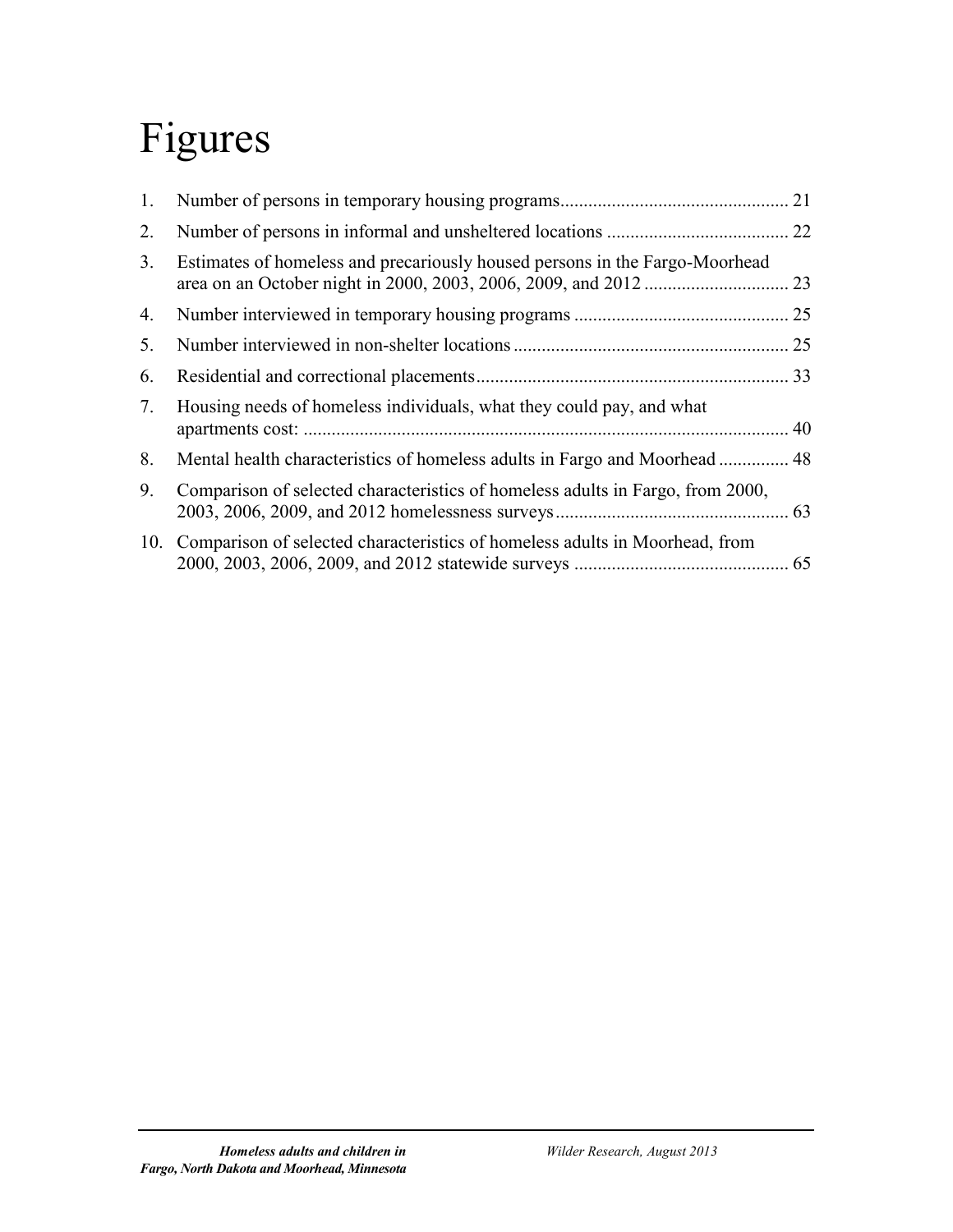# Figures

1. Number of persons in temporary housing programs ................................................ 21
2. Number of persons in informal and unsheltered locations ....................................... 22
3. Estimates of homeless and precariously housed persons in the Fargo-Moorhead area on an October night in 2000, 2003, 2006, 2009, and 2012 ............................... 23
4. Number interviewed in temporary housing programs ............................................. 25
5. Number interviewed in non-shelter locations ........................................................... 25
6. Residential and correctional placements .................................................................. 33
7. Housing needs of homeless individuals, what they could pay, and what apartments cost: ....................................................................................................... 40
8. Mental health characteristics of homeless adults in Fargo and Moorhead ............... 48
9. Comparison of selected characteristics of homeless adults in Fargo, from 2000, 2003, 2006, 2009, and 2012 homelessness surveys .................................................. 63
10. Comparison of selected characteristics of homeless adults in Moorhead, from 2000, 2003, 2006, 2009, and 2012 statewide surveys .............................................. 65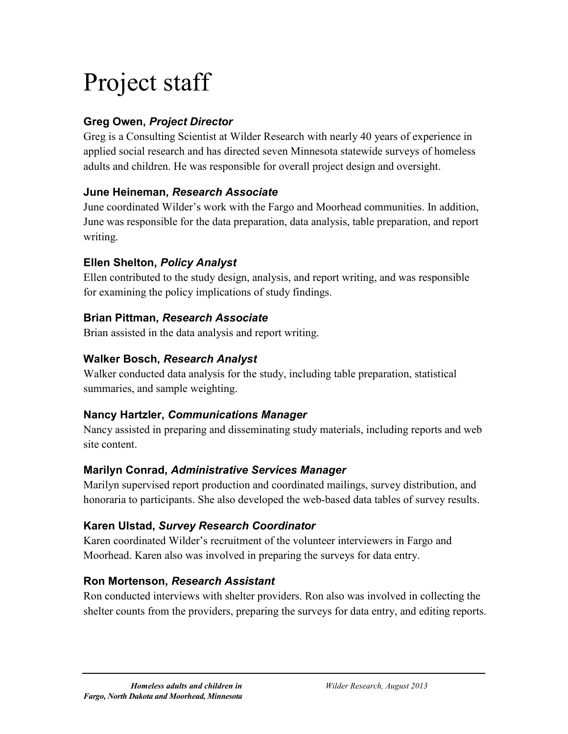# Project staff

### **Greg Owen, *Project Director***

Greg is a Consulting Scientist at Wilder Research with nearly 40 years of experience in applied social research and has directed seven Minnesota statewide surveys of homeless adults and children. He was responsible for overall project design and oversight.

### **June Heineman, *Research Associate***

June coordinated Wilder's work with the Fargo and Moorhead communities. In addition, June was responsible for the data preparation, data analysis, table preparation, and report writing.

### **Ellen Shelton, *Policy Analyst***

Ellen contributed to the study design, analysis, and report writing, and was responsible for examining the policy implications of study findings.

### **Brian Pittman, *Research Associate***

Brian assisted in the data analysis and report writing.

### **Walker Bosch, *Research Analyst***

Walker conducted data analysis for the study, including table preparation, statistical summaries, and sample weighting.

### **Nancy Hartzler, *Communications Manager***

Nancy assisted in preparing and disseminating study materials, including reports and web site content.

### **Marilyn Conrad, *Administrative Services Manager***

Marilyn supervised report production and coordinated mailings, survey distribution, and honoraria to participants. She also developed the web-based data tables of survey results.

### **Karen Ulstad, *Survey Research Coordinator***

Karen coordinated Wilder's recruitment of the volunteer interviewers in Fargo and Moorhead. Karen also was involved in preparing the surveys for data entry.

### **Ron Mortenson, *Research Assistant***

Ron conducted interviews with shelter providers. Ron also was involved in collecting the shelter counts from the providers, preparing the surveys for data entry, and editing reports.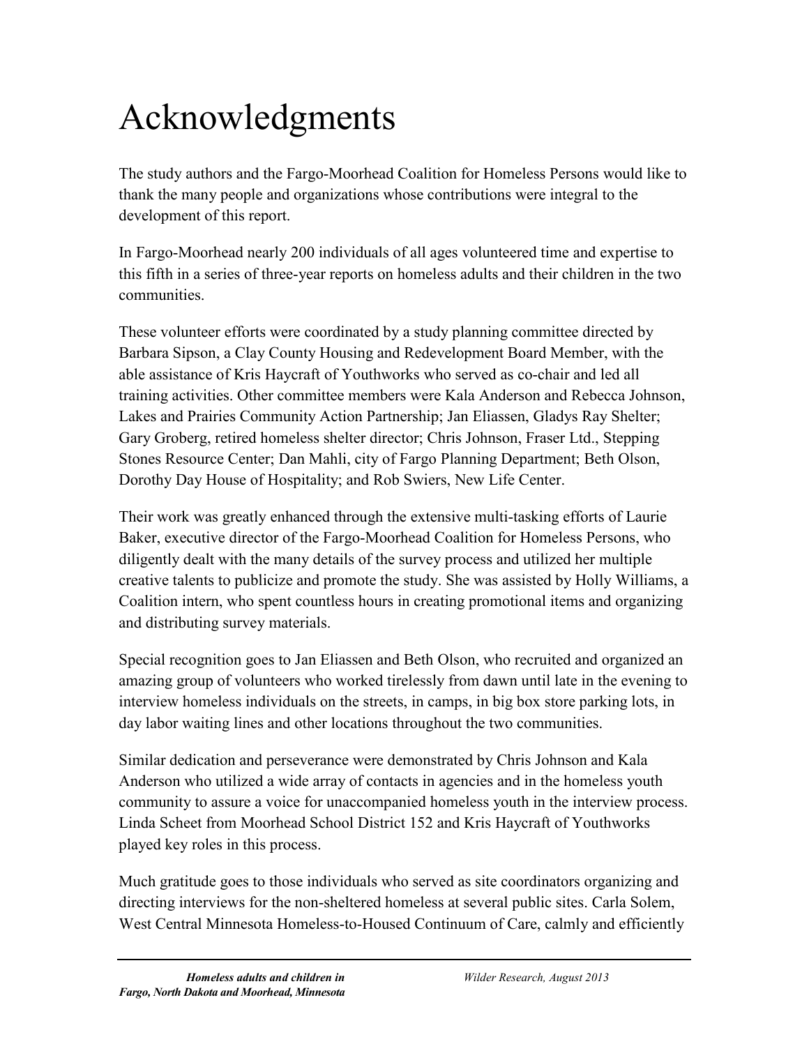# Acknowledgments

The study authors and the Fargo-Moorhead Coalition for Homeless Persons would like to thank the many people and organizations whose contributions were integral to the development of this report.

In Fargo-Moorhead nearly 200 individuals of all ages volunteered time and expertise to this fifth in a series of three-year reports on homeless adults and their children in the two communities.

These volunteer efforts were coordinated by a study planning committee directed by Barbara Sipson, a Clay County Housing and Redevelopment Board Member, with the able assistance of Kris Haycraft of Youthworks who served as co-chair and led all training activities. Other committee members were Kala Anderson and Rebecca Johnson, Lakes and Prairies Community Action Partnership; Jan Eliassen, Gladys Ray Shelter; Gary Groberg, retired homeless shelter director; Chris Johnson, Fraser Ltd., Stepping Stones Resource Center; Dan Mahli, city of Fargo Planning Department; Beth Olson, Dorothy Day House of Hospitality; and Rob Swiers, New Life Center.

Their work was greatly enhanced through the extensive multi-tasking efforts of Laurie Baker, executive director of the Fargo-Moorhead Coalition for Homeless Persons, who diligently dealt with the many details of the survey process and utilized her multiple creative talents to publicize and promote the study. She was assisted by Holly Williams, a Coalition intern, who spent countless hours in creating promotional items and organizing and distributing survey materials.

Special recognition goes to Jan Eliassen and Beth Olson, who recruited and organized an amazing group of volunteers who worked tirelessly from dawn until late in the evening to interview homeless individuals on the streets, in camps, in big box store parking lots, in day labor waiting lines and other locations throughout the two communities.

Similar dedication and perseverance were demonstrated by Chris Johnson and Kala Anderson who utilized a wide array of contacts in agencies and in the homeless youth community to assure a voice for unaccompanied homeless youth in the interview process. Linda Scheet from Moorhead School District 152 and Kris Haycraft of Youthworks played key roles in this process.

Much gratitude goes to those individuals who served as site coordinators organizing and directing interviews for the non-sheltered homeless at several public sites. Carla Solem, West Central Minnesota Homeless-to-Housed Continuum of Care, calmly and efficiently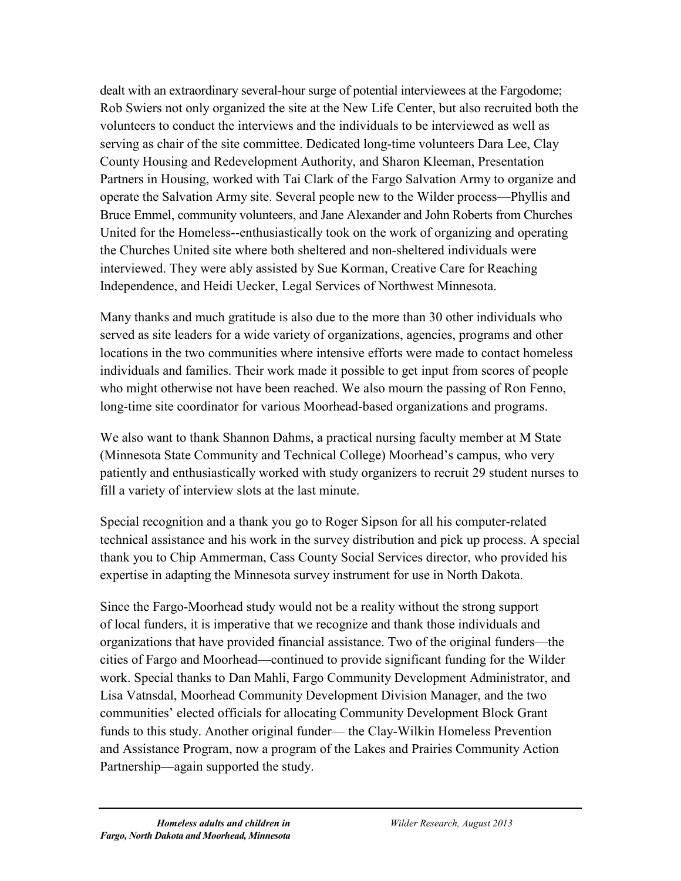dealt with an extraordinary several-hour surge of potential interviewees at the Fargodome; Rob Swiers not only organized the site at the New Life Center, but also recruited both the volunteers to conduct the interviews and the individuals to be interviewed as well as serving as chair of the site committee. Dedicated long-time volunteers Dara Lee, Clay County Housing and Redevelopment Authority, and Sharon Kleeman, Presentation Partners in Housing, worked with Tai Clark of the Fargo Salvation Army to organize and operate the Salvation Army site. Several people new to the Wilder process—Phyllis and Bruce Emmel, community volunteers, and Jane Alexander and John Roberts from Churches United for the Homeless--enthusiastically took on the work of organizing and operating the Churches United site where both sheltered and non-sheltered individuals were interviewed. They were ably assisted by Sue Korman, Creative Care for Reaching Independence, and Heidi Uecker, Legal Services of Northwest Minnesota.

Many thanks and much gratitude is also due to the more than 30 other individuals who served as site leaders for a wide variety of organizations, agencies, programs and other locations in the two communities where intensive efforts were made to contact homeless individuals and families. Their work made it possible to get input from scores of people who might otherwise not have been reached. We also mourn the passing of Ron Fenno, long-time site coordinator for various Moorhead-based organizations and programs.

We also want to thank Shannon Dahms, a practical nursing faculty member at M State (Minnesota State Community and Technical College) Moorhead's campus, who very patiently and enthusiastically worked with study organizers to recruit 29 student nurses to fill a variety of interview slots at the last minute.

Special recognition and a thank you go to Roger Sipson for all his computer-related technical assistance and his work in the survey distribution and pick up process. A special thank you to Chip Ammerman, Cass County Social Services director, who provided his expertise in adapting the Minnesota survey instrument for use in North Dakota.

Since the Fargo-Moorhead study would not be a reality without the strong support of local funders, it is imperative that we recognize and thank those individuals and organizations that have provided financial assistance. Two of the original funders—the cities of Fargo and Moorhead—continued to provide significant funding for the Wilder work. Special thanks to Dan Mahli, Fargo Community Development Administrator, and Lisa Vatnsdal, Moorhead Community Development Division Manager, and the two communities' elected officials for allocating Community Development Block Grant funds to this study. Another original funder— the Clay-Wilkin Homeless Prevention and Assistance Program, now a program of the Lakes and Prairies Community Action Partnership—again supported the study.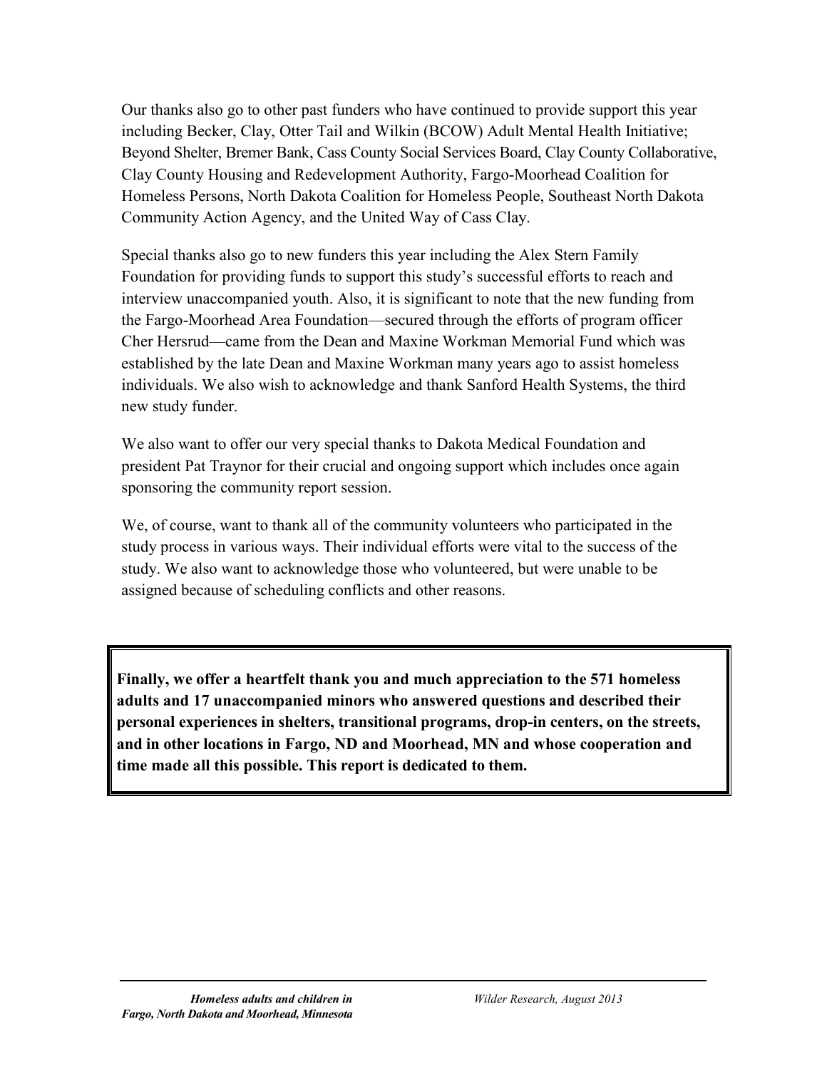Our thanks also go to other past funders who have continued to provide support this year including Becker, Clay, Otter Tail and Wilkin (BCOW) Adult Mental Health Initiative; Beyond Shelter, Bremer Bank, Cass County Social Services Board, Clay County Collaborative, Clay County Housing and Redevelopment Authority, Fargo-Moorhead Coalition for Homeless Persons, North Dakota Coalition for Homeless People, Southeast North Dakota Community Action Agency, and the United Way of Cass Clay.

Special thanks also go to new funders this year including the Alex Stern Family Foundation for providing funds to support this study's successful efforts to reach and interview unaccompanied youth. Also, it is significant to note that the new funding from the Fargo-Moorhead Area Foundation—secured through the efforts of program officer Cher Hersrud—came from the Dean and Maxine Workman Memorial Fund which was established by the late Dean and Maxine Workman many years ago to assist homeless individuals. We also wish to acknowledge and thank Sanford Health Systems, the third new study funder.

We also want to offer our very special thanks to Dakota Medical Foundation and president Pat Traynor for their crucial and ongoing support which includes once again sponsoring the community report session.

We, of course, want to thank all of the community volunteers who participated in the study process in various ways. Their individual efforts were vital to the success of the study. We also want to acknowledge those who volunteered, but were unable to be assigned because of scheduling conflicts and other reasons.

**Finally, we offer a heartfelt thank you and much appreciation to the 571 homeless adults and 17 unaccompanied minors who answered questions and described their personal experiences in shelters, transitional programs, drop-in centers, on the streets, and in other locations in Fargo, ND and Moorhead, MN and whose cooperation and time made all this possible. This report is dedicated to them.**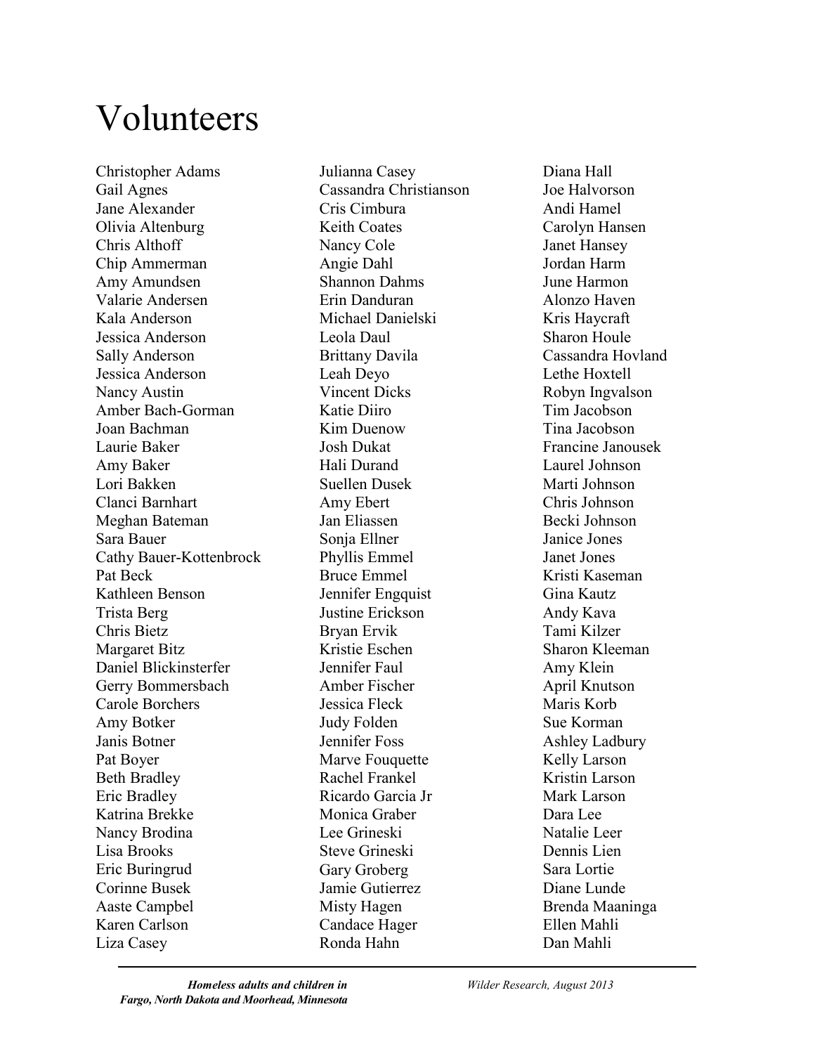# Volunteers

Christopher Adams
Gail Agnes
Jane Alexander
Olivia Altenburg
Chris Althoff
Chip Ammerman
Amy Amundsen
Valarie Andersen
Kala Anderson
Jessica Anderson
Sally Anderson
Jessica Anderson
Nancy Austin
Amber Bach-Gorman
Joan Bachman
Laurie Baker
Amy Baker
Lori Bakken
Clanci Barnhart
Meghan Bateman
Sara Bauer
Cathy Bauer-Kottenbrock
Pat Beck
Kathleen Benson
Trista Berg
Chris Bietz
Margaret Bitz
Daniel Blickinsterfer
Gerry Bommersbach
Carole Borchers
Amy Botker
Janis Botner
Pat Boyer
Beth Bradley
Eric Bradley
Katrina Brekke
Nancy Brodina
Lisa Brooks
Eric Buringrud
Corinne Busek
Aaste Campbel
Karen Carlson
Liza Casey
Julianna Casey
Cassandra Christianson
Cris Cimbura
Keith Coates
Nancy Cole
Angie Dahl
Shannon Dahms
Erin Danduran
Michael Danielski
Leola Daul
Brittany Davila
Leah Deyo
Vincent Dicks
Katie Diiro
Kim Duenow
Josh Dukat
Hali Durand
Suellen Dusek
Amy Ebert
Jan Eliassen
Sonja Ellner
Phyllis Emmel
Bruce Emmel
Jennifer Engquist
Justine Erickson
Bryan Ervik
Kristie Eschen
Jennifer Faul
Amber Fischer
Jessica Fleck
Judy Folden
Jennifer Foss
Marve Fouquette
Rachel Frankel
Ricardo Garcia Jr
Monica Graber
Lee Grineski
Steve Grineski
Gary Groberg
Jamie Gutierrez
Misty Hagen
Candace Hager
Ronda Hahn
Diana Hall
Joe Halvorson
Andi Hamel
Carolyn Hansen
Janet Hansey
Jordan Harm
June Harmon
Alonzo Haven
Kris Haycraft
Sharon Houle
Cassandra Hovland
Lethe Hoxtell
Robyn Ingvalson
Tim Jacobson
Tina Jacobson
Francine Janousek
Laurel Johnson
Marti Johnson
Chris Johnson
Becki Johnson
Janice Jones
Janet Jones
Kristi Kaseman
Gina Kautz
Andy Kava
Tami Kilzer
Sharon Kleeman
Amy Klein
April Knutson
Maris Korb
Sue Korman
Ashley Ladbury
Kelly Larson
Kristin Larson
Mark Larson
Dara Lee
Natalie Leer
Dennis Lien
Sara Lortie
Diane Lunde
Brenda Maaninga
Ellen Mahli
Dan Mahli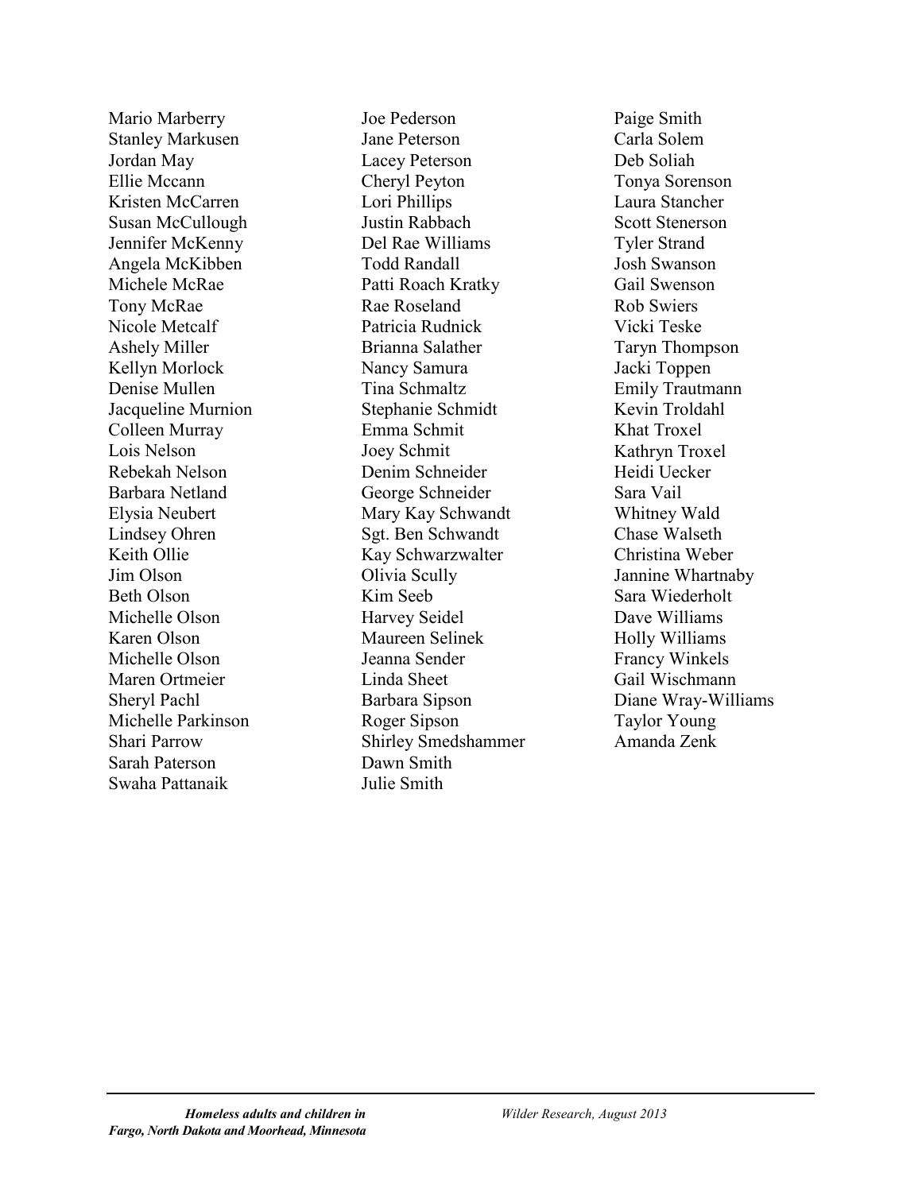Mario Marberry
Stanley Markusen
Jordan May
Ellie Mccann
Kristen McCarren
Susan McCullough
Jennifer McKenny
Angela McKibben
Michele McRae
Tony McRae
Nicole Metcalf
Ashely Miller
Kellyn Morlock
Denise Mullen
Jacqueline Murnion
Colleen Murray
Lois Nelson
Rebekah Nelson
Barbara Netland
Elysia Neubert
Lindsey Ohren
Keith Ollie
Jim Olson
Beth Olson
Michelle Olson
Karen Olson
Michelle Olson
Maren Ortmeier
Sheryl Pachl
Michelle Parkinson
Shari Parrow
Sarah Paterson
Swaha Pattanaik
Joe Pederson
Jane Peterson
Lacey Peterson
Cheryl Peyton
Lori Phillips
Justin Rabbach
Del Rae Williams
Todd Randall
Patti Roach Kratky
Rae Roseland
Patricia Rudnick
Brianna Salather
Nancy Samura
Tina Schmaltz
Stephanie Schmidt
Emma Schmit
Joey Schmit
Denim Schneider
George Schneider
Mary Kay Schwandt
Sgt. Ben Schwandt
Kay Schwarzwalter
Olivia Scully
Kim Seeb
Harvey Seidel
Maureen Selinek
Jeanna Sender
Linda Sheet
Barbara Sipson
Roger Sipson
Shirley Smedshammer
Dawn Smith
Julie Smith
Paige Smith
Carla Solem
Deb Soliah
Tonya Sorenson
Laura Stancher
Scott Stenerson
Tyler Strand
Josh Swanson
Gail Swenson
Rob Swiers
Vicki Teske
Taryn Thompson
Jacki Toppen
Emily Trautmann
Kevin Troldahl
Khat Troxel
Kathryn Troxel
Heidi Uecker
Sara Vail
Whitney Wald
Chase Walseth
Christina Weber
Jannine Whartnaby
Sara Wiederholt
Dave Williams
Holly Williams
Francy Winkels
Gail Wischmann
Diane Wray-Williams
Taylor Young
Amanda Zenk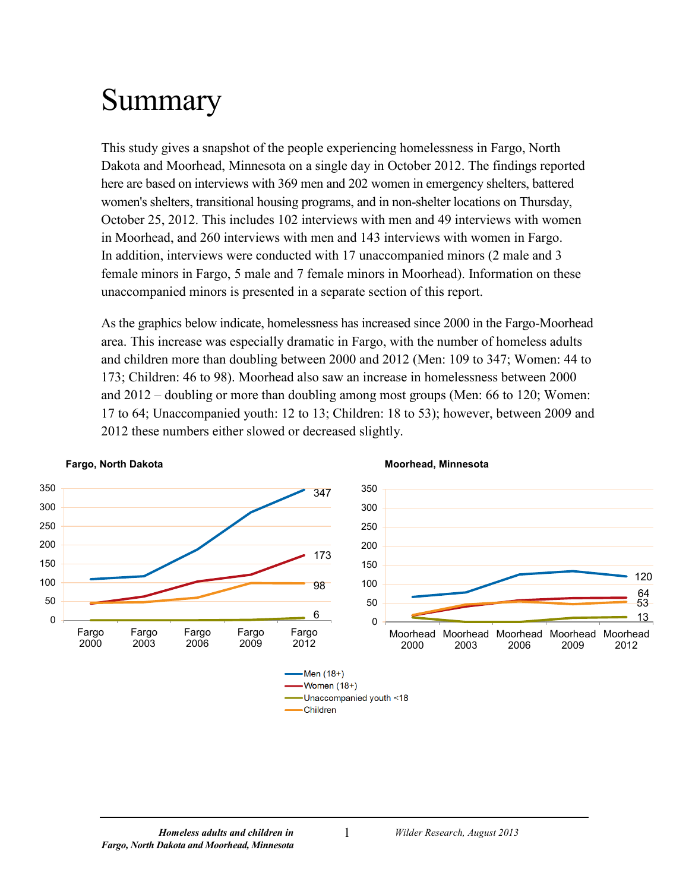# Summary

This study gives a snapshot of the people experiencing homelessness in Fargo, North Dakota and Moorhead, Minnesota on a single day in October 2012. The findings reported here are based on interviews with 369 men and 202 women in emergency shelters, battered women's shelters, transitional housing programs, and in non-shelter locations on Thursday, October 25, 2012. This includes 102 interviews with men and 49 interviews with women in Moorhead, and 260 interviews with men and 143 interviews with women in Fargo. In addition, interviews were conducted with 17 unaccompanied minors (2 male and 3 female minors in Fargo, 5 male and 7 female minors in Moorhead). Information on these unaccompanied minors is presented in a separate section of this report.

As the graphics below indicate, homelessness has increased since 2000 in the Fargo-Moorhead area. This increase was especially dramatic in Fargo, with the number of homeless adults and children more than doubling between 2000 and 2012 (Men: 109 to 347; Women: 44 to 173; Children: 46 to 98). Moorhead also saw an increase in homelessness between 2000 and 2012 – doubling or more than doubling among most groups (Men: 66 to 120; Women: 17 to 64; Unaccompanied youth: 12 to 13; Children: 18 to 53); however, between 2009 and 2012 these numbers either slowed or decreased slightly.

**Fargo, North Dakota**

| | Fargo 2000 | Fargo 2003 | Fargo 2006 | Fargo 2009 | Fargo 2012 |
|---|---|---|---|---|---|
| Men (18+) | 109 | | | | 347 |
| Women (18+) | 44 | | | | 173 |
| Unaccompanied youth <18 | | | | | 6 |
| Children | 46 | | | | 98 |

**Moorhead, Minnesota**

| | Moorhead 2000 | Moorhead 2003 | Moorhead 2006 | Moorhead 2009 | Moorhead 2012 |
|---|---|---|---|---|---|
| Men (18+) | 66 | | | | 120 |
| Women (18+) | 17 | | | | 64 |
| Unaccompanied youth <18 | 12 | | | | 13 |
| Children | 18 | | | | 53 |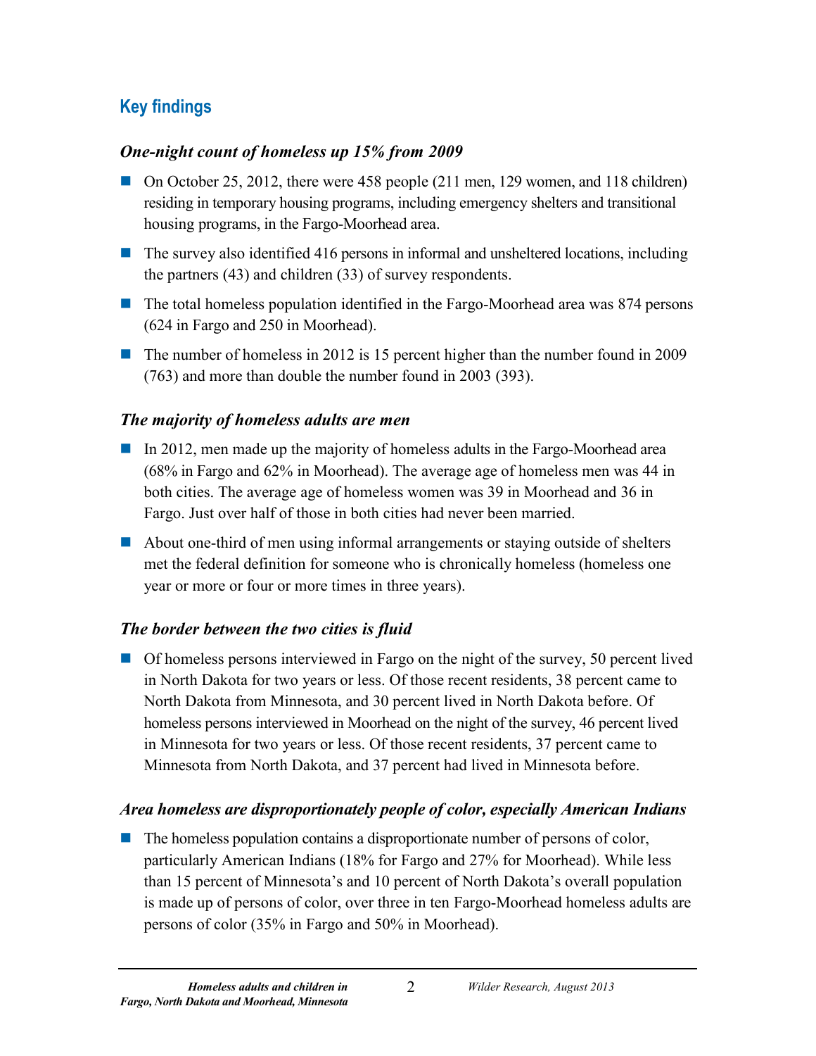## Key findings

### *One-night count of homeless up 15% from 2009*

- On October 25, 2012, there were 458 people (211 men, 129 women, and 118 children) residing in temporary housing programs, including emergency shelters and transitional housing programs, in the Fargo-Moorhead area.
- The survey also identified 416 persons in informal and unsheltered locations, including the partners (43) and children (33) of survey respondents.
- The total homeless population identified in the Fargo-Moorhead area was 874 persons (624 in Fargo and 250 in Moorhead).
- The number of homeless in 2012 is 15 percent higher than the number found in 2009 (763) and more than double the number found in 2003 (393).

### *The majority of homeless adults are men*

- In 2012, men made up the majority of homeless adults in the Fargo-Moorhead area (68% in Fargo and 62% in Moorhead). The average age of homeless men was 44 in both cities. The average age of homeless women was 39 in Moorhead and 36 in Fargo. Just over half of those in both cities had never been married.
- About one-third of men using informal arrangements or staying outside of shelters met the federal definition for someone who is chronically homeless (homeless one year or more or four or more times in three years).

### *The border between the two cities is fluid*

- Of homeless persons interviewed in Fargo on the night of the survey, 50 percent lived in North Dakota for two years or less. Of those recent residents, 38 percent came to North Dakota from Minnesota, and 30 percent lived in North Dakota before. Of homeless persons interviewed in Moorhead on the night of the survey, 46 percent lived in Minnesota for two years or less. Of those recent residents, 37 percent came to Minnesota from North Dakota, and 37 percent had lived in Minnesota before.

### *Area homeless are disproportionately people of color, especially American Indians*

- The homeless population contains a disproportionate number of persons of color, particularly American Indians (18% for Fargo and 27% for Moorhead). While less than 15 percent of Minnesota's and 10 percent of North Dakota's overall population is made up of persons of color, over three in ten Fargo-Moorhead homeless adults are persons of color (35% in Fargo and 50% in Moorhead).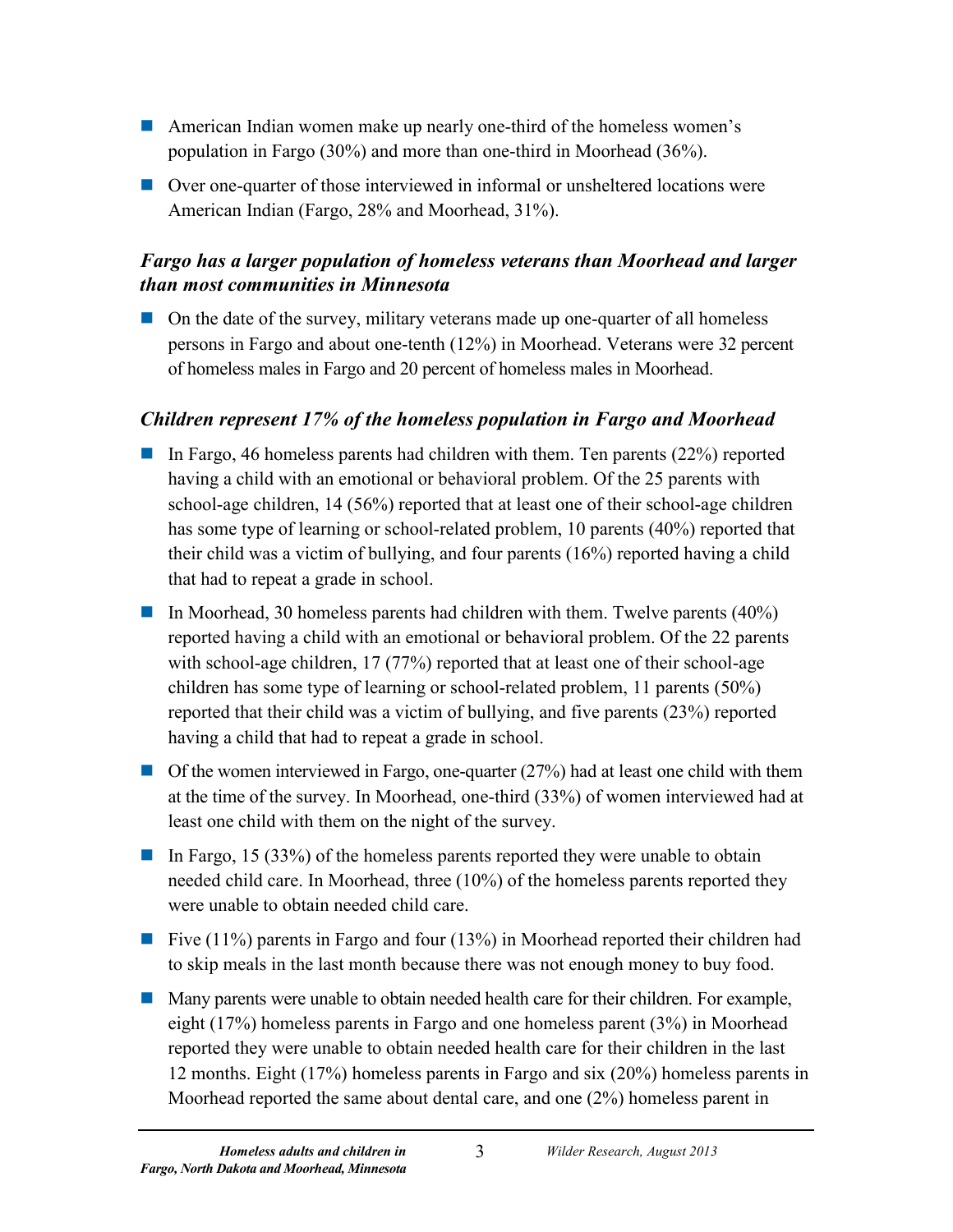- American Indian women make up nearly one-third of the homeless women's population in Fargo (30%) and more than one-third in Moorhead (36%).
- Over one-quarter of those interviewed in informal or unsheltered locations were American Indian (Fargo, 28% and Moorhead, 31%).

### *Fargo has a larger population of homeless veterans than Moorhead and larger than most communities in Minnesota*

- On the date of the survey, military veterans made up one-quarter of all homeless persons in Fargo and about one-tenth (12%) in Moorhead. Veterans were 32 percent of homeless males in Fargo and 20 percent of homeless males in Moorhead.

### *Children represent 17% of the homeless population in Fargo and Moorhead*

- In Fargo, 46 homeless parents had children with them. Ten parents (22%) reported having a child with an emotional or behavioral problem. Of the 25 parents with school-age children, 14 (56%) reported that at least one of their school-age children has some type of learning or school-related problem, 10 parents (40%) reported that their child was a victim of bullying, and four parents (16%) reported having a child that had to repeat a grade in school.
- In Moorhead, 30 homeless parents had children with them. Twelve parents (40%) reported having a child with an emotional or behavioral problem. Of the 22 parents with school-age children, 17 (77%) reported that at least one of their school-age children has some type of learning or school-related problem, 11 parents (50%) reported that their child was a victim of bullying, and five parents (23%) reported having a child that had to repeat a grade in school.
- Of the women interviewed in Fargo, one-quarter (27%) had at least one child with them at the time of the survey. In Moorhead, one-third (33%) of women interviewed had at least one child with them on the night of the survey.
- In Fargo, 15 (33%) of the homeless parents reported they were unable to obtain needed child care. In Moorhead, three (10%) of the homeless parents reported they were unable to obtain needed child care.
- Five (11%) parents in Fargo and four (13%) in Moorhead reported their children had to skip meals in the last month because there was not enough money to buy food.
- Many parents were unable to obtain needed health care for their children. For example, eight (17%) homeless parents in Fargo and one homeless parent (3%) in Moorhead reported they were unable to obtain needed health care for their children in the last 12 months. Eight (17%) homeless parents in Fargo and six (20%) homeless parents in Moorhead reported the same about dental care, and one (2%) homeless parent in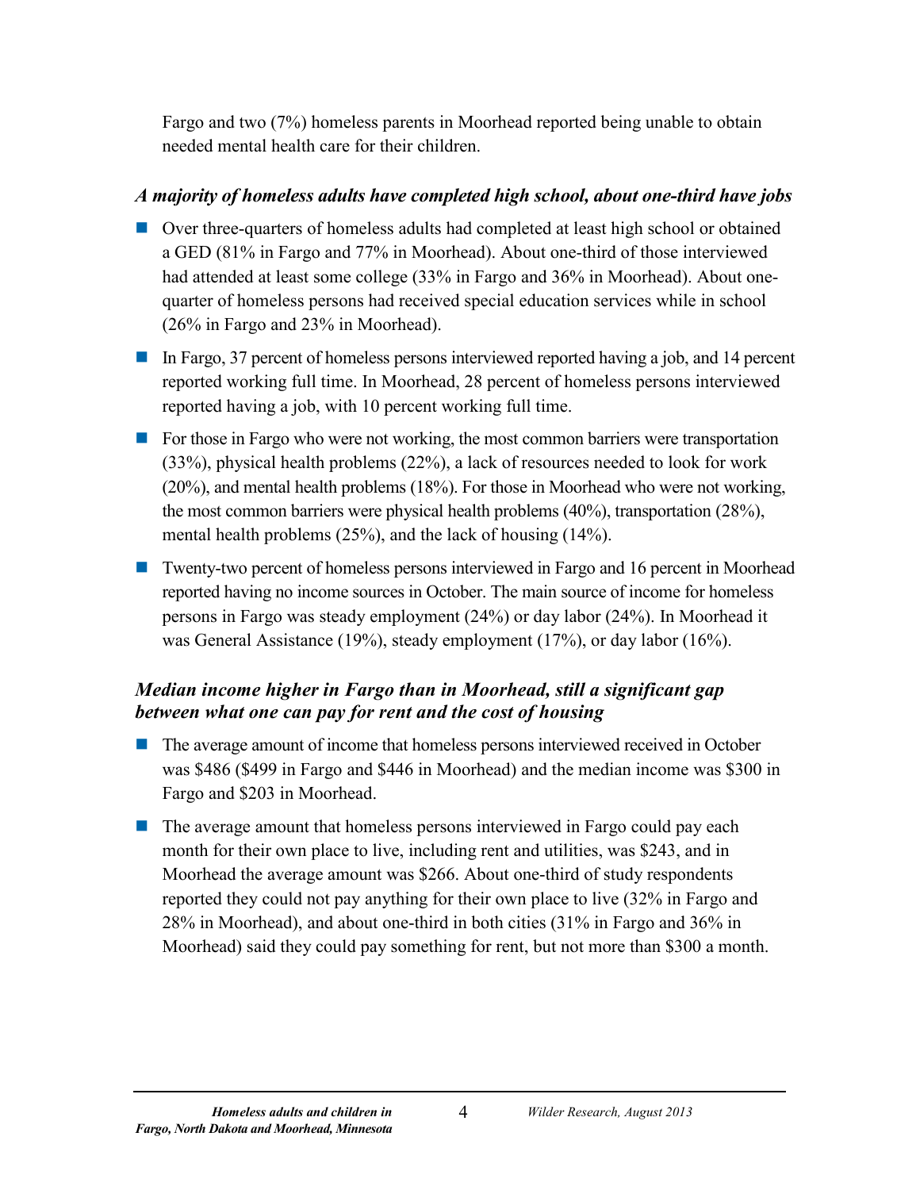Fargo and two (7%) homeless parents in Moorhead reported being unable to obtain needed mental health care for their children.

### *A majority of homeless adults have completed high school, about one-third have jobs*

- Over three-quarters of homeless adults had completed at least high school or obtained a GED (81% in Fargo and 77% in Moorhead). About one-third of those interviewed had attended at least some college (33% in Fargo and 36% in Moorhead). About one-quarter of homeless persons had received special education services while in school (26% in Fargo and 23% in Moorhead).
- In Fargo, 37 percent of homeless persons interviewed reported having a job, and 14 percent reported working full time. In Moorhead, 28 percent of homeless persons interviewed reported having a job, with 10 percent working full time.
- For those in Fargo who were not working, the most common barriers were transportation (33%), physical health problems (22%), a lack of resources needed to look for work (20%), and mental health problems (18%). For those in Moorhead who were not working, the most common barriers were physical health problems (40%), transportation (28%), mental health problems (25%), and the lack of housing (14%).
- Twenty-two percent of homeless persons interviewed in Fargo and 16 percent in Moorhead reported having no income sources in October. The main source of income for homeless persons in Fargo was steady employment (24%) or day labor (24%). In Moorhead it was General Assistance (19%), steady employment (17%), or day labor (16%).

### *Median income higher in Fargo than in Moorhead, still a significant gap between what one can pay for rent and the cost of housing*

- The average amount of income that homeless persons interviewed received in October was $486 ($499 in Fargo and $446 in Moorhead) and the median income was $300 in Fargo and $203 in Moorhead.
- The average amount that homeless persons interviewed in Fargo could pay each month for their own place to live, including rent and utilities, was $243, and in Moorhead the average amount was $266. About one-third of study respondents reported they could not pay anything for their own place to live (32% in Fargo and 28% in Moorhead), and about one-third in both cities (31% in Fargo and 36% in Moorhead) said they could pay something for rent, but not more than $300 a month.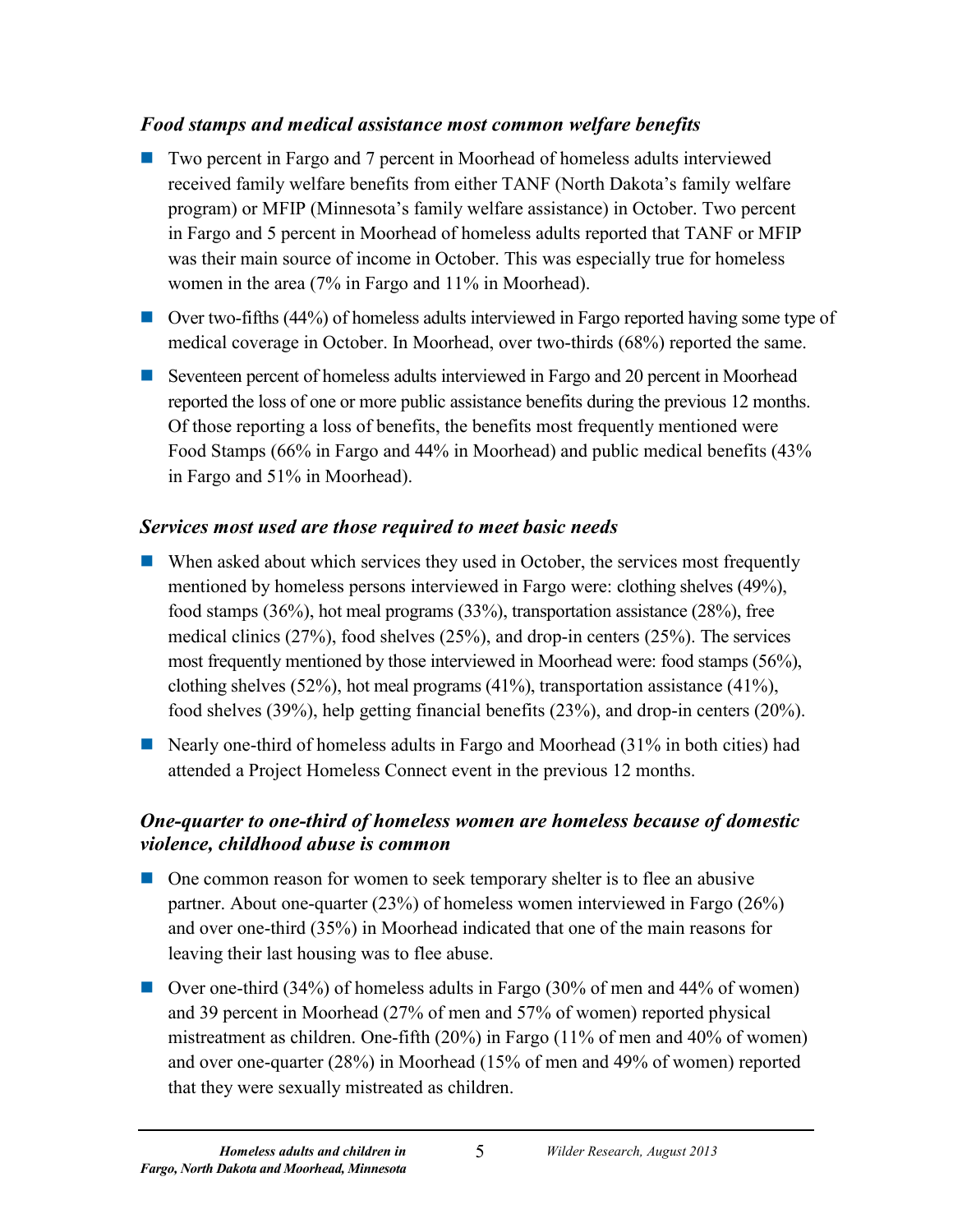### *Food stamps and medical assistance most common welfare benefits*

- Two percent in Fargo and 7 percent in Moorhead of homeless adults interviewed received family welfare benefits from either TANF (North Dakota's family welfare program) or MFIP (Minnesota's family welfare assistance) in October. Two percent in Fargo and 5 percent in Moorhead of homeless adults reported that TANF or MFIP was their main source of income in October. This was especially true for homeless women in the area (7% in Fargo and 11% in Moorhead).
- Over two-fifths (44%) of homeless adults interviewed in Fargo reported having some type of medical coverage in October. In Moorhead, over two-thirds (68%) reported the same.
- Seventeen percent of homeless adults interviewed in Fargo and 20 percent in Moorhead reported the loss of one or more public assistance benefits during the previous 12 months. Of those reporting a loss of benefits, the benefits most frequently mentioned were Food Stamps (66% in Fargo and 44% in Moorhead) and public medical benefits (43% in Fargo and 51% in Moorhead).

### *Services most used are those required to meet basic needs*

- When asked about which services they used in October, the services most frequently mentioned by homeless persons interviewed in Fargo were: clothing shelves (49%), food stamps (36%), hot meal programs (33%), transportation assistance (28%), free medical clinics (27%), food shelves (25%), and drop-in centers (25%). The services most frequently mentioned by those interviewed in Moorhead were: food stamps (56%), clothing shelves (52%), hot meal programs (41%), transportation assistance (41%), food shelves (39%), help getting financial benefits (23%), and drop-in centers (20%).
- Nearly one-third of homeless adults in Fargo and Moorhead (31% in both cities) had attended a Project Homeless Connect event in the previous 12 months.

### *One-quarter to one-third of homeless women are homeless because of domestic violence, childhood abuse is common*

- One common reason for women to seek temporary shelter is to flee an abusive partner. About one-quarter (23%) of homeless women interviewed in Fargo (26%) and over one-third (35%) in Moorhead indicated that one of the main reasons for leaving their last housing was to flee abuse.
- Over one-third (34%) of homeless adults in Fargo (30% of men and 44% of women) and 39 percent in Moorhead (27% of men and 57% of women) reported physical mistreatment as children. One-fifth (20%) in Fargo (11% of men and 40% of women) and over one-quarter (28%) in Moorhead (15% of men and 49% of women) reported that they were sexually mistreated as children.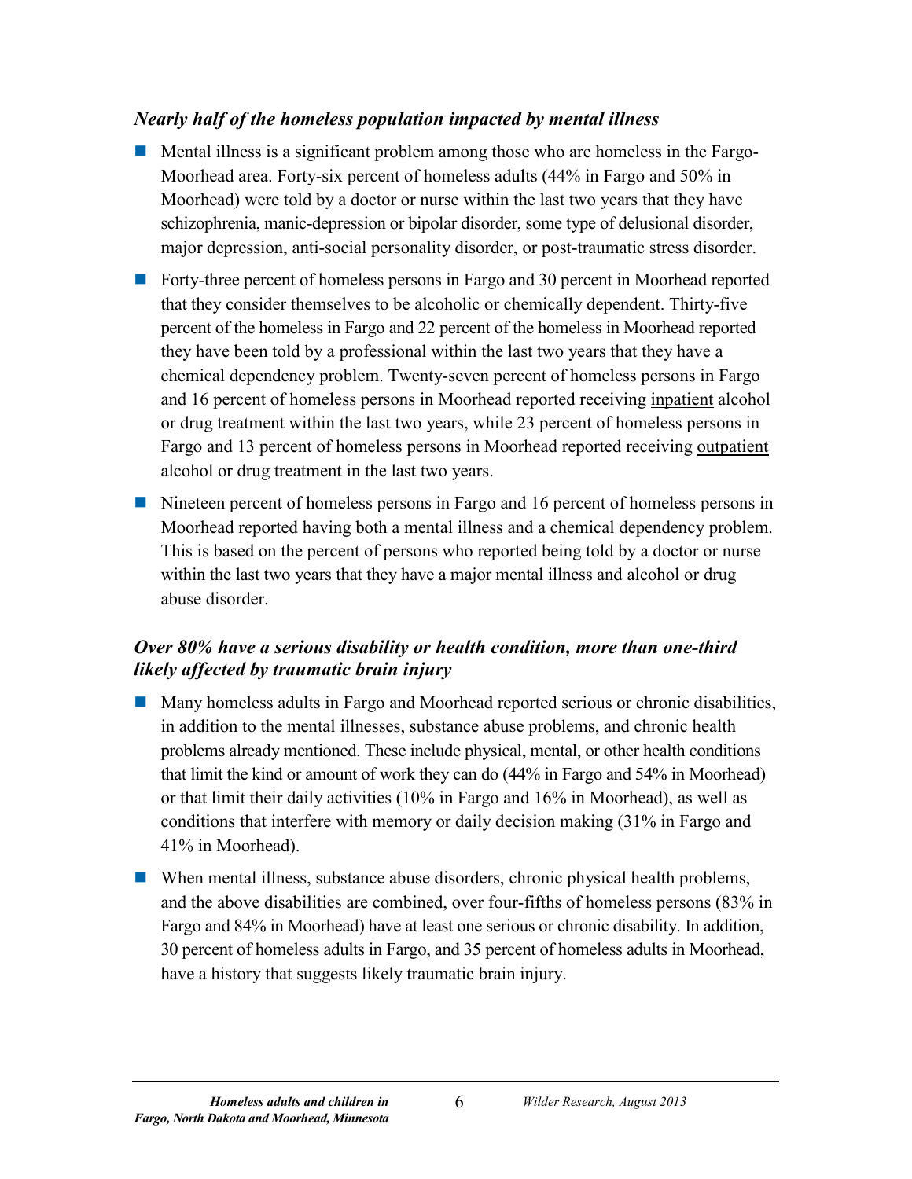### *Nearly half of the homeless population impacted by mental illness*

- Mental illness is a significant problem among those who are homeless in the Fargo-Moorhead area. Forty-six percent of homeless adults (44% in Fargo and 50% in Moorhead) were told by a doctor or nurse within the last two years that they have schizophrenia, manic-depression or bipolar disorder, some type of delusional disorder, major depression, anti-social personality disorder, or post-traumatic stress disorder.
- Forty-three percent of homeless persons in Fargo and 30 percent in Moorhead reported that they consider themselves to be alcoholic or chemically dependent. Thirty-five percent of the homeless in Fargo and 22 percent of the homeless in Moorhead reported they have been told by a professional within the last two years that they have a chemical dependency problem. Twenty-seven percent of homeless persons in Fargo and 16 percent of homeless persons in Moorhead reported receiving <u>inpatient</u> alcohol or drug treatment within the last two years, while 23 percent of homeless persons in Fargo and 13 percent of homeless persons in Moorhead reported receiving <u>outpatient</u> alcohol or drug treatment in the last two years.
- Nineteen percent of homeless persons in Fargo and 16 percent of homeless persons in Moorhead reported having both a mental illness and a chemical dependency problem. This is based on the percent of persons who reported being told by a doctor or nurse within the last two years that they have a major mental illness and alcohol or drug abuse disorder.

### *Over 80% have a serious disability or health condition, more than one-third likely affected by traumatic brain injury*

- Many homeless adults in Fargo and Moorhead reported serious or chronic disabilities, in addition to the mental illnesses, substance abuse problems, and chronic health problems already mentioned. These include physical, mental, or other health conditions that limit the kind or amount of work they can do (44% in Fargo and 54% in Moorhead) or that limit their daily activities (10% in Fargo and 16% in Moorhead), as well as conditions that interfere with memory or daily decision making (31% in Fargo and 41% in Moorhead).
- When mental illness, substance abuse disorders, chronic physical health problems, and the above disabilities are combined, over four-fifths of homeless persons (83% in Fargo and 84% in Moorhead) have at least one serious or chronic disability. In addition, 30 percent of homeless adults in Fargo, and 35 percent of homeless adults in Moorhead, have a history that suggests likely traumatic brain injury.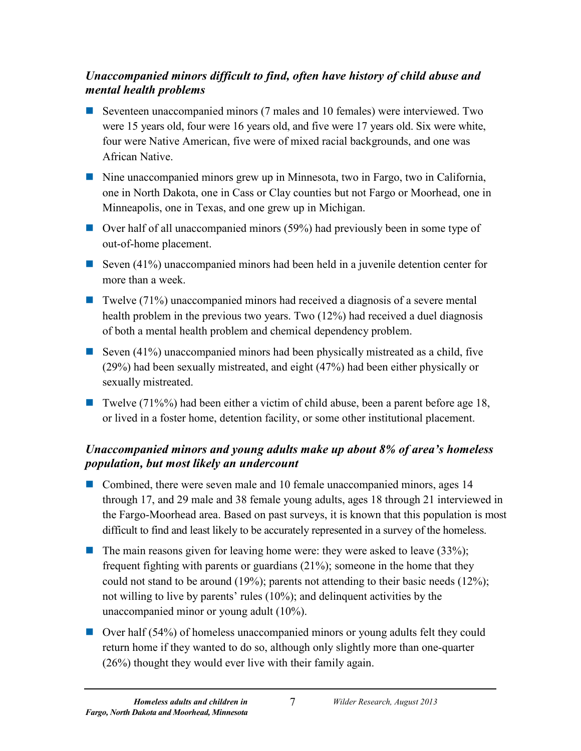### *Unaccompanied minors difficult to find, often have history of child abuse and mental health problems*

- Seventeen unaccompanied minors (7 males and 10 females) were interviewed. Two were 15 years old, four were 16 years old, and five were 17 years old. Six were white, four were Native American, five were of mixed racial backgrounds, and one was African Native.
- Nine unaccompanied minors grew up in Minnesota, two in Fargo, two in California, one in North Dakota, one in Cass or Clay counties but not Fargo or Moorhead, one in Minneapolis, one in Texas, and one grew up in Michigan.
- Over half of all unaccompanied minors (59%) had previously been in some type of out-of-home placement.
- Seven (41%) unaccompanied minors had been held in a juvenile detention center for more than a week.
- Twelve (71%) unaccompanied minors had received a diagnosis of a severe mental health problem in the previous two years. Two (12%) had received a duel diagnosis of both a mental health problem and chemical dependency problem.
- Seven (41%) unaccompanied minors had been physically mistreated as a child, five (29%) had been sexually mistreated, and eight (47%) had been either physically or sexually mistreated.
- Twelve (71%%) had been either a victim of child abuse, been a parent before age 18, or lived in a foster home, detention facility, or some other institutional placement.

### *Unaccompanied minors and young adults make up about 8% of area's homeless population, but most likely an undercount*

- Combined, there were seven male and 10 female unaccompanied minors, ages 14 through 17, and 29 male and 38 female young adults, ages 18 through 21 interviewed in the Fargo-Moorhead area. Based on past surveys, it is known that this population is most difficult to find and least likely to be accurately represented in a survey of the homeless.
- The main reasons given for leaving home were: they were asked to leave (33%); frequent fighting with parents or guardians (21%); someone in the home that they could not stand to be around (19%); parents not attending to their basic needs (12%); not willing to live by parents' rules (10%); and delinquent activities by the unaccompanied minor or young adult (10%).
- Over half (54%) of homeless unaccompanied minors or young adults felt they could return home if they wanted to do so, although only slightly more than one-quarter (26%) thought they would ever live with their family again.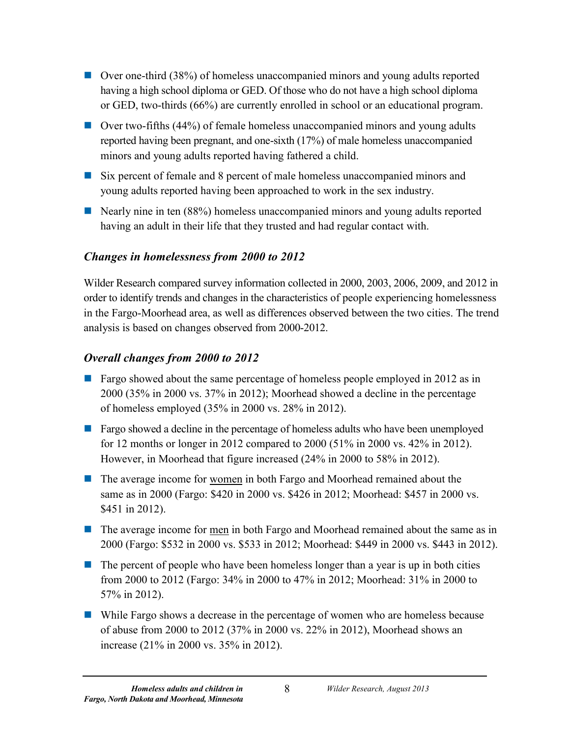- Over one-third (38%) of homeless unaccompanied minors and young adults reported having a high school diploma or GED. Of those who do not have a high school diploma or GED, two-thirds (66%) are currently enrolled in school or an educational program.
- Over two-fifths (44%) of female homeless unaccompanied minors and young adults reported having been pregnant, and one-sixth (17%) of male homeless unaccompanied minors and young adults reported having fathered a child.
- Six percent of female and 8 percent of male homeless unaccompanied minors and young adults reported having been approached to work in the sex industry.
- Nearly nine in ten (88%) homeless unaccompanied minors and young adults reported having an adult in their life that they trusted and had regular contact with.

### *Changes in homelessness from 2000 to 2012*

Wilder Research compared survey information collected in 2000, 2003, 2006, 2009, and 2012 in order to identify trends and changes in the characteristics of people experiencing homelessness in the Fargo-Moorhead area, as well as differences observed between the two cities. The trend analysis is based on changes observed from 2000-2012.

### *Overall changes from 2000 to 2012*

- Fargo showed about the same percentage of homeless people employed in 2012 as in 2000 (35% in 2000 vs. 37% in 2012); Moorhead showed a decline in the percentage of homeless employed (35% in 2000 vs. 28% in 2012).
- Fargo showed a decline in the percentage of homeless adults who have been unemployed for 12 months or longer in 2012 compared to 2000 (51% in 2000 vs. 42% in 2012). However, in Moorhead that figure increased (24% in 2000 to 58% in 2012).
- The average income for <u>women</u> in both Fargo and Moorhead remained about the same as in 2000 (Fargo: $420 in 2000 vs. $426 in 2012; Moorhead: $457 in 2000 vs. $451 in 2012).
- The average income for <u>men</u> in both Fargo and Moorhead remained about the same as in 2000 (Fargo: $532 in 2000 vs. $533 in 2012; Moorhead: $449 in 2000 vs. $443 in 2012).
- The percent of people who have been homeless longer than a year is up in both cities from 2000 to 2012 (Fargo: 34% in 2000 to 47% in 2012; Moorhead: 31% in 2000 to 57% in 2012).
- While Fargo shows a decrease in the percentage of women who are homeless because of abuse from 2000 to 2012 (37% in 2000 vs. 22% in 2012), Moorhead shows an increase (21% in 2000 vs. 35% in 2012).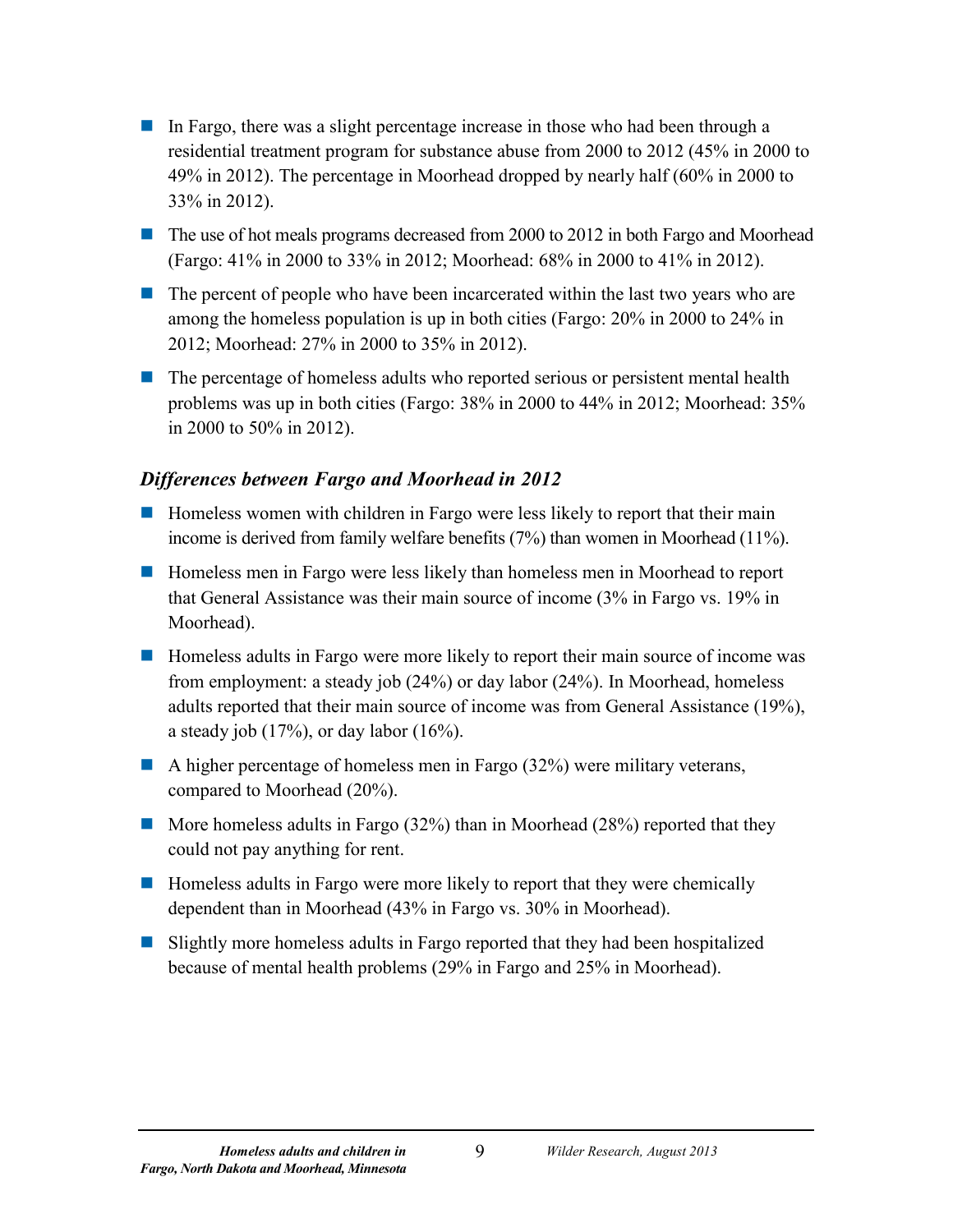- In Fargo, there was a slight percentage increase in those who had been through a residential treatment program for substance abuse from 2000 to 2012 (45% in 2000 to 49% in 2012). The percentage in Moorhead dropped by nearly half (60% in 2000 to 33% in 2012).
- The use of hot meals programs decreased from 2000 to 2012 in both Fargo and Moorhead (Fargo: 41% in 2000 to 33% in 2012; Moorhead: 68% in 2000 to 41% in 2012).
- The percent of people who have been incarcerated within the last two years who are among the homeless population is up in both cities (Fargo: 20% in 2000 to 24% in 2012; Moorhead: 27% in 2000 to 35% in 2012).
- The percentage of homeless adults who reported serious or persistent mental health problems was up in both cities (Fargo: 38% in 2000 to 44% in 2012; Moorhead: 35% in 2000 to 50% in 2012).

### *Differences between Fargo and Moorhead in 2012*

- Homeless women with children in Fargo were less likely to report that their main income is derived from family welfare benefits (7%) than women in Moorhead (11%).
- Homeless men in Fargo were less likely than homeless men in Moorhead to report that General Assistance was their main source of income (3% in Fargo vs. 19% in Moorhead).
- Homeless adults in Fargo were more likely to report their main source of income was from employment: a steady job (24%) or day labor (24%). In Moorhead, homeless adults reported that their main source of income was from General Assistance (19%), a steady job (17%), or day labor (16%).
- A higher percentage of homeless men in Fargo (32%) were military veterans, compared to Moorhead (20%).
- More homeless adults in Fargo (32%) than in Moorhead (28%) reported that they could not pay anything for rent.
- Homeless adults in Fargo were more likely to report that they were chemically dependent than in Moorhead (43% in Fargo vs. 30% in Moorhead).
- Slightly more homeless adults in Fargo reported that they had been hospitalized because of mental health problems (29% in Fargo and 25% in Moorhead).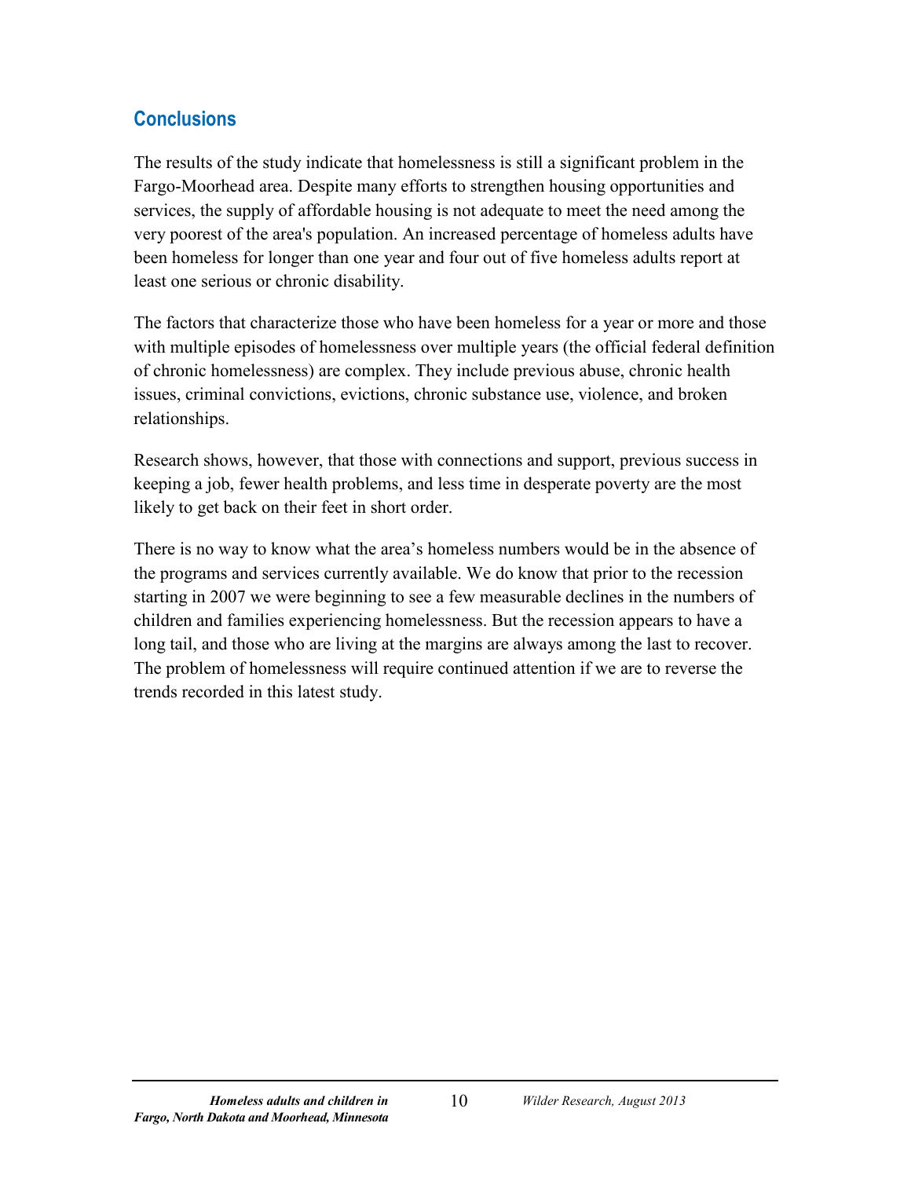## Conclusions

The results of the study indicate that homelessness is still a significant problem in the Fargo-Moorhead area. Despite many efforts to strengthen housing opportunities and services, the supply of affordable housing is not adequate to meet the need among the very poorest of the area's population. An increased percentage of homeless adults have been homeless for longer than one year and four out of five homeless adults report at least one serious or chronic disability.

The factors that characterize those who have been homeless for a year or more and those with multiple episodes of homelessness over multiple years (the official federal definition of chronic homelessness) are complex. They include previous abuse, chronic health issues, criminal convictions, evictions, chronic substance use, violence, and broken relationships.

Research shows, however, that those with connections and support, previous success in keeping a job, fewer health problems, and less time in desperate poverty are the most likely to get back on their feet in short order.

There is no way to know what the area's homeless numbers would be in the absence of the programs and services currently available. We do know that prior to the recession starting in 2007 we were beginning to see a few measurable declines in the numbers of children and families experiencing homelessness. But the recession appears to have a long tail, and those who are living at the margins are always among the last to recover. The problem of homelessness will require continued attention if we are to reverse the trends recorded in this latest study.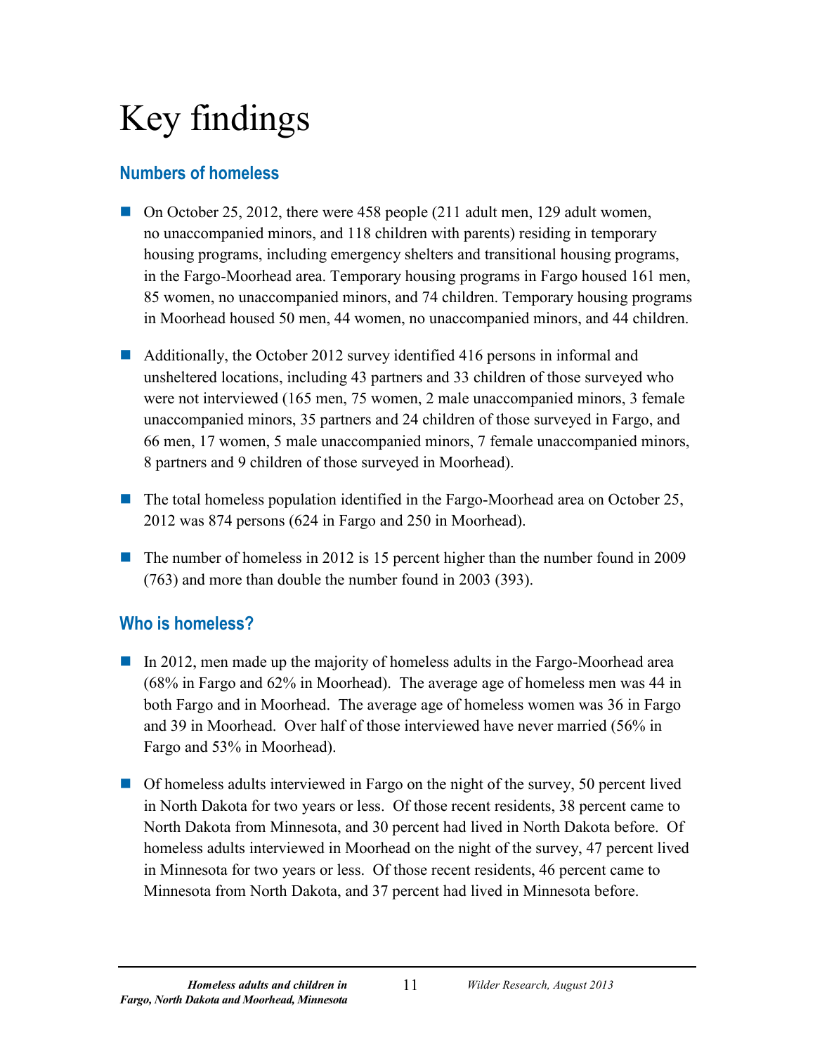# Key findings

## Numbers of homeless

- On October 25, 2012, there were 458 people (211 adult men, 129 adult women, no unaccompanied minors, and 118 children with parents) residing in temporary housing programs, including emergency shelters and transitional housing programs, in the Fargo-Moorhead area. Temporary housing programs in Fargo housed 161 men, 85 women, no unaccompanied minors, and 74 children. Temporary housing programs in Moorhead housed 50 men, 44 women, no unaccompanied minors, and 44 children.

- Additionally, the October 2012 survey identified 416 persons in informal and unsheltered locations, including 43 partners and 33 children of those surveyed who were not interviewed (165 men, 75 women, 2 male unaccompanied minors, 3 female unaccompanied minors, 35 partners and 24 children of those surveyed in Fargo, and 66 men, 17 women, 5 male unaccompanied minors, 7 female unaccompanied minors, 8 partners and 9 children of those surveyed in Moorhead).

- The total homeless population identified in the Fargo-Moorhead area on October 25, 2012 was 874 persons (624 in Fargo and 250 in Moorhead).

- The number of homeless in 2012 is 15 percent higher than the number found in 2009 (763) and more than double the number found in 2003 (393).

## Who is homeless?

- In 2012, men made up the majority of homeless adults in the Fargo-Moorhead area (68% in Fargo and 62% in Moorhead). The average age of homeless men was 44 in both Fargo and in Moorhead. The average age of homeless women was 36 in Fargo and 39 in Moorhead. Over half of those interviewed have never married (56% in Fargo and 53% in Moorhead).

- Of homeless adults interviewed in Fargo on the night of the survey, 50 percent lived in North Dakota for two years or less. Of those recent residents, 38 percent came to North Dakota from Minnesota, and 30 percent had lived in North Dakota before. Of homeless adults interviewed in Moorhead on the night of the survey, 47 percent lived in Minnesota for two years or less. Of those recent residents, 46 percent came to Minnesota from North Dakota, and 37 percent had lived in Minnesota before.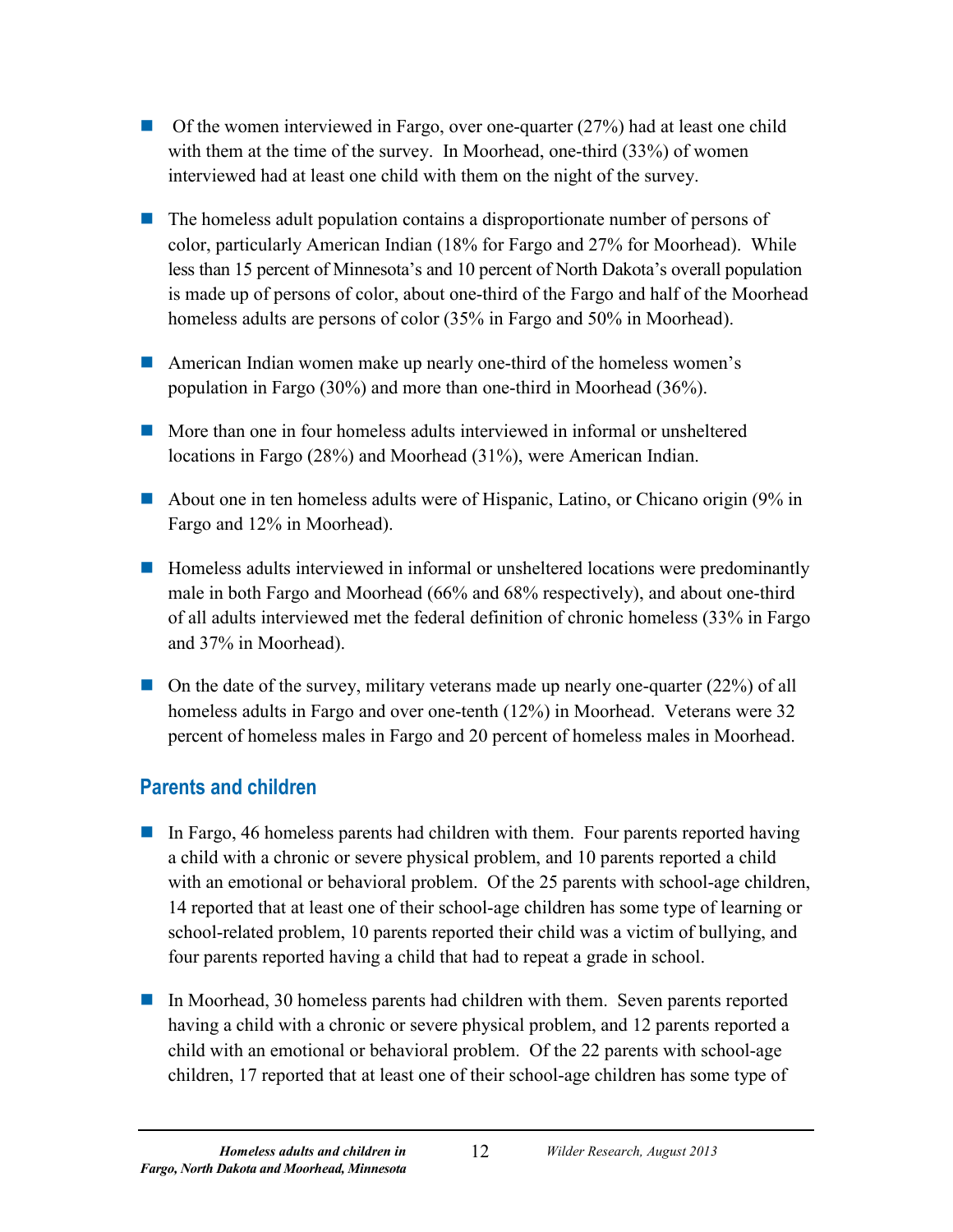- Of the women interviewed in Fargo, over one-quarter (27%) had at least one child with them at the time of the survey. In Moorhead, one-third (33%) of women interviewed had at least one child with them on the night of the survey.

- The homeless adult population contains a disproportionate number of persons of color, particularly American Indian (18% for Fargo and 27% for Moorhead). While less than 15 percent of Minnesota's and 10 percent of North Dakota's overall population is made up of persons of color, about one-third of the Fargo and half of the Moorhead homeless adults are persons of color (35% in Fargo and 50% in Moorhead).

- American Indian women make up nearly one-third of the homeless women's population in Fargo (30%) and more than one-third in Moorhead (36%).

- More than one in four homeless adults interviewed in informal or unsheltered locations in Fargo (28%) and Moorhead (31%), were American Indian.

- About one in ten homeless adults were of Hispanic, Latino, or Chicano origin (9% in Fargo and 12% in Moorhead).

- Homeless adults interviewed in informal or unsheltered locations were predominantly male in both Fargo and Moorhead (66% and 68% respectively), and about one-third of all adults interviewed met the federal definition of chronic homeless (33% in Fargo and 37% in Moorhead).

- On the date of the survey, military veterans made up nearly one-quarter (22%) of all homeless adults in Fargo and over one-tenth (12%) in Moorhead. Veterans were 32 percent of homeless males in Fargo and 20 percent of homeless males in Moorhead.

## Parents and children

- In Fargo, 46 homeless parents had children with them. Four parents reported having a child with a chronic or severe physical problem, and 10 parents reported a child with an emotional or behavioral problem. Of the 25 parents with school-age children, 14 reported that at least one of their school-age children has some type of learning or school-related problem, 10 parents reported their child was a victim of bullying, and four parents reported having a child that had to repeat a grade in school.

- In Moorhead, 30 homeless parents had children with them. Seven parents reported having a child with a chronic or severe physical problem, and 12 parents reported a child with an emotional or behavioral problem. Of the 22 parents with school-age children, 17 reported that at least one of their school-age children has some type of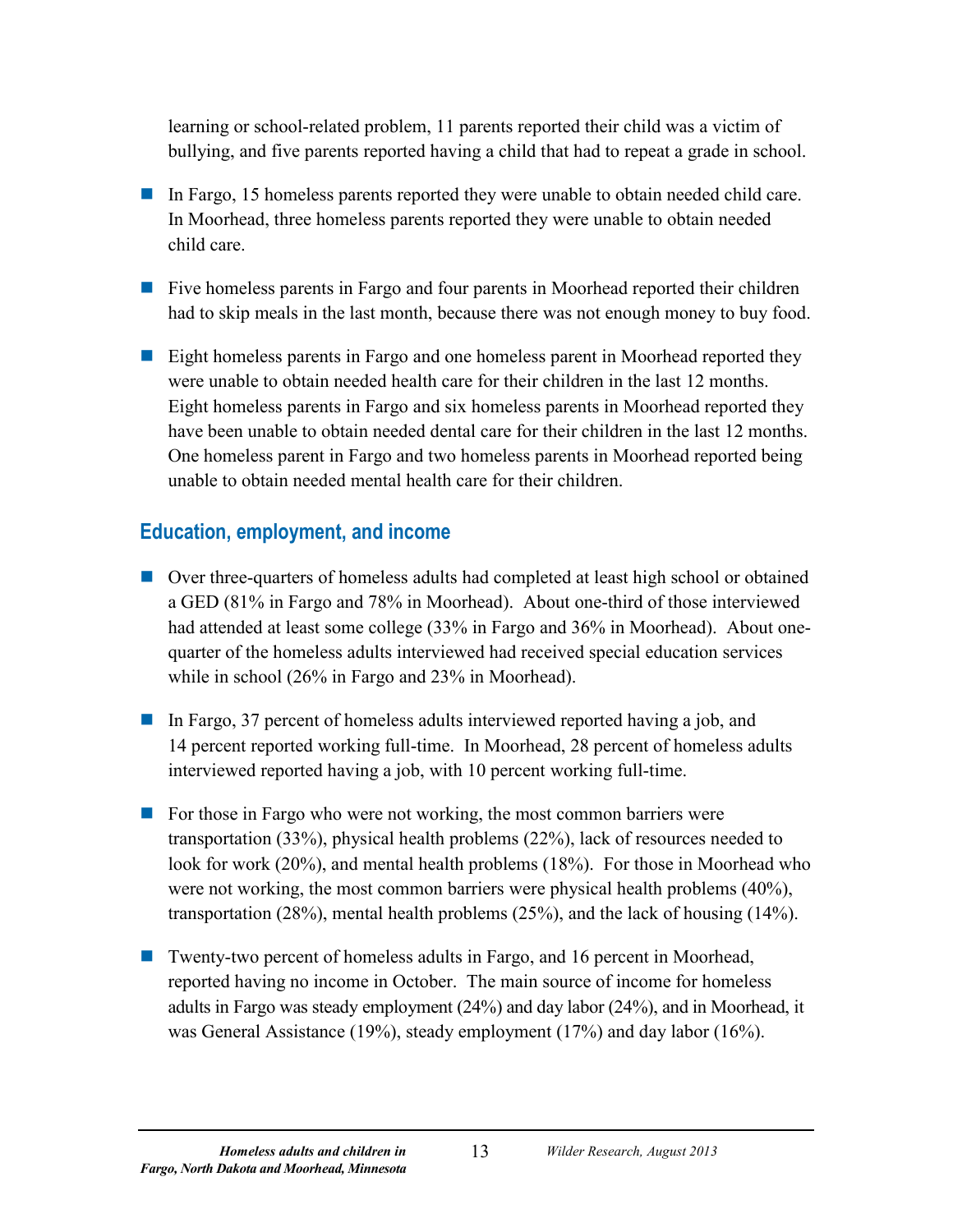learning or school-related problem, 11 parents reported their child was a victim of bullying, and five parents reported having a child that had to repeat a grade in school.

- In Fargo, 15 homeless parents reported they were unable to obtain needed child care. In Moorhead, three homeless parents reported they were unable to obtain needed child care.

- Five homeless parents in Fargo and four parents in Moorhead reported their children had to skip meals in the last month, because there was not enough money to buy food.

- Eight homeless parents in Fargo and one homeless parent in Moorhead reported they were unable to obtain needed health care for their children in the last 12 months. Eight homeless parents in Fargo and six homeless parents in Moorhead reported they have been unable to obtain needed dental care for their children in the last 12 months. One homeless parent in Fargo and two homeless parents in Moorhead reported being unable to obtain needed mental health care for their children.

## Education, employment, and income

- Over three-quarters of homeless adults had completed at least high school or obtained a GED (81% in Fargo and 78% in Moorhead). About one-third of those interviewed had attended at least some college (33% in Fargo and 36% in Moorhead). About one-quarter of the homeless adults interviewed had received special education services while in school (26% in Fargo and 23% in Moorhead).

- In Fargo, 37 percent of homeless adults interviewed reported having a job, and 14 percent reported working full-time. In Moorhead, 28 percent of homeless adults interviewed reported having a job, with 10 percent working full-time.

- For those in Fargo who were not working, the most common barriers were transportation (33%), physical health problems (22%), lack of resources needed to look for work (20%), and mental health problems (18%). For those in Moorhead who were not working, the most common barriers were physical health problems (40%), transportation (28%), mental health problems (25%), and the lack of housing (14%).

- Twenty-two percent of homeless adults in Fargo, and 16 percent in Moorhead, reported having no income in October. The main source of income for homeless adults in Fargo was steady employment (24%) and day labor (24%), and in Moorhead, it was General Assistance (19%), steady employment (17%) and day labor (16%).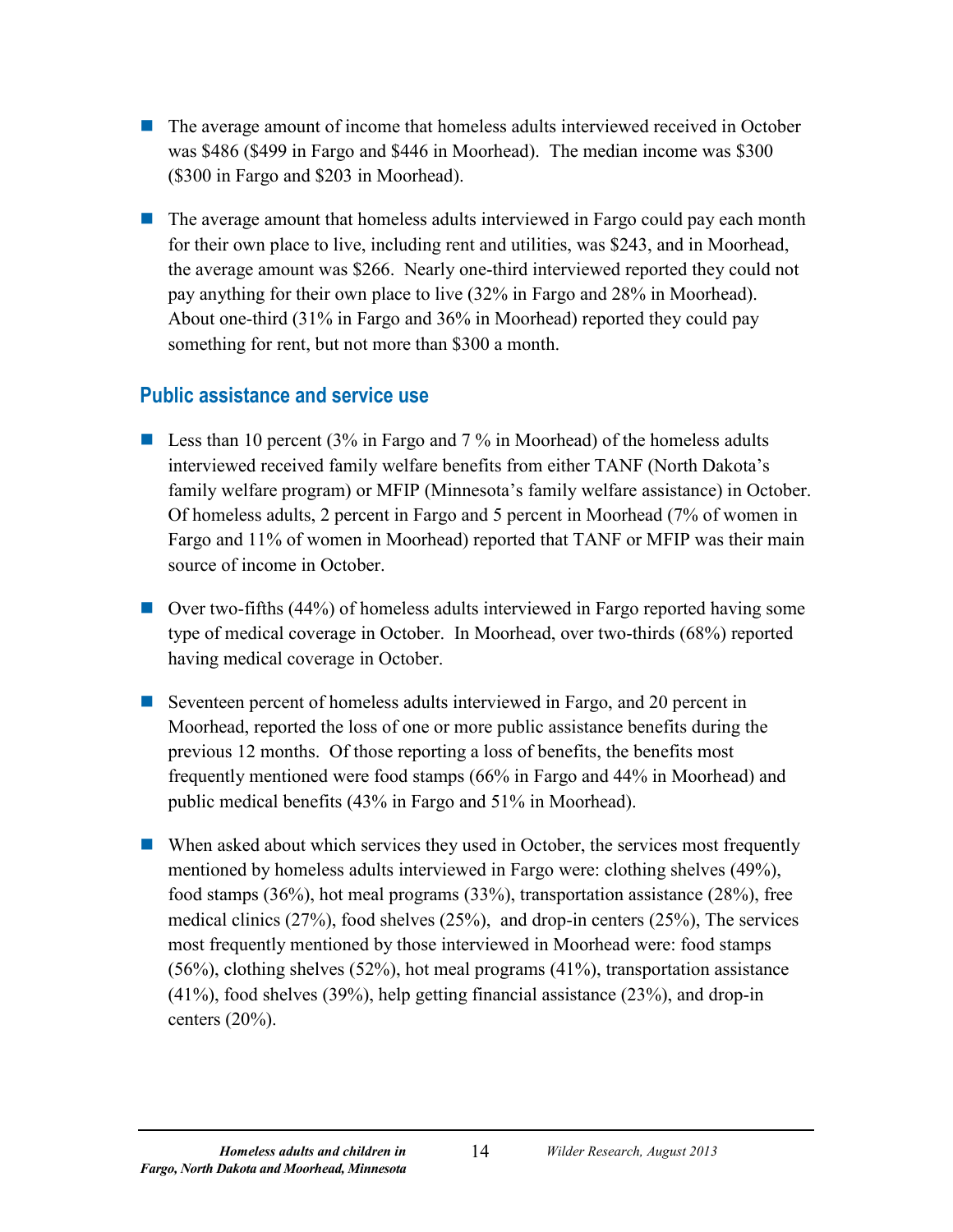- The average amount of income that homeless adults interviewed received in October was $486 ($499 in Fargo and $446 in Moorhead). The median income was $300 ($300 in Fargo and $203 in Moorhead).

- The average amount that homeless adults interviewed in Fargo could pay each month for their own place to live, including rent and utilities, was $243, and in Moorhead, the average amount was $266. Nearly one-third interviewed reported they could not pay anything for their own place to live (32% in Fargo and 28% in Moorhead). About one-third (31% in Fargo and 36% in Moorhead) reported they could pay something for rent, but not more than $300 a month.

## Public assistance and service use

- Less than 10 percent (3% in Fargo and 7 % in Moorhead) of the homeless adults interviewed received family welfare benefits from either TANF (North Dakota's family welfare program) or MFIP (Minnesota's family welfare assistance) in October. Of homeless adults, 2 percent in Fargo and 5 percent in Moorhead (7% of women in Fargo and 11% of women in Moorhead) reported that TANF or MFIP was their main source of income in October.

- Over two-fifths (44%) of homeless adults interviewed in Fargo reported having some type of medical coverage in October. In Moorhead, over two-thirds (68%) reported having medical coverage in October.

- Seventeen percent of homeless adults interviewed in Fargo, and 20 percent in Moorhead, reported the loss of one or more public assistance benefits during the previous 12 months. Of those reporting a loss of benefits, the benefits most frequently mentioned were food stamps (66% in Fargo and 44% in Moorhead) and public medical benefits (43% in Fargo and 51% in Moorhead).

- When asked about which services they used in October, the services most frequently mentioned by homeless adults interviewed in Fargo were: clothing shelves (49%), food stamps (36%), hot meal programs (33%), transportation assistance (28%), free medical clinics (27%), food shelves (25%), and drop-in centers (25%), The services most frequently mentioned by those interviewed in Moorhead were: food stamps (56%), clothing shelves (52%), hot meal programs (41%), transportation assistance (41%), food shelves (39%), help getting financial assistance (23%), and drop-in centers (20%).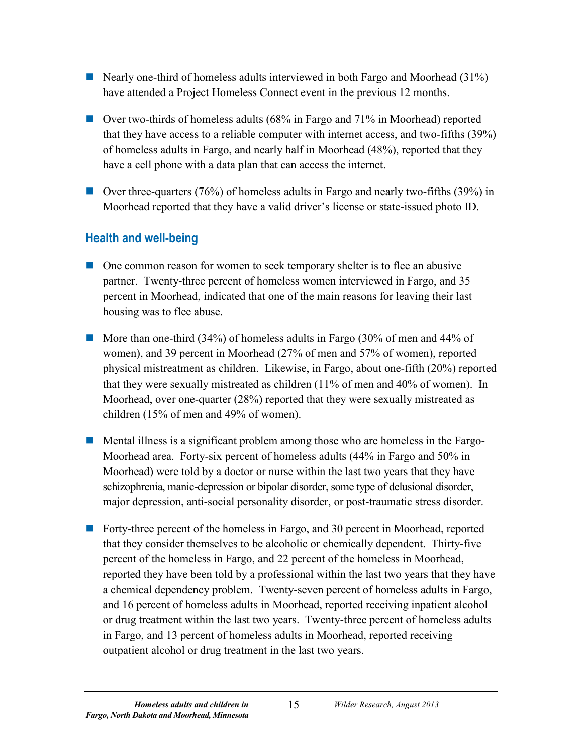- Nearly one-third of homeless adults interviewed in both Fargo and Moorhead (31%) have attended a Project Homeless Connect event in the previous 12 months.
- Over two-thirds of homeless adults (68% in Fargo and 71% in Moorhead) reported that they have access to a reliable computer with internet access, and two-fifths (39%) of homeless adults in Fargo, and nearly half in Moorhead (48%), reported that they have a cell phone with a data plan that can access the internet.
- Over three-quarters (76%) of homeless adults in Fargo and nearly two-fifths (39%) in Moorhead reported that they have a valid driver's license or state-issued photo ID.

## Health and well-being

- One common reason for women to seek temporary shelter is to flee an abusive partner. Twenty-three percent of homeless women interviewed in Fargo, and 35 percent in Moorhead, indicated that one of the main reasons for leaving their last housing was to flee abuse.
- More than one-third (34%) of homeless adults in Fargo (30% of men and 44% of women), and 39 percent in Moorhead (27% of men and 57% of women), reported physical mistreatment as children. Likewise, in Fargo, about one-fifth (20%) reported that they were sexually mistreated as children (11% of men and 40% of women). In Moorhead, over one-quarter (28%) reported that they were sexually mistreated as children (15% of men and 49% of women).
- Mental illness is a significant problem among those who are homeless in the Fargo-Moorhead area. Forty-six percent of homeless adults (44% in Fargo and 50% in Moorhead) were told by a doctor or nurse within the last two years that they have schizophrenia, manic-depression or bipolar disorder, some type of delusional disorder, major depression, anti-social personality disorder, or post-traumatic stress disorder.
- Forty-three percent of the homeless in Fargo, and 30 percent in Moorhead, reported that they consider themselves to be alcoholic or chemically dependent. Thirty-five percent of the homeless in Fargo, and 22 percent of the homeless in Moorhead, reported they have been told by a professional within the last two years that they have a chemical dependency problem. Twenty-seven percent of homeless adults in Fargo, and 16 percent of homeless adults in Moorhead, reported receiving inpatient alcohol or drug treatment within the last two years. Twenty-three percent of homeless adults in Fargo, and 13 percent of homeless adults in Moorhead, reported receiving outpatient alcohol or drug treatment in the last two years.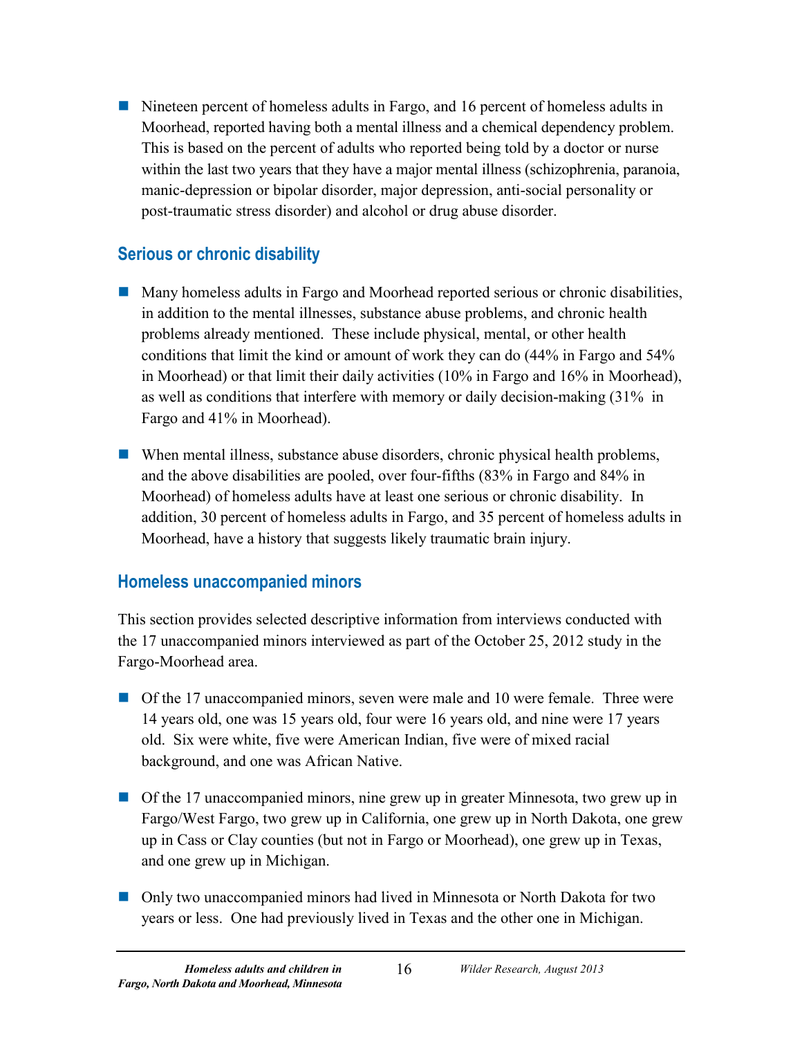- Nineteen percent of homeless adults in Fargo, and 16 percent of homeless adults in Moorhead, reported having both a mental illness and a chemical dependency problem. This is based on the percent of adults who reported being told by a doctor or nurse within the last two years that they have a major mental illness (schizophrenia, paranoia, manic-depression or bipolar disorder, major depression, anti-social personality or post-traumatic stress disorder) and alcohol or drug abuse disorder.

## Serious or chronic disability

- Many homeless adults in Fargo and Moorhead reported serious or chronic disabilities, in addition to the mental illnesses, substance abuse problems, and chronic health problems already mentioned. These include physical, mental, or other health conditions that limit the kind or amount of work they can do (44% in Fargo and 54% in Moorhead) or that limit their daily activities (10% in Fargo and 16% in Moorhead), as well as conditions that interfere with memory or daily decision-making (31% in Fargo and 41% in Moorhead).

- When mental illness, substance abuse disorders, chronic physical health problems, and the above disabilities are pooled, over four-fifths (83% in Fargo and 84% in Moorhead) of homeless adults have at least one serious or chronic disability. In addition, 30 percent of homeless adults in Fargo, and 35 percent of homeless adults in Moorhead, have a history that suggests likely traumatic brain injury.

## Homeless unaccompanied minors

This section provides selected descriptive information from interviews conducted with the 17 unaccompanied minors interviewed as part of the October 25, 2012 study in the Fargo-Moorhead area.

- Of the 17 unaccompanied minors, seven were male and 10 were female. Three were 14 years old, one was 15 years old, four were 16 years old, and nine were 17 years old. Six were white, five were American Indian, five were of mixed racial background, and one was African Native.

- Of the 17 unaccompanied minors, nine grew up in greater Minnesota, two grew up in Fargo/West Fargo, two grew up in California, one grew up in North Dakota, one grew up in Cass or Clay counties (but not in Fargo or Moorhead), one grew up in Texas, and one grew up in Michigan.

- Only two unaccompanied minors had lived in Minnesota or North Dakota for two years or less. One had previously lived in Texas and the other one in Michigan.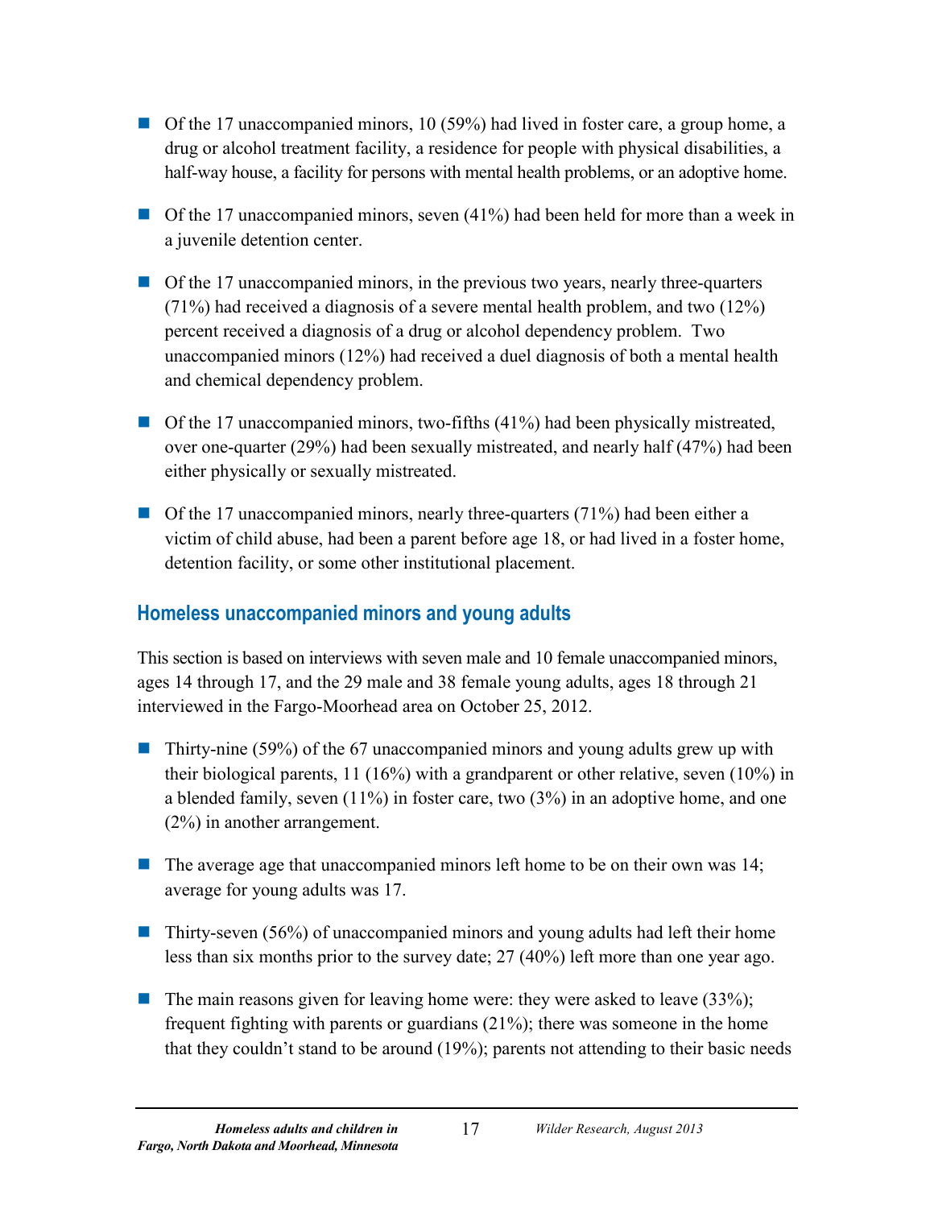- Of the 17 unaccompanied minors, 10 (59%) had lived in foster care, a group home, a drug or alcohol treatment facility, a residence for people with physical disabilities, a half-way house, a facility for persons with mental health problems, or an adoptive home.

- Of the 17 unaccompanied minors, seven (41%) had been held for more than a week in a juvenile detention center.

- Of the 17 unaccompanied minors, in the previous two years, nearly three-quarters (71%) had received a diagnosis of a severe mental health problem, and two (12%) percent received a diagnosis of a drug or alcohol dependency problem. Two unaccompanied minors (12%) had received a duel diagnosis of both a mental health and chemical dependency problem.

- Of the 17 unaccompanied minors, two-fifths (41%) had been physically mistreated, over one-quarter (29%) had been sexually mistreated, and nearly half (47%) had been either physically or sexually mistreated.

- Of the 17 unaccompanied minors, nearly three-quarters (71%) had been either a victim of child abuse, had been a parent before age 18, or had lived in a foster home, detention facility, or some other institutional placement.

## Homeless unaccompanied minors and young adults

This section is based on interviews with seven male and 10 female unaccompanied minors, ages 14 through 17, and the 29 male and 38 female young adults, ages 18 through 21 interviewed in the Fargo-Moorhead area on October 25, 2012.

- Thirty-nine (59%) of the 67 unaccompanied minors and young adults grew up with their biological parents, 11 (16%) with a grandparent or other relative, seven (10%) in a blended family, seven (11%) in foster care, two (3%) in an adoptive home, and one (2%) in another arrangement.

- The average age that unaccompanied minors left home to be on their own was 14; average for young adults was 17.

- Thirty-seven (56%) of unaccompanied minors and young adults had left their home less than six months prior to the survey date; 27 (40%) left more than one year ago.

- The main reasons given for leaving home were: they were asked to leave (33%); frequent fighting with parents or guardians (21%); there was someone in the home that they couldn't stand to be around (19%); parents not attending to their basic needs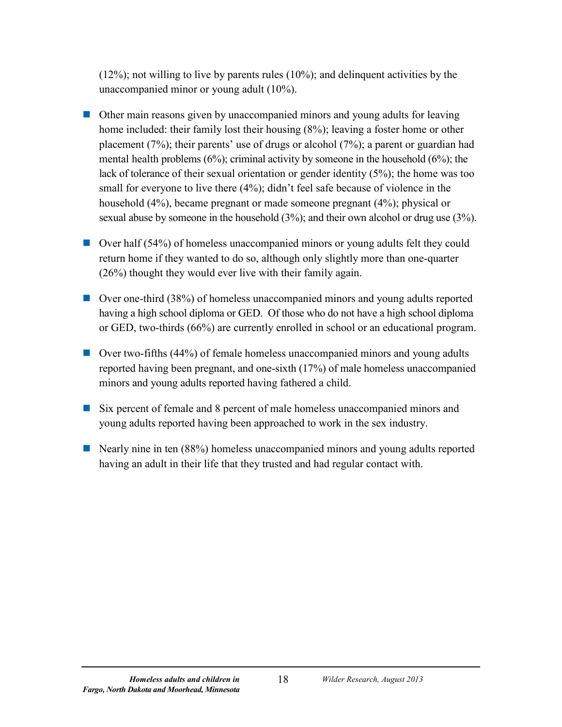(12%); not willing to live by parents rules (10%); and delinquent activities by the unaccompanied minor or young adult (10%).

- Other main reasons given by unaccompanied minors and young adults for leaving home included: their family lost their housing (8%); leaving a foster home or other placement (7%); their parents' use of drugs or alcohol (7%); a parent or guardian had mental health problems (6%); criminal activity by someone in the household (6%); the lack of tolerance of their sexual orientation or gender identity (5%); the home was too small for everyone to live there (4%); didn't feel safe because of violence in the household (4%), became pregnant or made someone pregnant (4%); physical or sexual abuse by someone in the household (3%); and their own alcohol or drug use (3%).

- Over half (54%) of homeless unaccompanied minors or young adults felt they could return home if they wanted to do so, although only slightly more than one-quarter (26%) thought they would ever live with their family again.

- Over one-third (38%) of homeless unaccompanied minors and young adults reported having a high school diploma or GED. Of those who do not have a high school diploma or GED, two-thirds (66%) are currently enrolled in school or an educational program.

- Over two-fifths (44%) of female homeless unaccompanied minors and young adults reported having been pregnant, and one-sixth (17%) of male homeless unaccompanied minors and young adults reported having fathered a child.

- Six percent of female and 8 percent of male homeless unaccompanied minors and young adults reported having been approached to work in the sex industry.

- Nearly nine in ten (88%) homeless unaccompanied minors and young adults reported having an adult in their life that they trusted and had regular contact with.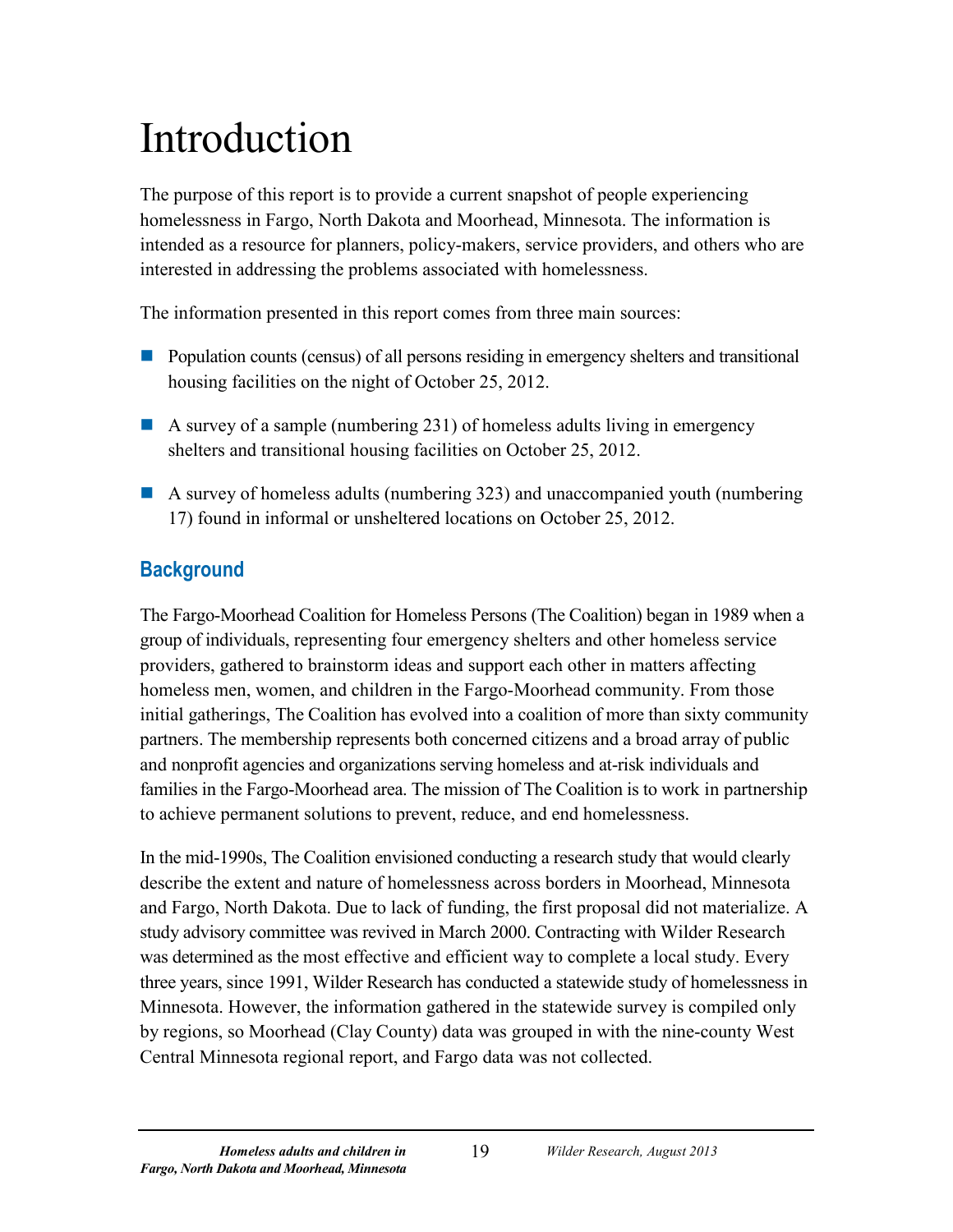# Introduction

The purpose of this report is to provide a current snapshot of people experiencing homelessness in Fargo, North Dakota and Moorhead, Minnesota. The information is intended as a resource for planners, policy-makers, service providers, and others who are interested in addressing the problems associated with homelessness.

The information presented in this report comes from three main sources:

- Population counts (census) of all persons residing in emergency shelters and transitional housing facilities on the night of October 25, 2012.
- A survey of a sample (numbering 231) of homeless adults living in emergency shelters and transitional housing facilities on October 25, 2012.
- A survey of homeless adults (numbering 323) and unaccompanied youth (numbering 17) found in informal or unsheltered locations on October 25, 2012.

## Background

The Fargo-Moorhead Coalition for Homeless Persons (The Coalition) began in 1989 when a group of individuals, representing four emergency shelters and other homeless service providers, gathered to brainstorm ideas and support each other in matters affecting homeless men, women, and children in the Fargo-Moorhead community. From those initial gatherings, The Coalition has evolved into a coalition of more than sixty community partners. The membership represents both concerned citizens and a broad array of public and nonprofit agencies and organizations serving homeless and at-risk individuals and families in the Fargo-Moorhead area. The mission of The Coalition is to work in partnership to achieve permanent solutions to prevent, reduce, and end homelessness.

In the mid-1990s, The Coalition envisioned conducting a research study that would clearly describe the extent and nature of homelessness across borders in Moorhead, Minnesota and Fargo, North Dakota. Due to lack of funding, the first proposal did not materialize. A study advisory committee was revived in March 2000. Contracting with Wilder Research was determined as the most effective and efficient way to complete a local study. Every three years, since 1991, Wilder Research has conducted a statewide study of homelessness in Minnesota. However, the information gathered in the statewide survey is compiled only by regions, so Moorhead (Clay County) data was grouped in with the nine-county West Central Minnesota regional report, and Fargo data was not collected.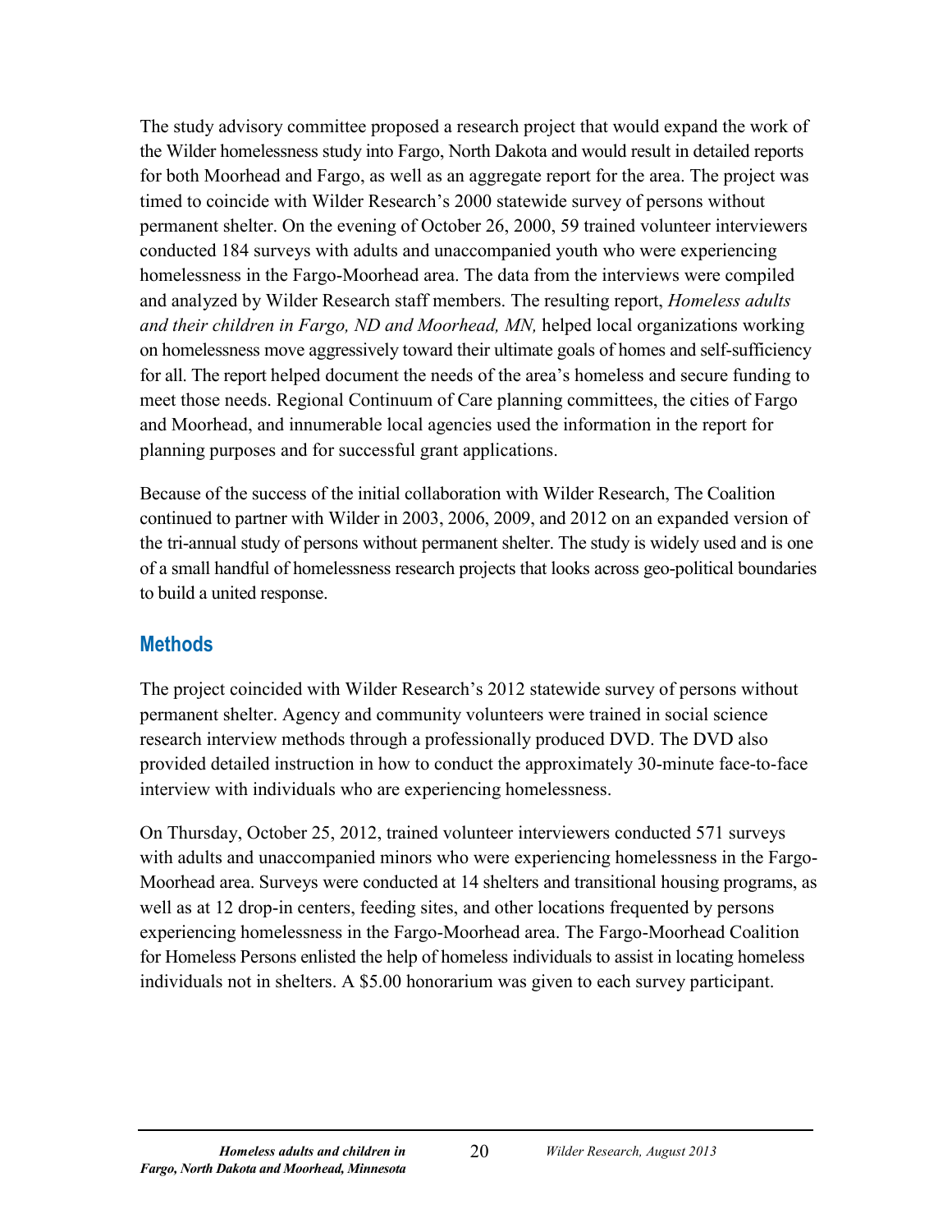The study advisory committee proposed a research project that would expand the work of the Wilder homelessness study into Fargo, North Dakota and would result in detailed reports for both Moorhead and Fargo, as well as an aggregate report for the area. The project was timed to coincide with Wilder Research's 2000 statewide survey of persons without permanent shelter. On the evening of October 26, 2000, 59 trained volunteer interviewers conducted 184 surveys with adults and unaccompanied youth who were experiencing homelessness in the Fargo-Moorhead area. The data from the interviews were compiled and analyzed by Wilder Research staff members. The resulting report, *Homeless adults and their children in Fargo, ND and Moorhead, MN,* helped local organizations working on homelessness move aggressively toward their ultimate goals of homes and self-sufficiency for all. The report helped document the needs of the area's homeless and secure funding to meet those needs. Regional Continuum of Care planning committees, the cities of Fargo and Moorhead, and innumerable local agencies used the information in the report for planning purposes and for successful grant applications.

Because of the success of the initial collaboration with Wilder Research, The Coalition continued to partner with Wilder in 2003, 2006, 2009, and 2012 on an expanded version of the tri-annual study of persons without permanent shelter. The study is widely used and is one of a small handful of homelessness research projects that looks across geo-political boundaries to build a united response.

## Methods

The project coincided with Wilder Research's 2012 statewide survey of persons without permanent shelter. Agency and community volunteers were trained in social science research interview methods through a professionally produced DVD. The DVD also provided detailed instruction in how to conduct the approximately 30-minute face-to-face interview with individuals who are experiencing homelessness.

On Thursday, October 25, 2012, trained volunteer interviewers conducted 571 surveys with adults and unaccompanied minors who were experiencing homelessness in the Fargo-Moorhead area. Surveys were conducted at 14 shelters and transitional housing programs, as well as at 12 drop-in centers, feeding sites, and other locations frequented by persons experiencing homelessness in the Fargo-Moorhead area. The Fargo-Moorhead Coalition for Homeless Persons enlisted the help of homeless individuals to assist in locating homeless individuals not in shelters. A $5.00 honorarium was given to each survey participant.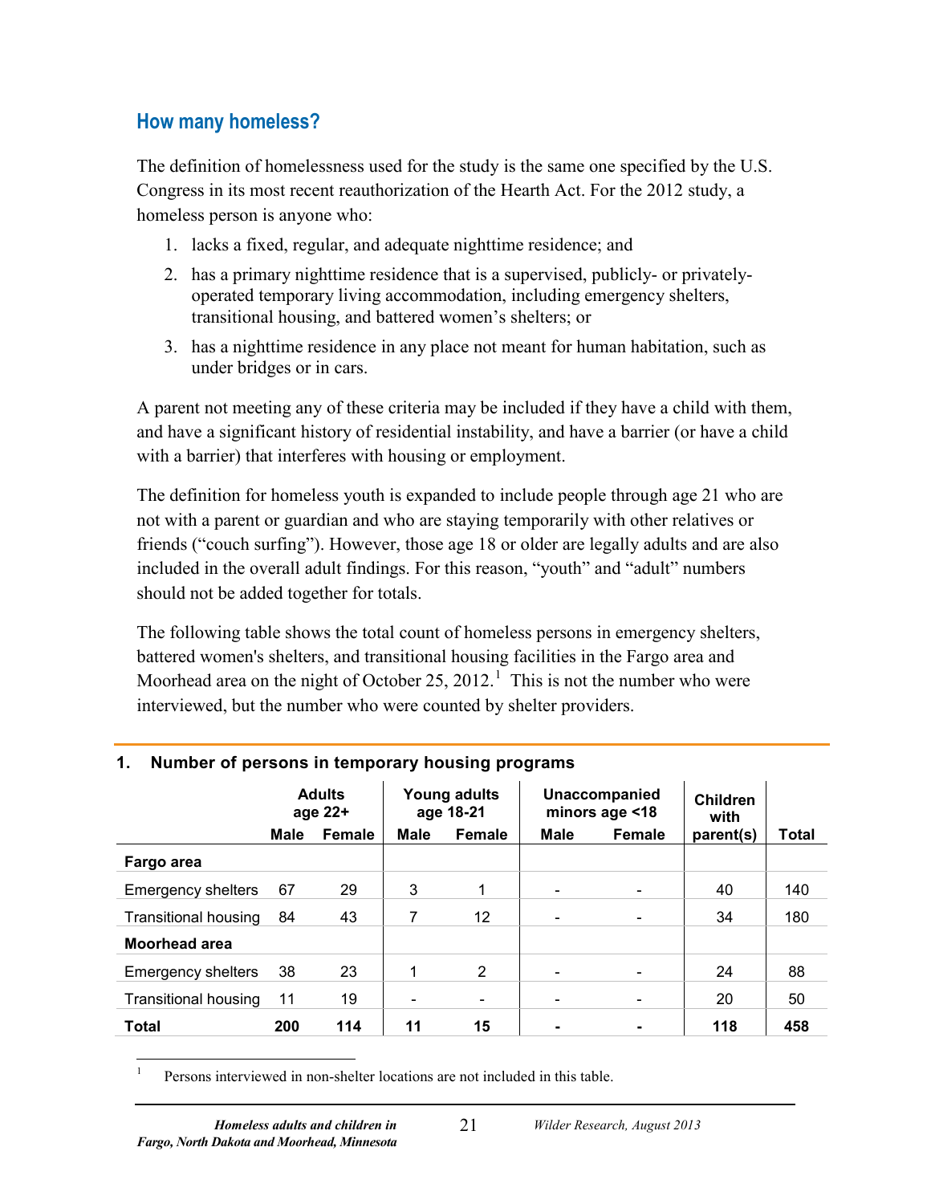## How many homeless?

The definition of homelessness used for the study is the same one specified by the U.S. Congress in its most recent reauthorization of the Hearth Act. For the 2012 study, a homeless person is anyone who:

1. lacks a fixed, regular, and adequate nighttime residence; and
2. has a primary nighttime residence that is a supervised, publicly- or privately-operated temporary living accommodation, including emergency shelters, transitional housing, and battered women's shelters; or
3. has a nighttime residence in any place not meant for human habitation, such as under bridges or in cars.

A parent not meeting any of these criteria may be included if they have a child with them, and have a significant history of residential instability, and have a barrier (or have a child with a barrier) that interferes with housing or employment.

The definition for homeless youth is expanded to include people through age 21 who are not with a parent or guardian and who are staying temporarily with other relatives or friends ("couch surfing"). However, those age 18 or older are legally adults and are also included in the overall adult findings. For this reason, "youth" and "adult" numbers should not be added together for totals.

The following table shows the total count of homeless persons in emergency shelters, battered women's shelters, and transitional housing facilities in the Fargo area and Moorhead area on the night of October 25, 2012.[1] This is not the number who were interviewed, but the number who were counted by shelter providers.

**1. Number of persons in temporary housing programs**

| | Adults age 22+ | | Young adults age 18-21 | | Unaccompanied minors age <18 | | Children with parent(s) | Total |
|---|---|---|---|---|---|---|---|---|
| | Male | Female | Male | Female | Male | Female | | |
| **Fargo area** | | | | | | | | |
| Emergency shelters | 67 | 29 | 3 | 1 | - | - | 40 | 140 |
| Transitional housing | 84 | 43 | 7 | 12 | - | - | 34 | 180 |
| **Moorhead area** | | | | | | | | |
| Emergency shelters | 38 | 23 | 1 | 2 | - | - | 24 | 88 |
| Transitional housing | 11 | 19 | - | - | - | - | 20 | 50 |
| **Total** | **200** | **114** | **11** | **15** | **-** | **-** | **118** | **458** |

[1] Persons interviewed in non-shelter locations are not included in this table.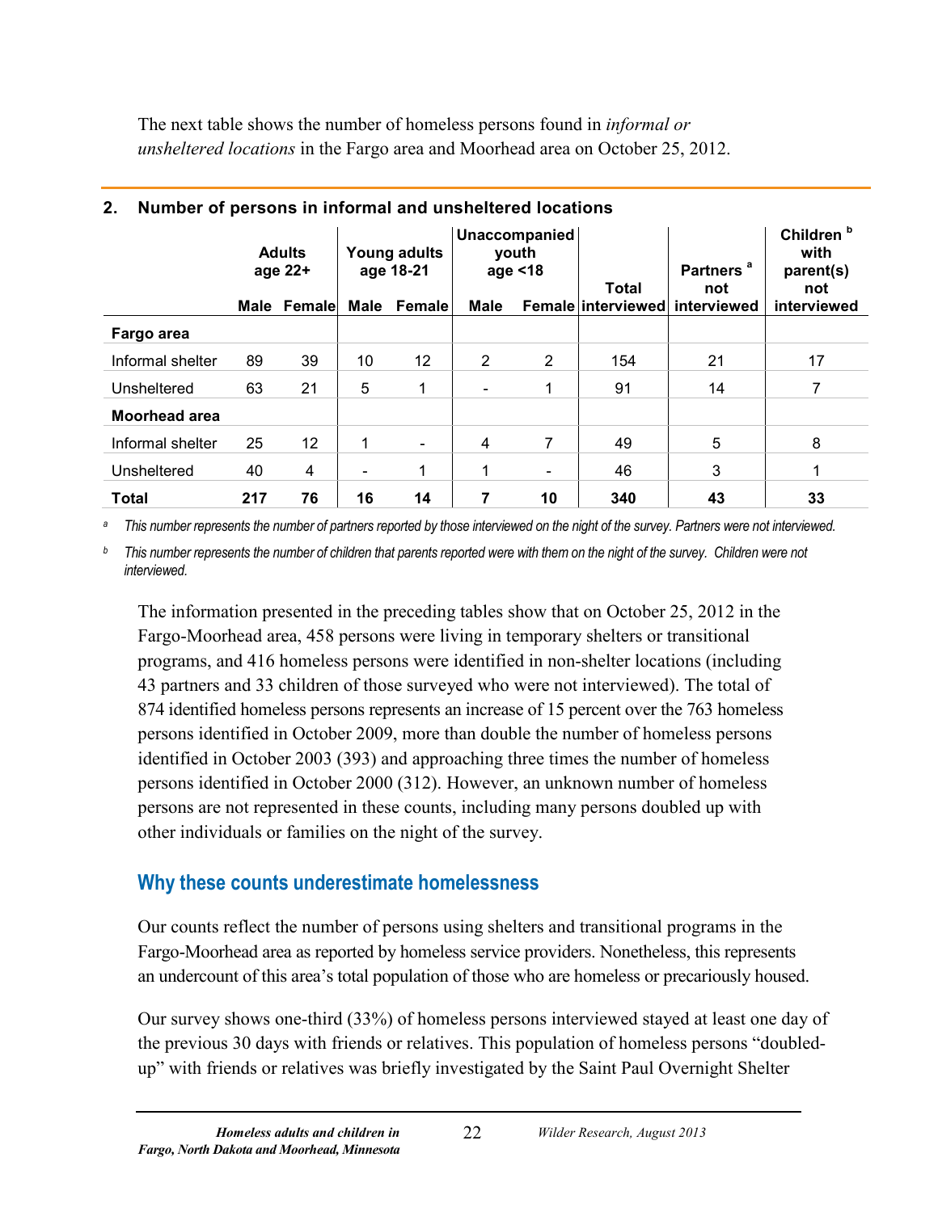The next table shows the number of homeless persons found in *informal or unsheltered locations* in the Fargo area and Moorhead area on October 25, 2012.

**2. Number of persons in informal and unsheltered locations**

| | Adults age 22+ | | Young adults age 18-21 | | Unaccompanied youth age <18 | | Total interviewed | Partners [a] not interviewed | Children [b] with parent(s) not interviewed |
|---|---|---|---|---|---|---|---|---|---|
| | Male | Female | Male | Female | Male | Female | | | |
| **Fargo area** | | | | | | | | | |
| Informal shelter | 89 | 39 | 10 | 12 | 2 | 2 | 154 | 21 | 17 |
| Unsheltered | 63 | 21 | 5 | 1 | - | 1 | 91 | 14 | 7 |
| **Moorhead area** | | | | | | | | | |
| Informal shelter | 25 | 12 | 1 | - | 4 | 7 | 49 | 5 | 8 |
| Unsheltered | 40 | 4 | - | 1 | 1 | - | 46 | 3 | 1 |
| **Total** | **217** | **76** | **16** | **14** | **7** | **10** | **340** | **43** | **33** |

[a] *This number represents the number of partners reported by those interviewed on the night of the survey. Partners were not interviewed.*

[b] *This number represents the number of children that parents reported were with them on the night of the survey. Children were not interviewed.*

The information presented in the preceding tables show that on October 25, 2012 in the Fargo-Moorhead area, 458 persons were living in temporary shelters or transitional programs, and 416 homeless persons were identified in non-shelter locations (including 43 partners and 33 children of those surveyed who were not interviewed). The total of 874 identified homeless persons represents an increase of 15 percent over the 763 homeless persons identified in October 2009, more than double the number of homeless persons identified in October 2003 (393) and approaching three times the number of homeless persons identified in October 2000 (312). However, an unknown number of homeless persons are not represented in these counts, including many persons doubled up with other individuals or families on the night of the survey.

## Why these counts underestimate homelessness

Our counts reflect the number of persons using shelters and transitional programs in the Fargo-Moorhead area as reported by homeless service providers. Nonetheless, this represents an undercount of this area's total population of those who are homeless or precariously housed.

Our survey shows one-third (33%) of homeless persons interviewed stayed at least one day of the previous 30 days with friends or relatives. This population of homeless persons "doubled-up" with friends or relatives was briefly investigated by the Saint Paul Overnight Shelter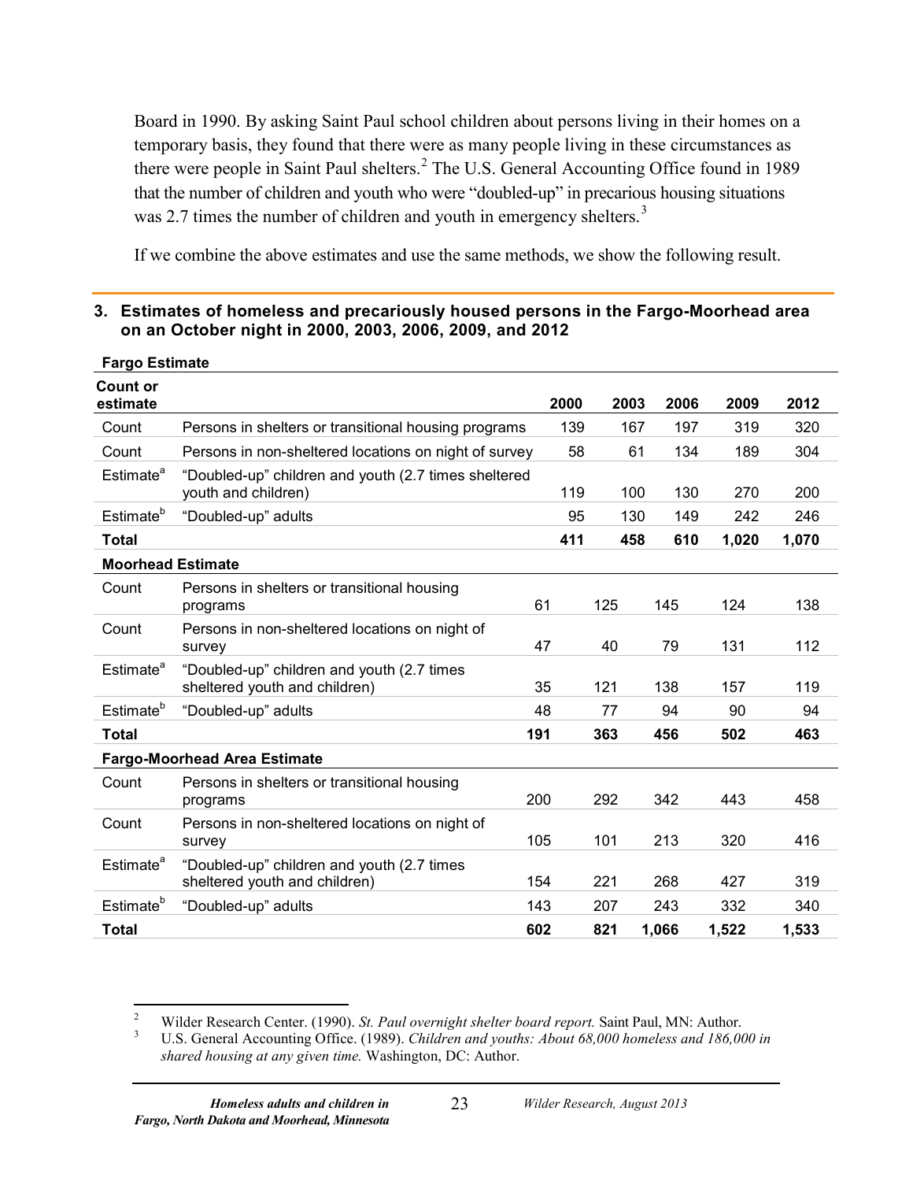Board in 1990. By asking Saint Paul school children about persons living in their homes on a temporary basis, they found that there were as many people living in these circumstances as there were people in Saint Paul shelters.[2] The U.S. General Accounting Office found in 1989 that the number of children and youth who were "doubled-up" in precarious housing situations was 2.7 times the number of children and youth in emergency shelters.[3]

If we combine the above estimates and use the same methods, we show the following result.

### 3. Estimates of homeless and precariously housed persons in the Fargo-Moorhead area on an October night in 2000, 2003, 2006, 2009, and 2012

| Count or estimate | | 2000 | 2003 | 2006 | 2009 | 2012 |
|---|---|---|---|---|---|---|
| **Fargo Estimate** | | | | | | |
| Count | Persons in shelters or transitional housing programs | 139 | 167 | 197 | 319 | 320 |
| Count | Persons in non-sheltered locations on night of survey | 58 | 61 | 134 | 189 | 304 |
| Estimate[a] | "Doubled-up" children and youth (2.7 times sheltered youth and children) | 119 | 100 | 130 | 270 | 200 |
| Estimate[b] | "Doubled-up" adults | 95 | 130 | 149 | 242 | 246 |
| **Total** | | **411** | **458** | **610** | **1,020** | **1,070** |
| **Moorhead Estimate** | | | | | | |
| Count | Persons in shelters or transitional housing programs | 61 | 125 | 145 | 124 | 138 |
| Count | Persons in non-sheltered locations on night of survey | 47 | 40 | 79 | 131 | 112 |
| Estimate[a] | "Doubled-up" children and youth (2.7 times sheltered youth and children) | 35 | 121 | 138 | 157 | 119 |
| Estimate[b] | "Doubled-up" adults | 48 | 77 | 94 | 90 | 94 |
| **Total** | | **191** | **363** | **456** | **502** | **463** |
| **Fargo-Moorhead Area Estimate** | | | | | | |
| Count | Persons in shelters or transitional housing programs | 200 | 292 | 342 | 443 | 458 |
| Count | Persons in non-sheltered locations on night of survey | 105 | 101 | 213 | 320 | 416 |
| Estimate[a] | "Doubled-up" children and youth (2.7 times sheltered youth and children) | 154 | 221 | 268 | 427 | 319 |
| Estimate[b] | "Doubled-up" adults | 143 | 207 | 243 | 332 | 340 |
| **Total** | | **602** | **821** | **1,066** | **1,522** | **1,533** |

---

[2] Wilder Research Center. (1990). *St. Paul overnight shelter board report.* Saint Paul, MN: Author.

[3] U.S. General Accounting Office. (1989). *Children and youths: About 68,000 homeless and 186,000 in shared housing at any given time.* Washington, DC: Author.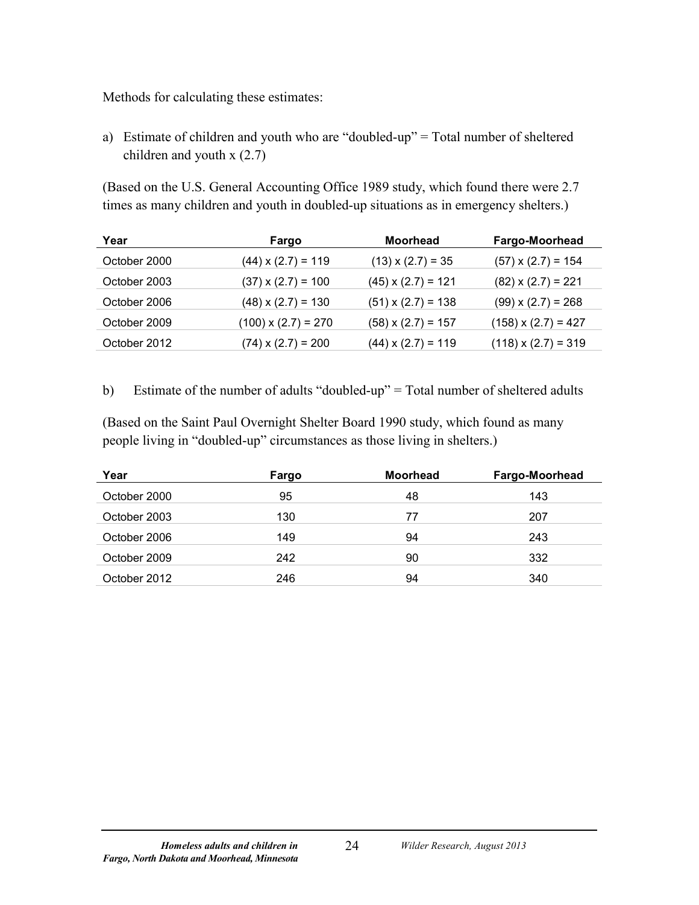Methods for calculating these estimates:

a) Estimate of children and youth who are "doubled-up" = Total number of sheltered children and youth x (2.7)

(Based on the U.S. General Accounting Office 1989 study, which found there were 2.7 times as many children and youth in doubled-up situations as in emergency shelters.)

| Year | Fargo | Moorhead | Fargo-Moorhead |
|---|---|---|---|
| October 2000 | (44) x (2.7) = 119 | (13) x (2.7) = 35 | (57) x (2.7) = 154 |
| October 2003 | (37) x (2.7) = 100 | (45) x (2.7) = 121 | (82) x (2.7) = 221 |
| October 2006 | (48) x (2.7) = 130 | (51) x (2.7) = 138 | (99) x (2.7) = 268 |
| October 2009 | (100) x (2.7) = 270 | (58) x (2.7) = 157 | (158) x (2.7) = 427 |
| October 2012 | (74) x (2.7) = 200 | (44) x (2.7) = 119 | (118) x (2.7) = 319 |

b) Estimate of the number of adults "doubled-up" = Total number of sheltered adults

(Based on the Saint Paul Overnight Shelter Board 1990 study, which found as many people living in "doubled-up" circumstances as those living in shelters.)

| Year | Fargo | Moorhead | Fargo-Moorhead |
|---|---|---|---|
| October 2000 | 95 | 48 | 143 |
| October 2003 | 130 | 77 | 207 |
| October 2006 | 149 | 94 | 243 |
| October 2009 | 242 | 90 | 332 |
| October 2012 | 246 | 94 | 340 |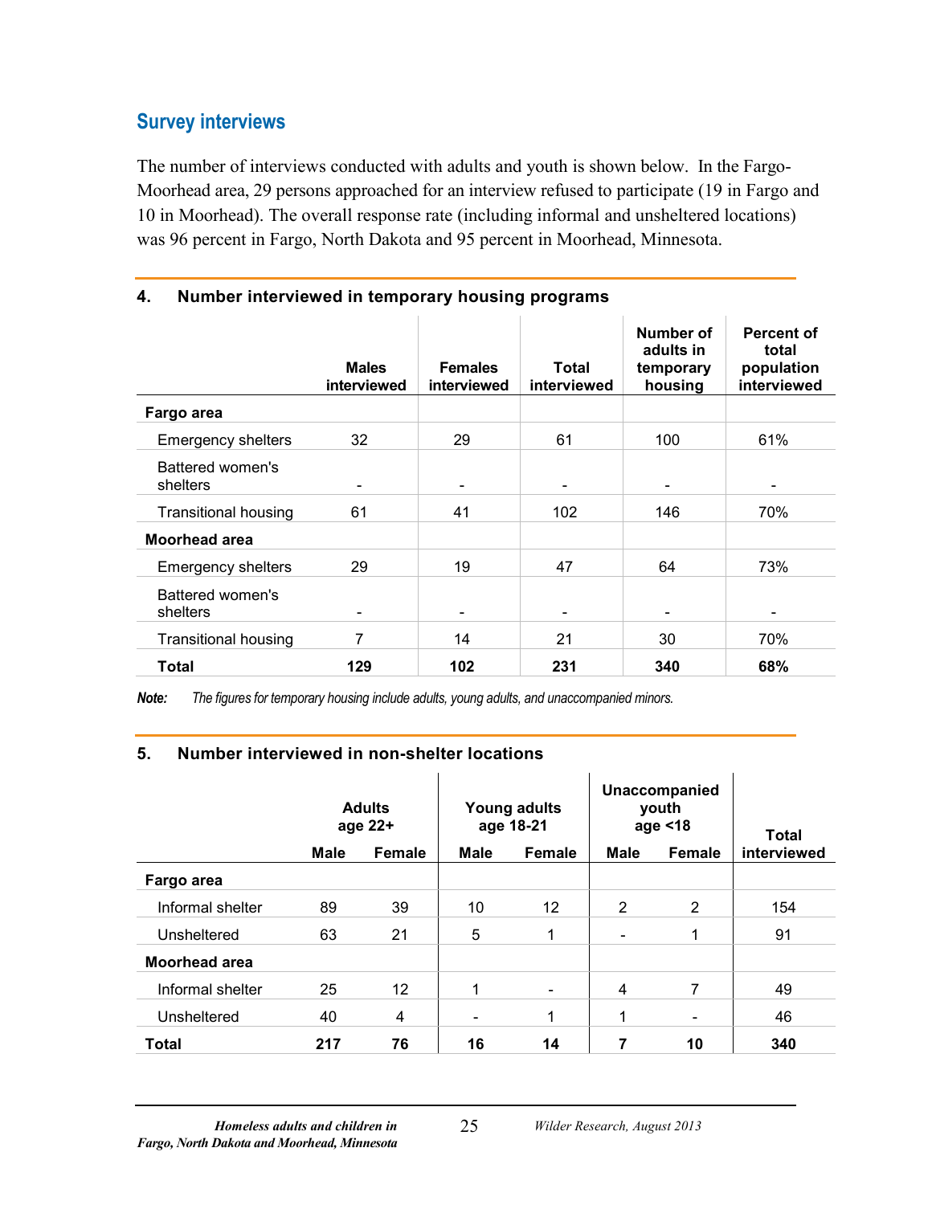## Survey interviews

The number of interviews conducted with adults and youth is shown below. In the Fargo-Moorhead area, 29 persons approached for an interview refused to participate (19 in Fargo and 10 in Moorhead). The overall response rate (including informal and unsheltered locations) was 96 percent in Fargo, North Dakota and 95 percent in Moorhead, Minnesota.

### 4. Number interviewed in temporary housing programs

| | Males interviewed | Females interviewed | Total interviewed | Number of adults in temporary housing | Percent of total population interviewed |
|---|---|---|---|---|---|
| **Fargo area** | | | | | |
| Emergency shelters | 32 | 29 | 61 | 100 | 61% |
| Battered women's shelters | - | - | - | - | - |
| Transitional housing | 61 | 41 | 102 | 146 | 70% |
| **Moorhead area** | | | | | |
| Emergency shelters | 29 | 19 | 47 | 64 | 73% |
| Battered women's shelters | - | - | - | - | - |
| Transitional housing | 7 | 14 | 21 | 30 | 70% |
| **Total** | **129** | **102** | **231** | **340** | **68%** |

*Note: The figures for temporary housing include adults, young adults, and unaccompanied minors.*

### 5. Number interviewed in non-shelter locations

| | Adults age 22+ | | Young adults age 18-21 | | Unaccompanied youth age <18 | | Total interviewed |
|---|---|---|---|---|---|---|---|
| | Male | Female | Male | Female | Male | Female | |
| **Fargo area** | | | | | | | |
| Informal shelter | 89 | 39 | 10 | 12 | 2 | 2 | 154 |
| Unsheltered | 63 | 21 | 5 | 1 | - | 1 | 91 |
| **Moorhead area** | | | | | | | |
| Informal shelter | 25 | 12 | 1 | - | 4 | 7 | 49 |
| Unsheltered | 40 | 4 | - | 1 | 1 | - | 46 |
| **Total** | **217** | **76** | **16** | **14** | **7** | **10** | **340** |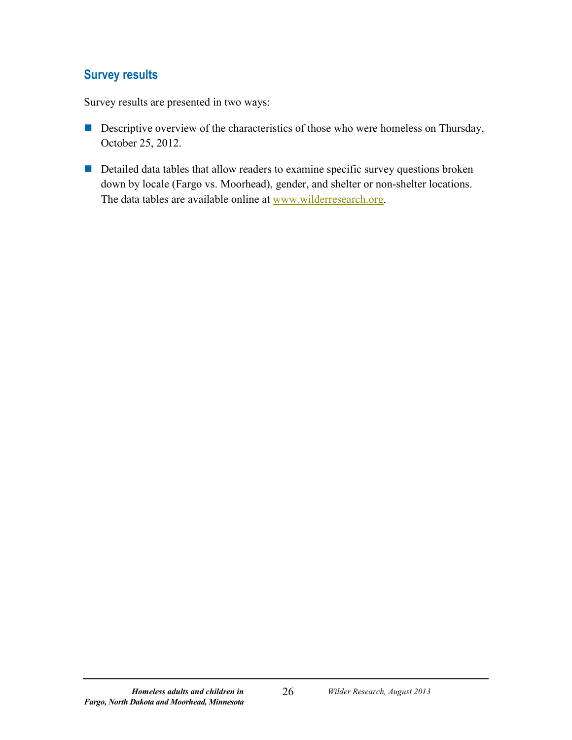## Survey results

Survey results are presented in two ways:

- Descriptive overview of the characteristics of those who were homeless on Thursday, October 25, 2012.
- Detailed data tables that allow readers to examine specific survey questions broken down by locale (Fargo vs. Moorhead), gender, and shelter or non-shelter locations. The data tables are available online at www.wilderresearch.org.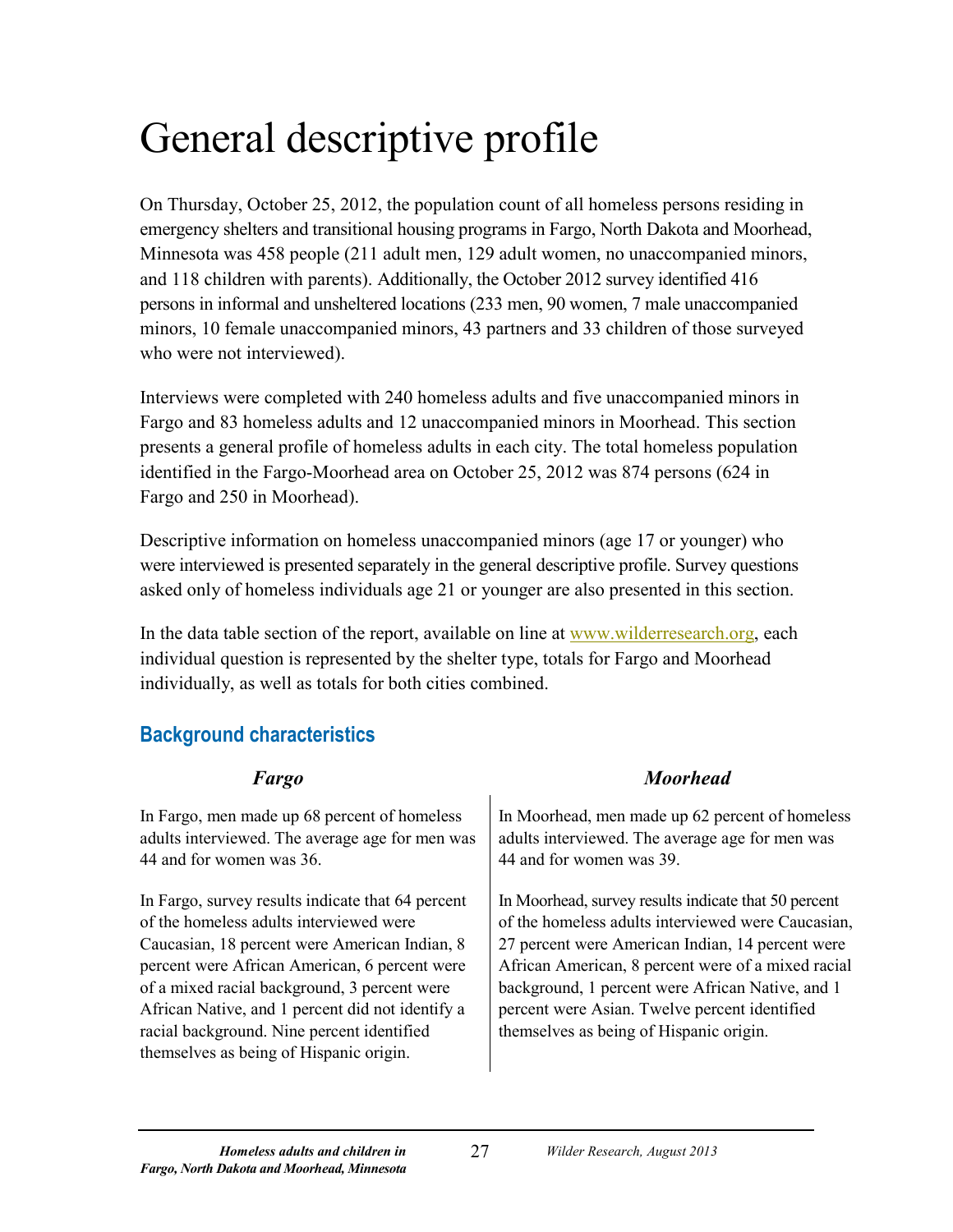# General descriptive profile

On Thursday, October 25, 2012, the population count of all homeless persons residing in emergency shelters and transitional housing programs in Fargo, North Dakota and Moorhead, Minnesota was 458 people (211 adult men, 129 adult women, no unaccompanied minors, and 118 children with parents). Additionally, the October 2012 survey identified 416 persons in informal and unsheltered locations (233 men, 90 women, 7 male unaccompanied minors, 10 female unaccompanied minors, 43 partners and 33 children of those surveyed who were not interviewed).

Interviews were completed with 240 homeless adults and five unaccompanied minors in Fargo and 83 homeless adults and 12 unaccompanied minors in Moorhead. This section presents a general profile of homeless adults in each city. The total homeless population identified in the Fargo-Moorhead area on October 25, 2012 was 874 persons (624 in Fargo and 250 in Moorhead).

Descriptive information on homeless unaccompanied minors (age 17 or younger) who were interviewed is presented separately in the general descriptive profile. Survey questions asked only of homeless individuals age 21 or younger are also presented in this section.

In the data table section of the report, available on line at www.wilderresearch.org, each individual question is represented by the shelter type, totals for Fargo and Moorhead individually, as well as totals for both cities combined.

## Background characteristics

### *Fargo*

In Fargo, men made up 68 percent of homeless adults interviewed. The average age for men was 44 and for women was 36.

In Fargo, survey results indicate that 64 percent of the homeless adults interviewed were Caucasian, 18 percent were American Indian, 8 percent were African American, 6 percent were of a mixed racial background, 3 percent were African Native, and 1 percent did not identify a racial background. Nine percent identified themselves as being of Hispanic origin.

### *Moorhead*

In Moorhead, men made up 62 percent of homeless adults interviewed. The average age for men was 44 and for women was 39.

In Moorhead, survey results indicate that 50 percent of the homeless adults interviewed were Caucasian, 27 percent were American Indian, 14 percent were African American, 8 percent were of a mixed racial background, 1 percent were African Native, and 1 percent were Asian. Twelve percent identified themselves as being of Hispanic origin.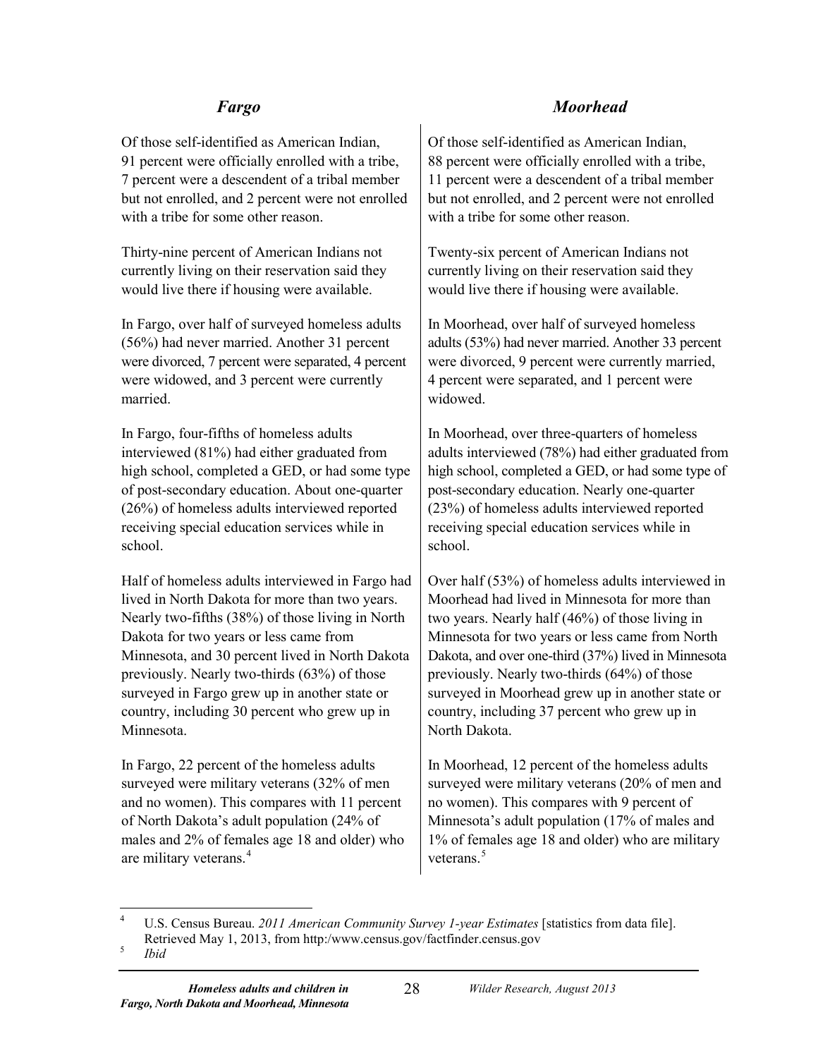## *Fargo*

Of those self-identified as American Indian, 91 percent were officially enrolled with a tribe, 7 percent were a descendent of a tribal member but not enrolled, and 2 percent were not enrolled with a tribe for some other reason.

Thirty-nine percent of American Indians not currently living on their reservation said they would live there if housing were available.

In Fargo, over half of surveyed homeless adults (56%) had never married. Another 31 percent were divorced, 7 percent were separated, 4 percent were widowed, and 3 percent were currently married.

In Fargo, four-fifths of homeless adults interviewed (81%) had either graduated from high school, completed a GED, or had some type of post-secondary education. About one-quarter (26%) of homeless adults interviewed reported receiving special education services while in school.

Half of homeless adults interviewed in Fargo had lived in North Dakota for more than two years. Nearly two-fifths (38%) of those living in North Dakota for two years or less came from Minnesota, and 30 percent lived in North Dakota previously. Nearly two-thirds (63%) of those surveyed in Fargo grew up in another state or country, including 30 percent who grew up in Minnesota.

In Fargo, 22 percent of the homeless adults surveyed were military veterans (32% of men and no women). This compares with 11 percent of North Dakota's adult population (24% of males and 2% of females age 18 and older) who are military veterans.[4]

## *Moorhead*

Of those self-identified as American Indian, 88 percent were officially enrolled with a tribe, 11 percent were a descendent of a tribal member but not enrolled, and 2 percent were not enrolled with a tribe for some other reason.

Twenty-six percent of American Indians not currently living on their reservation said they would live there if housing were available.

In Moorhead, over half of surveyed homeless adults (53%) had never married. Another 33 percent were divorced, 9 percent were currently married, 4 percent were separated, and 1 percent were widowed.

In Moorhead, over three-quarters of homeless adults interviewed (78%) had either graduated from high school, completed a GED, or had some type of post-secondary education. Nearly one-quarter (23%) of homeless adults interviewed reported receiving special education services while in school.

Over half (53%) of homeless adults interviewed in Moorhead had lived in Minnesota for more than two years. Nearly half (46%) of those living in Minnesota for two years or less came from North Dakota, and over one-third (37%) lived in Minnesota previously. Nearly two-thirds (64%) of those surveyed in Moorhead grew up in another state or country, including 37 percent who grew up in North Dakota.

In Moorhead, 12 percent of the homeless adults surveyed were military veterans (20% of men and no women). This compares with 9 percent of Minnesota's adult population (17% of males and 1% of females age 18 and older) who are military veterans.[5]

---

[4] U.S. Census Bureau. *2011 American Community Survey 1-year Estimates* [statistics from data file]. Retrieved May 1, 2013, from http:/www.census.gov/factfinder.census.gov

[5] *Ibid*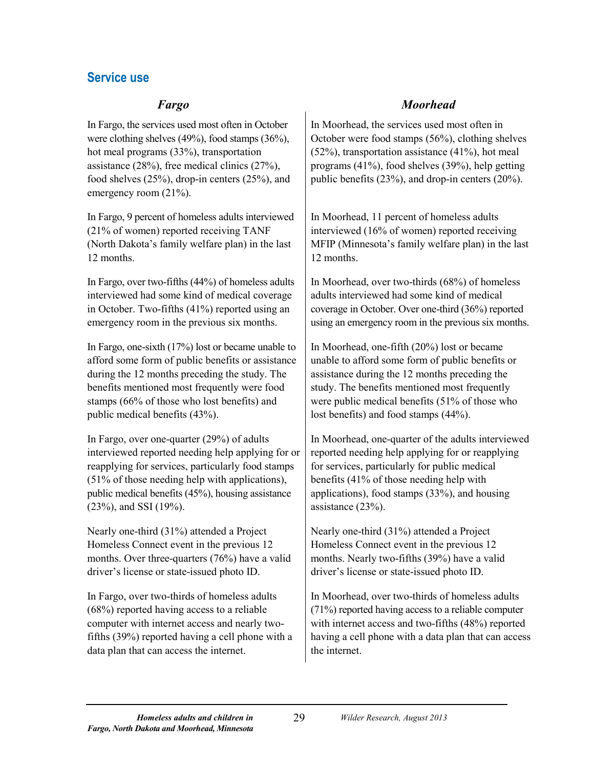## Service use

### *Fargo*

In Fargo, the services used most often in October were clothing shelves (49%), food stamps (36%), hot meal programs (33%), transportation assistance (28%), free medical clinics (27%), food shelves (25%), drop-in centers (25%), and emergency room (21%).

In Fargo, 9 percent of homeless adults interviewed (21% of women) reported receiving TANF (North Dakota's family welfare plan) in the last 12 months.

In Fargo, over two-fifths (44%) of homeless adults interviewed had some kind of medical coverage in October. Two-fifths (41%) reported using an emergency room in the previous six months.

In Fargo, one-sixth (17%) lost or became unable to afford some form of public benefits or assistance during the 12 months preceding the study. The benefits mentioned most frequently were food stamps (66% of those who lost benefits) and public medical benefits (43%).

In Fargo, over one-quarter (29%) of adults interviewed reported needing help applying for or reapplying for services, particularly food stamps (51% of those needing help with applications), public medical benefits (45%), housing assistance (23%), and SSI (19%).

Nearly one-third (31%) attended a Project Homeless Connect event in the previous 12 months. Over three-quarters (76%) have a valid driver's license or state-issued photo ID.

In Fargo, over two-thirds of homeless adults (68%) reported having access to a reliable computer with internet access and nearly two-fifths (39%) reported having a cell phone with a data plan that can access the internet.

### *Moorhead*

In Moorhead, the services used most often in October were food stamps (56%), clothing shelves (52%), transportation assistance (41%), hot meal programs (41%), food shelves (39%), help getting public benefits (23%), and drop-in centers (20%).

In Moorhead, 11 percent of homeless adults interviewed (16% of women) reported receiving MFIP (Minnesota's family welfare plan) in the last 12 months.

In Moorhead, over two-thirds (68%) of homeless adults interviewed had some kind of medical coverage in October. Over one-third (36%) reported using an emergency room in the previous six months.

In Moorhead, one-fifth (20%) lost or became unable to afford some form of public benefits or assistance during the 12 months preceding the study. The benefits mentioned most frequently were public medical benefits (51% of those who lost benefits) and food stamps (44%).

In Moorhead, one-quarter of the adults interviewed reported needing help applying for or reapplying for services, particularly for public medical benefits (41% of those needing help with applications), food stamps (33%), and housing assistance (23%).

Nearly one-third (31%) attended a Project Homeless Connect event in the previous 12 months. Nearly two-fifths (39%) have a valid driver's license or state-issued photo ID.

In Moorhead, over two-thirds of homeless adults (71%) reported having access to a reliable computer with internet access and two-fifths (48%) reported having a cell phone with a data plan that can access the internet.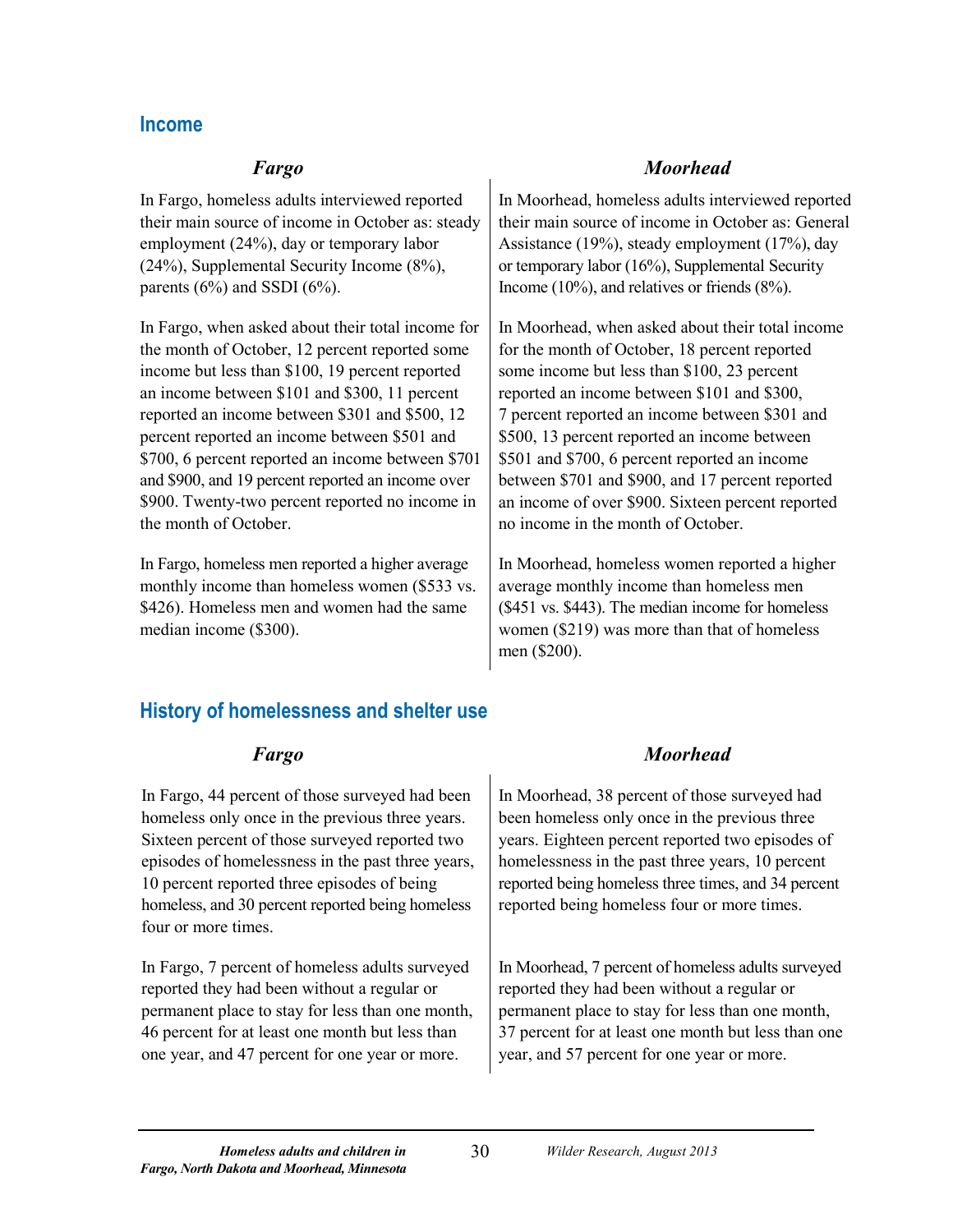## Income

### *Fargo*

In Fargo, homeless adults interviewed reported their main source of income in October as: steady employment (24%), day or temporary labor (24%), Supplemental Security Income (8%), parents (6%) and SSDI (6%).

In Fargo, when asked about their total income for the month of October, 12 percent reported some income but less than $100, 19 percent reported an income between $101 and $300, 11 percent reported an income between $301 and $500, 12 percent reported an income between $501 and $700, 6 percent reported an income between $701 and $900, and 19 percent reported an income over $900. Twenty-two percent reported no income in the month of October.

In Fargo, homeless men reported a higher average monthly income than homeless women ($533 vs. $426). Homeless men and women had the same median income ($300).

### *Moorhead*

In Moorhead, homeless adults interviewed reported their main source of income in October as: General Assistance (19%), steady employment (17%), day or temporary labor (16%), Supplemental Security Income (10%), and relatives or friends (8%).

In Moorhead, when asked about their total income for the month of October, 18 percent reported some income but less than $100, 23 percent reported an income between $101 and $300, 7 percent reported an income between $301 and $500, 13 percent reported an income between $501 and $700, 6 percent reported an income between $701 and $900, and 17 percent reported an income of over $900. Sixteen percent reported no income in the month of October.

In Moorhead, homeless women reported a higher average monthly income than homeless men ($451 vs. $443). The median income for homeless women ($219) was more than that of homeless men ($200).

## History of homelessness and shelter use

### *Fargo*

In Fargo, 44 percent of those surveyed had been homeless only once in the previous three years. Sixteen percent of those surveyed reported two episodes of homelessness in the past three years, 10 percent reported three episodes of being homeless, and 30 percent reported being homeless four or more times.

In Fargo, 7 percent of homeless adults surveyed reported they had been without a regular or permanent place to stay for less than one month, 46 percent for at least one month but less than one year, and 47 percent for one year or more.

### *Moorhead*

In Moorhead, 38 percent of those surveyed had been homeless only once in the previous three years. Eighteen percent reported two episodes of homelessness in the past three years, 10 percent reported being homeless three times, and 34 percent reported being homeless four or more times.

In Moorhead, 7 percent of homeless adults surveyed reported they had been without a regular or permanent place to stay for less than one month, 37 percent for at least one month but less than one year, and 57 percent for one year or more.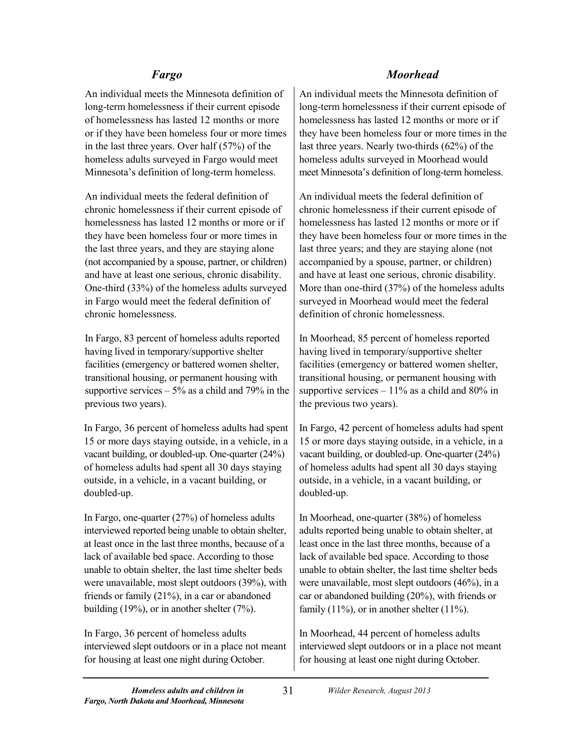### *Fargo*

An individual meets the Minnesota definition of long-term homelessness if their current episode of homelessness has lasted 12 months or more or if they have been homeless four or more times in the last three years. Over half (57%) of the homeless adults surveyed in Fargo would meet Minnesota's definition of long-term homeless.

An individual meets the federal definition of chronic homelessness if their current episode of homelessness has lasted 12 months or more or if they have been homeless four or more times in the last three years, and they are staying alone (not accompanied by a spouse, partner, or children) and have at least one serious, chronic disability. One-third (33%) of the homeless adults surveyed in Fargo would meet the federal definition of chronic homelessness.

In Fargo, 83 percent of homeless adults reported having lived in temporary/supportive shelter facilities (emergency or battered women shelter, transitional housing, or permanent housing with supportive services – 5% as a child and 79% in the previous two years).

In Fargo, 36 percent of homeless adults had spent 15 or more days staying outside, in a vehicle, in a vacant building, or doubled-up. One-quarter (24%) of homeless adults had spent all 30 days staying outside, in a vehicle, in a vacant building, or doubled-up.

In Fargo, one-quarter (27%) of homeless adults interviewed reported being unable to obtain shelter, at least once in the last three months, because of a lack of available bed space. According to those unable to obtain shelter, the last time shelter beds were unavailable, most slept outdoors (39%), with friends or family (21%), in a car or abandoned building (19%), or in another shelter (7%).

In Fargo, 36 percent of homeless adults interviewed slept outdoors or in a place not meant for housing at least one night during October.

### *Moorhead*

An individual meets the Minnesota definition of long-term homelessness if their current episode of homelessness has lasted 12 months or more or if they have been homeless four or more times in the last three years. Nearly two-thirds (62%) of the homeless adults surveyed in Moorhead would meet Minnesota's definition of long-term homeless.

An individual meets the federal definition of chronic homelessness if their current episode of homelessness has lasted 12 months or more or if they have been homeless four or more times in the last three years; and they are staying alone (not accompanied by a spouse, partner, or children) and have at least one serious, chronic disability. More than one-third (37%) of the homeless adults surveyed in Moorhead would meet the federal definition of chronic homelessness.

In Moorhead, 85 percent of homeless reported having lived in temporary/supportive shelter facilities (emergency or battered women shelter, transitional housing, or permanent housing with supportive services – 11% as a child and 80% in the previous two years).

In Fargo, 42 percent of homeless adults had spent 15 or more days staying outside, in a vehicle, in a vacant building, or doubled-up. One-quarter (24%) of homeless adults had spent all 30 days staying outside, in a vehicle, in a vacant building, or doubled-up.

In Moorhead, one-quarter (38%) of homeless adults reported being unable to obtain shelter, at least once in the last three months, because of a lack of available bed space. According to those unable to obtain shelter, the last time shelter beds were unavailable, most slept outdoors (46%), in a car or abandoned building (20%), with friends or family (11%), or in another shelter (11%).

In Moorhead, 44 percent of homeless adults interviewed slept outdoors or in a place not meant for housing at least one night during October.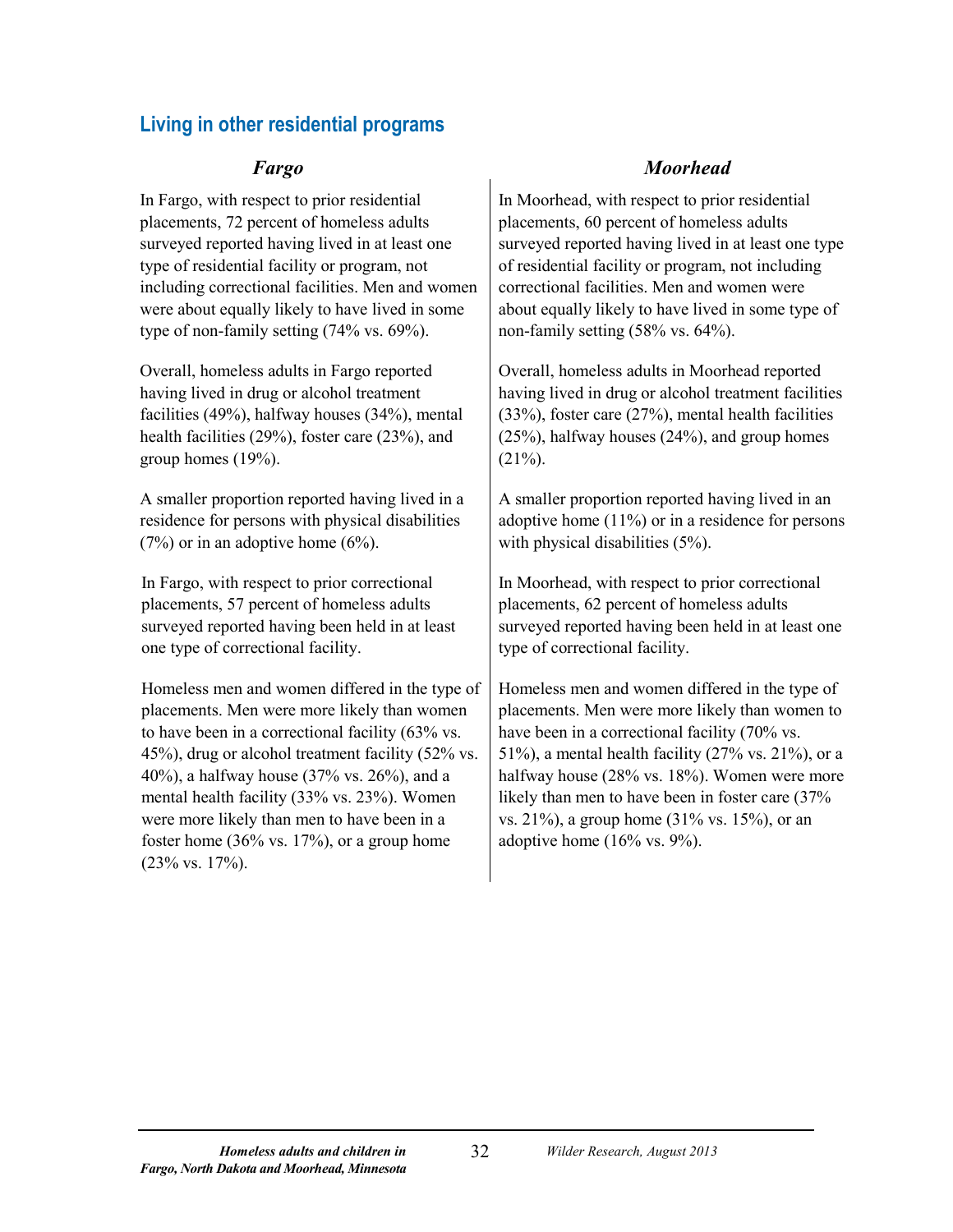## Living in other residential programs

### *Fargo*

In Fargo, with respect to prior residential placements, 72 percent of homeless adults surveyed reported having lived in at least one type of residential facility or program, not including correctional facilities. Men and women were about equally likely to have lived in some type of non-family setting (74% vs. 69%).

Overall, homeless adults in Fargo reported having lived in drug or alcohol treatment facilities (49%), halfway houses (34%), mental health facilities (29%), foster care (23%), and group homes (19%).

A smaller proportion reported having lived in a residence for persons with physical disabilities (7%) or in an adoptive home (6%).

In Fargo, with respect to prior correctional placements, 57 percent of homeless adults surveyed reported having been held in at least one type of correctional facility.

Homeless men and women differed in the type of placements. Men were more likely than women to have been in a correctional facility (63% vs. 45%), drug or alcohol treatment facility (52% vs. 40%), a halfway house (37% vs. 26%), and a mental health facility (33% vs. 23%). Women were more likely than men to have been in a foster home (36% vs. 17%), or a group home (23% vs. 17%).

### *Moorhead*

In Moorhead, with respect to prior residential placements, 60 percent of homeless adults surveyed reported having lived in at least one type of residential facility or program, not including correctional facilities. Men and women were about equally likely to have lived in some type of non-family setting (58% vs. 64%).

Overall, homeless adults in Moorhead reported having lived in drug or alcohol treatment facilities (33%), foster care (27%), mental health facilities (25%), halfway houses (24%), and group homes (21%).

A smaller proportion reported having lived in an adoptive home (11%) or in a residence for persons with physical disabilities (5%).

In Moorhead, with respect to prior correctional placements, 62 percent of homeless adults surveyed reported having been held in at least one type of correctional facility.

Homeless men and women differed in the type of placements. Men were more likely than women to have been in a correctional facility (70% vs. 51%), a mental health facility (27% vs. 21%), or a halfway house (28% vs. 18%). Women were more likely than men to have been in foster care (37% vs. 21%), a group home (31% vs. 15%), or an adoptive home (16% vs. 9%).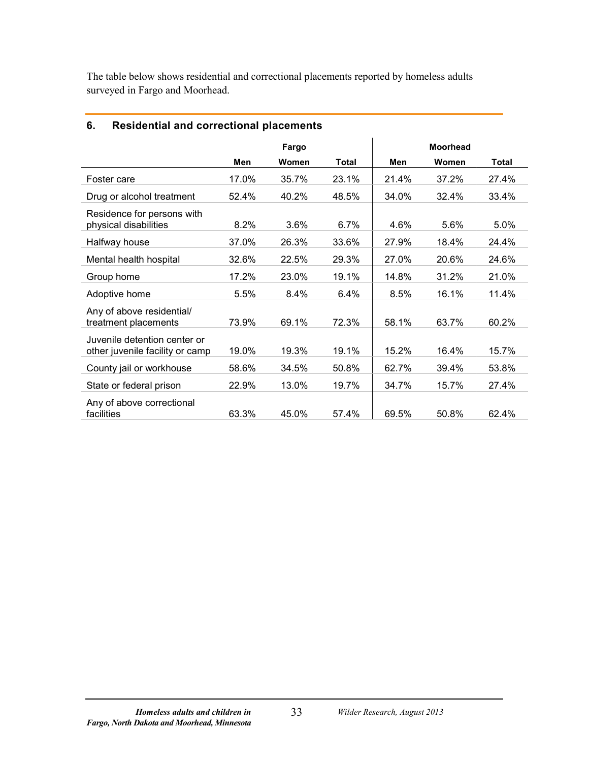The table below shows residential and correctional placements reported by homeless adults surveyed in Fargo and Moorhead.

## 6. Residential and correctional placements

| | Fargo | | | Moorhead | | |
|---|---|---|---|---|---|---|
| | **Men** | **Women** | **Total** | **Men** | **Women** | **Total** |
| Foster care | 17.0% | 35.7% | 23.1% | 21.4% | 37.2% | 27.4% |
| Drug or alcohol treatment | 52.4% | 40.2% | 48.5% | 34.0% | 32.4% | 33.4% |
| Residence for persons with physical disabilities | 8.2% | 3.6% | 6.7% | 4.6% | 5.6% | 5.0% |
| Halfway house | 37.0% | 26.3% | 33.6% | 27.9% | 18.4% | 24.4% |
| Mental health hospital | 32.6% | 22.5% | 29.3% | 27.0% | 20.6% | 24.6% |
| Group home | 17.2% | 23.0% | 19.1% | 14.8% | 31.2% | 21.0% |
| Adoptive home | 5.5% | 8.4% | 6.4% | 8.5% | 16.1% | 11.4% |
| Any of above residential/ treatment placements | 73.9% | 69.1% | 72.3% | 58.1% | 63.7% | 60.2% |
| Juvenile detention center or other juvenile facility or camp | 19.0% | 19.3% | 19.1% | 15.2% | 16.4% | 15.7% |
| County jail or workhouse | 58.6% | 34.5% | 50.8% | 62.7% | 39.4% | 53.8% |
| State or federal prison | 22.9% | 13.0% | 19.7% | 34.7% | 15.7% | 27.4% |
| Any of above correctional facilities | 63.3% | 45.0% | 57.4% | 69.5% | 50.8% | 62.4% |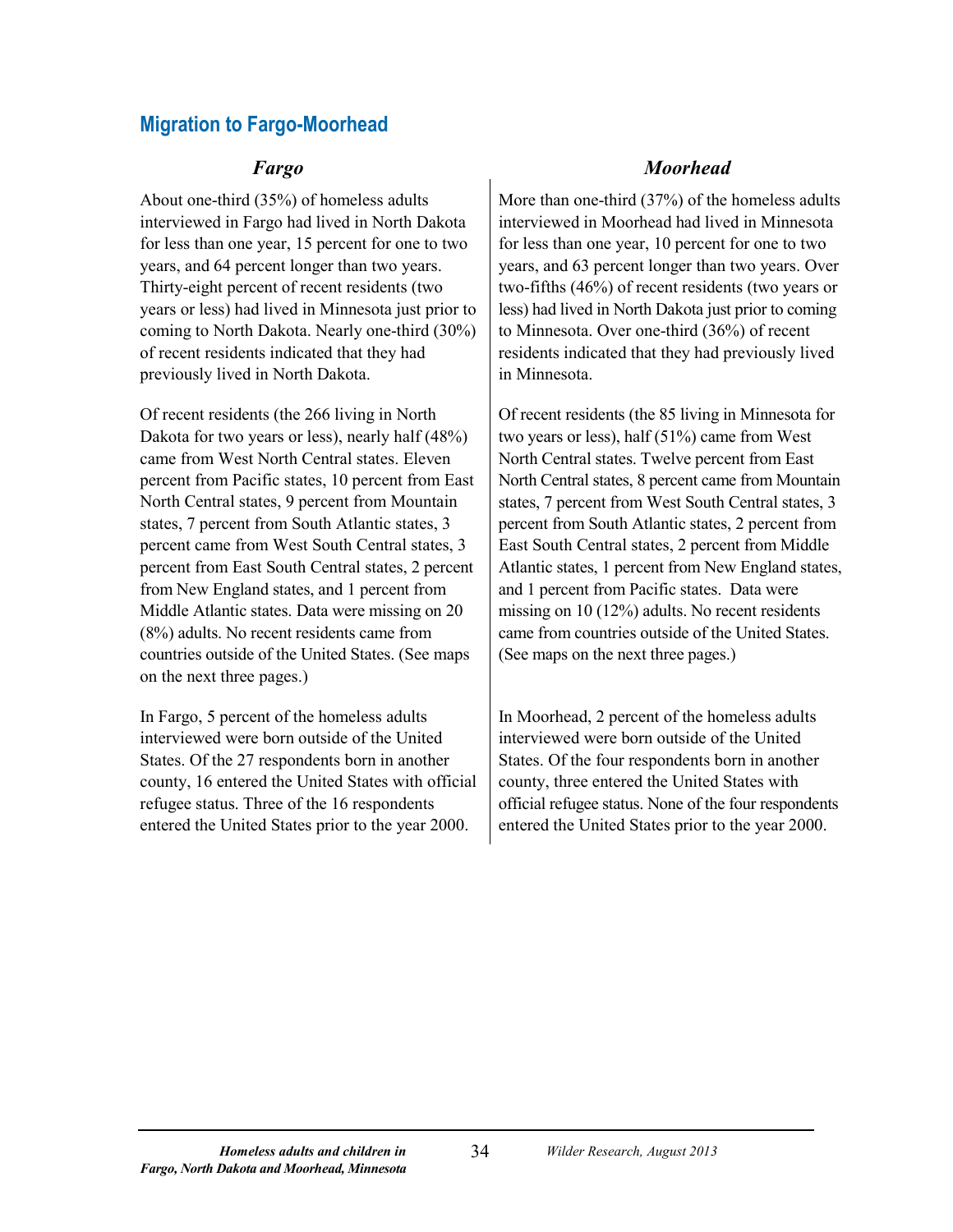## Migration to Fargo-Moorhead

### *Fargo*

About one-third (35%) of homeless adults interviewed in Fargo had lived in North Dakota for less than one year, 15 percent for one to two years, and 64 percent longer than two years. Thirty-eight percent of recent residents (two years or less) had lived in Minnesota just prior to coming to North Dakota. Nearly one-third (30%) of recent residents indicated that they had previously lived in North Dakota.

Of recent residents (the 266 living in North Dakota for two years or less), nearly half (48%) came from West North Central states. Eleven percent from Pacific states, 10 percent from East North Central states, 9 percent from Mountain states, 7 percent from South Atlantic states, 3 percent came from West South Central states, 3 percent from East South Central states, 2 percent from New England states, and 1 percent from Middle Atlantic states. Data were missing on 20 (8%) adults. No recent residents came from countries outside of the United States. (See maps on the next three pages.)

In Fargo, 5 percent of the homeless adults interviewed were born outside of the United States. Of the 27 respondents born in another county, 16 entered the United States with official refugee status. Three of the 16 respondents entered the United States prior to the year 2000.

### *Moorhead*

More than one-third (37%) of the homeless adults interviewed in Moorhead had lived in Minnesota for less than one year, 10 percent for one to two years, and 63 percent longer than two years. Over two-fifths (46%) of recent residents (two years or less) had lived in North Dakota just prior to coming to Minnesota. Over one-third (36%) of recent residents indicated that they had previously lived in Minnesota.

Of recent residents (the 85 living in Minnesota for two years or less), half (51%) came from West North Central states. Twelve percent from East North Central states, 8 percent came from Mountain states, 7 percent from West South Central states, 3 percent from South Atlantic states, 2 percent from East South Central states, 2 percent from Middle Atlantic states, 1 percent from New England states, and 1 percent from Pacific states. Data were missing on 10 (12%) adults. No recent residents came from countries outside of the United States. (See maps on the next three pages.)

In Moorhead, 2 percent of the homeless adults interviewed were born outside of the United States. Of the four respondents born in another county, three entered the United States with official refugee status. None of the four respondents entered the United States prior to the year 2000.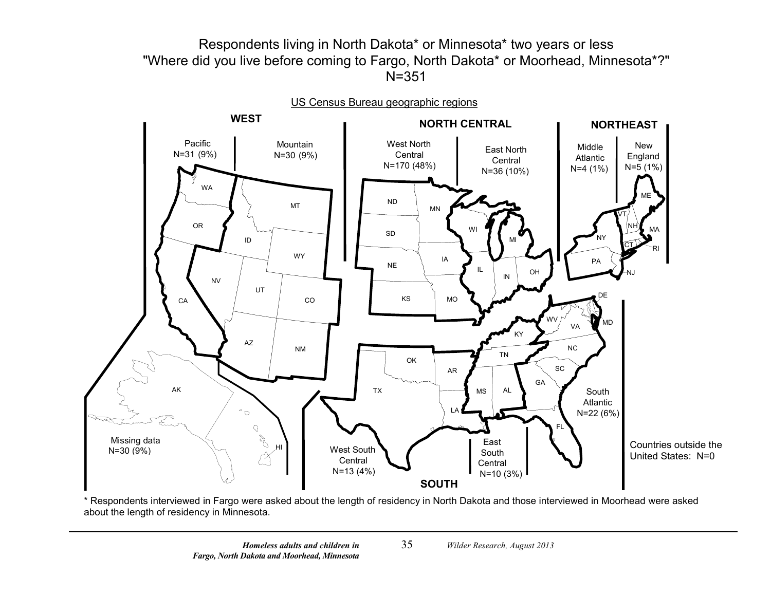Respondents living in North Dakota* or Minnesota* two years or less
"Where did you live before coming to Fargo, North Dakota* or Moorhead, Minnesota*?"
N=351

US Census Bureau geographic regions

**WEST**

Pacific N=31 (9%)

Mountain N=30 (9%)

**NORTH CENTRAL**

West North Central N=170 (48%)

East North Central N=36 (10%)

**NORTHEAST**

Middle Atlantic N=4 (1%)

New England N=5 (1%)

**SOUTH**

West South Central N=13 (4%)

East South Central N=10 (3%)

South Atlantic N=22 (6%)

Missing data N=30 (9%)

Countries outside the United States: N=0

WA, OR, CA, AK, HI, MT, ID, WY, NV, UT, CO, AZ, NM, ND, SD, NE, KS, MN, IA, MO, WI, MI, IL, IN, OH, ME, VT, NH, MA, RI, CT, NY, PA, NJ, DE, MD, WV, VA, KY, TN, NC, SC, GA, FL, AL, MS, AR, LA, OK, TX

* Respondents interviewed in Fargo were asked about the length of residency in North Dakota and those interviewed in Moorhead were asked about the length of residency in Minnesota.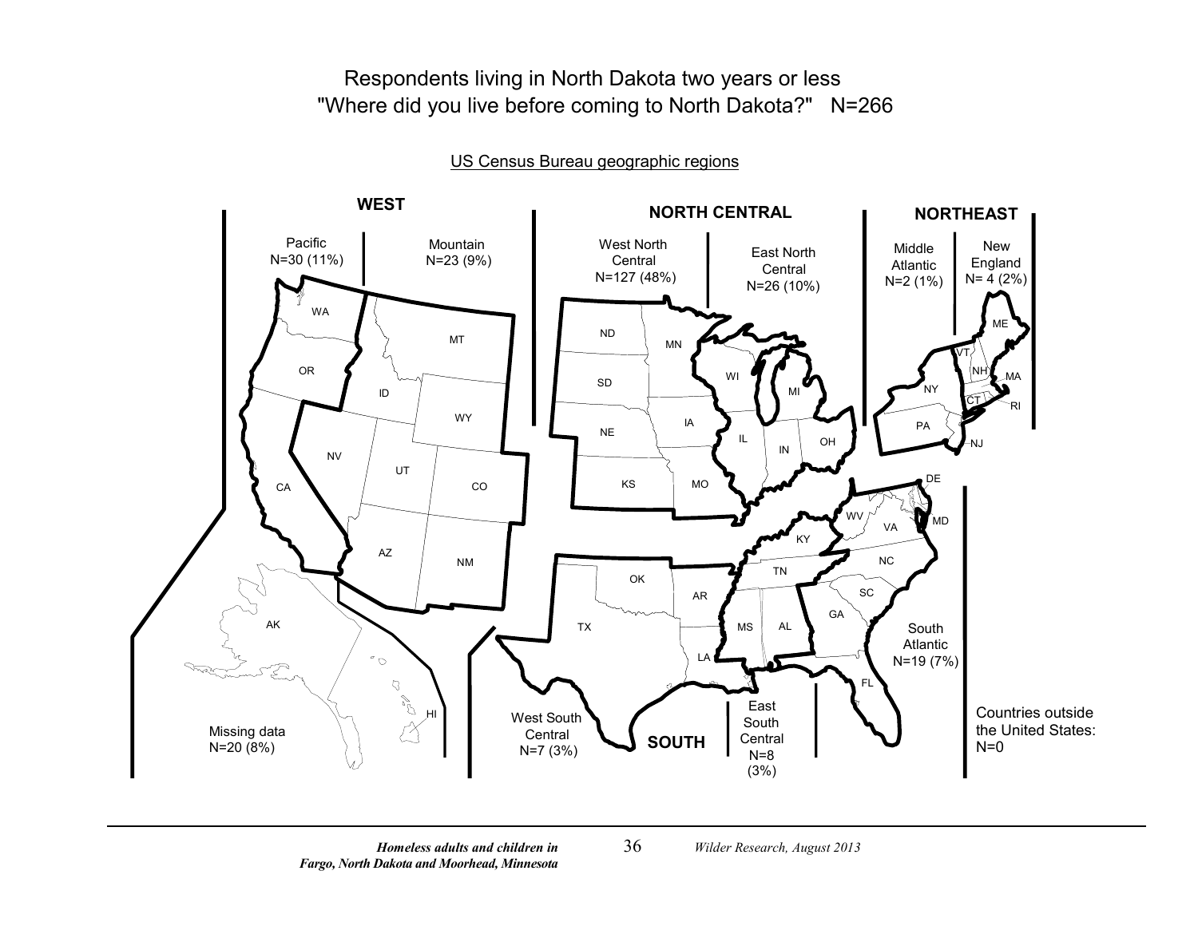Respondents living in North Dakota two years or less
"Where did you live before coming to North Dakota?" N=266

US Census Bureau geographic regions

**WEST**

Pacific
N=30 (11%)

Mountain
N=23 (9%)

**NORTH CENTRAL**

West North Central
N=127 (48%)

East North Central
N=26 (10%)

**NORTHEAST**

Middle Atlantic
N=2 (1%)

New England
N= 4 (2%)

**SOUTH**

South Atlantic
N=19 (7%)

West South Central
N=7 (3%)

East South Central
N=8 (3%)

Missing data
N=20 (8%)

Countries outside the United States:
N=0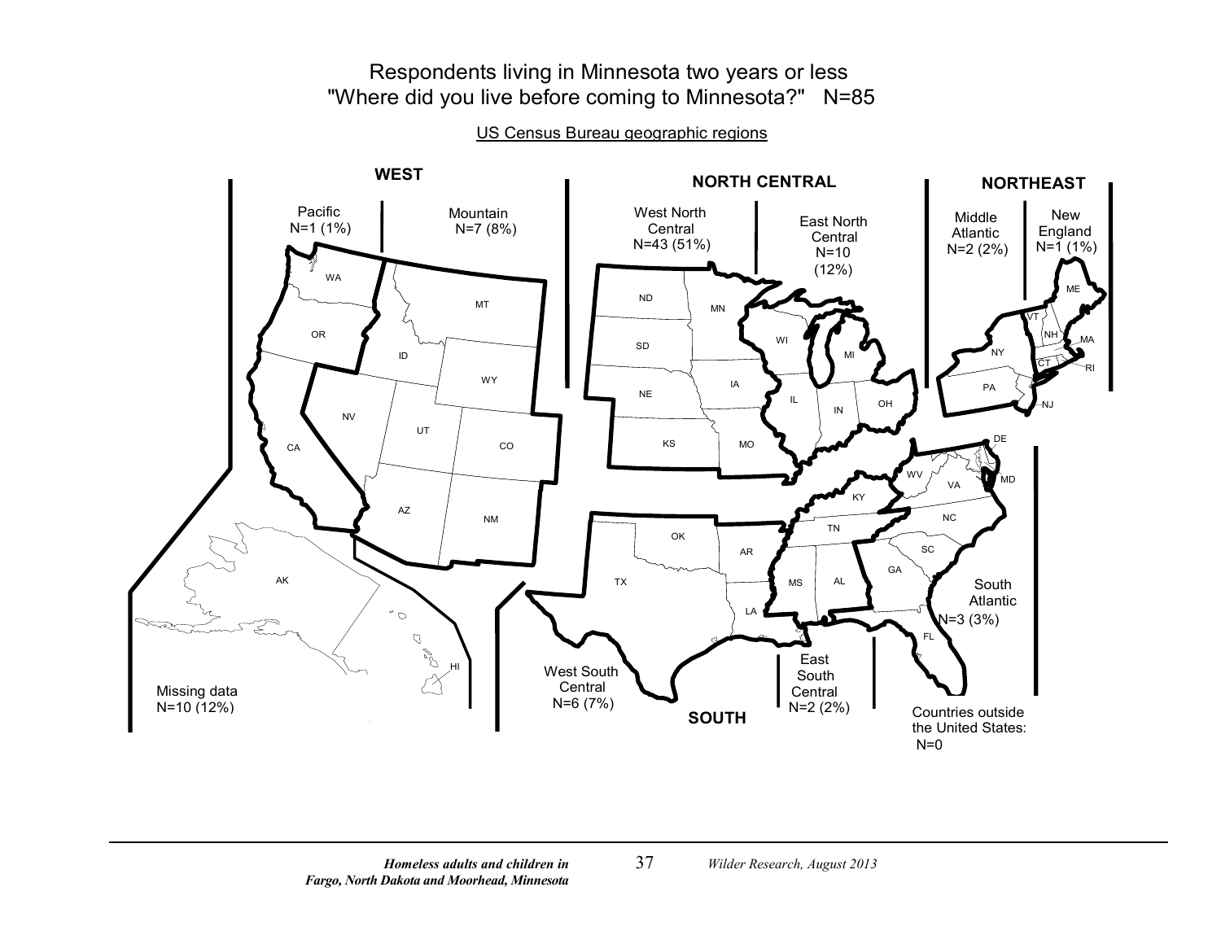Respondents living in Minnesota two years or less
"Where did you live before coming to Minnesota?" N=85

US Census Bureau geographic regions

**WEST**

Pacific N=1 (1%)

Mountain N=7 (8%)

**NORTH CENTRAL**

West North Central N=43 (51%)

East North Central N=10 (12%)

**NORTHEAST**

Middle Atlantic N=2 (2%)

New England N=1 (1%)

**SOUTH**

West South Central N=6 (7%)

East South Central N=2 (2%)

South Atlantic N=3 (3%)

Missing data N=10 (12%)

Countries outside the United States: N=0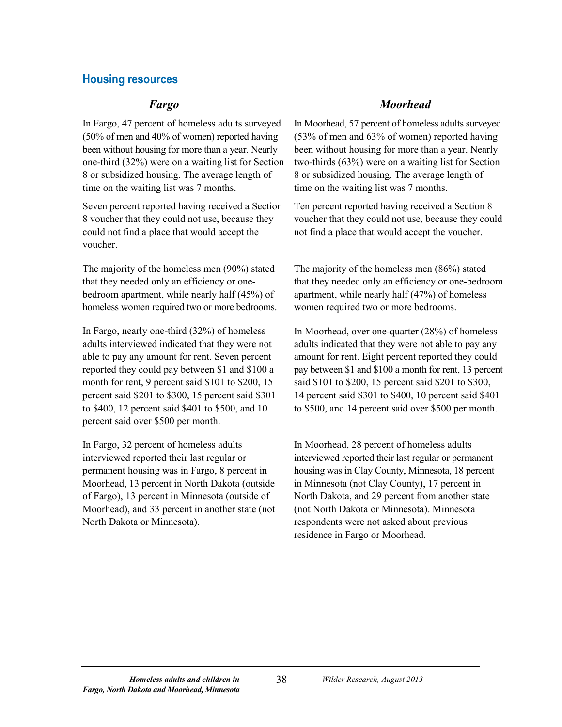## Housing resources

### *Fargo*

In Fargo, 47 percent of homeless adults surveyed (50% of men and 40% of women) reported having been without housing for more than a year. Nearly one-third (32%) were on a waiting list for Section 8 or subsidized housing. The average length of time on the waiting list was 7 months.

Seven percent reported having received a Section 8 voucher that they could not use, because they could not find a place that would accept the voucher.

The majority of the homeless men (90%) stated that they needed only an efficiency or one-bedroom apartment, while nearly half (45%) of homeless women required two or more bedrooms.

In Fargo, nearly one-third (32%) of homeless adults interviewed indicated that they were not able to pay any amount for rent. Seven percent reported they could pay between $1 and $100 a month for rent, 9 percent said $101 to $200, 15 percent said $201 to $300, 15 percent said $301 to $400, 12 percent said $401 to $500, and 10 percent said over $500 per month.

In Fargo, 32 percent of homeless adults interviewed reported their last regular or permanent housing was in Fargo, 8 percent in Moorhead, 13 percent in North Dakota (outside of Fargo), 13 percent in Minnesota (outside of Moorhead), and 33 percent in another state (not North Dakota or Minnesota).

### *Moorhead*

In Moorhead, 57 percent of homeless adults surveyed (53% of men and 63% of women) reported having been without housing for more than a year. Nearly two-thirds (63%) were on a waiting list for Section 8 or subsidized housing. The average length of time on the waiting list was 7 months.

Ten percent reported having received a Section 8 voucher that they could not use, because they could not find a place that would accept the voucher.

The majority of the homeless men (86%) stated that they needed only an efficiency or one-bedroom apartment, while nearly half (47%) of homeless women required two or more bedrooms.

In Moorhead, over one-quarter (28%) of homeless adults indicated that they were not able to pay any amount for rent. Eight percent reported they could pay between $1 and $100 a month for rent, 13 percent said $101 to $200, 15 percent said $201 to $300, 14 percent said $301 to $400, 10 percent said $401 to $500, and 14 percent said over $500 per month.

In Moorhead, 28 percent of homeless adults interviewed reported their last regular or permanent housing was in Clay County, Minnesota, 18 percent in Minnesota (not Clay County), 17 percent in North Dakota, and 29 percent from another state (not North Dakota or Minnesota). Minnesota respondents were not asked about previous residence in Fargo or Moorhead.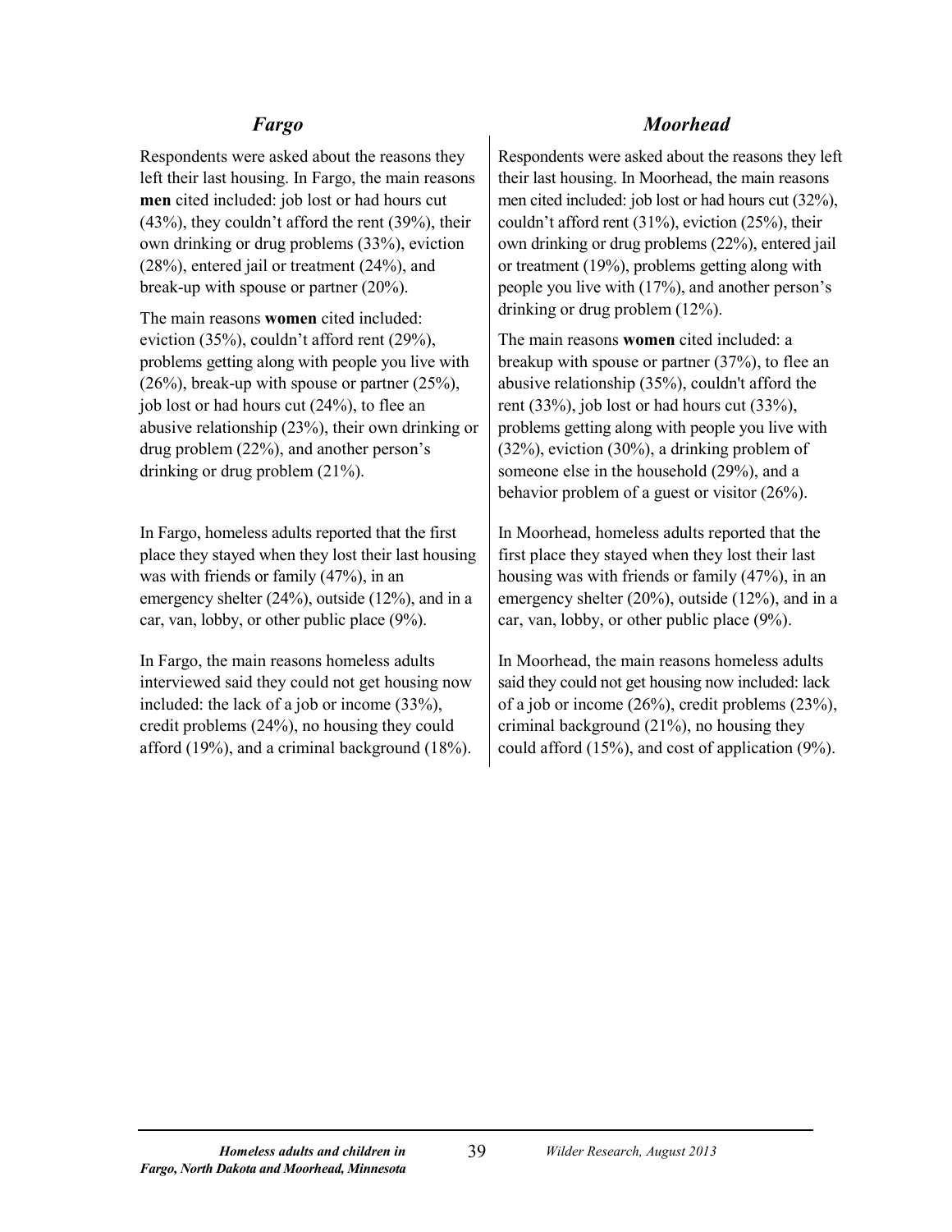## *Fargo*

Respondents were asked about the reasons they left their last housing. In Fargo, the main reasons **men** cited included: job lost or had hours cut (43%), they couldn't afford the rent (39%), their own drinking or drug problems (33%), eviction (28%), entered jail or treatment (24%), and break-up with spouse or partner (20%).

The main reasons **women** cited included: eviction (35%), couldn't afford rent (29%), problems getting along with people you live with (26%), break-up with spouse or partner (25%), job lost or had hours cut (24%), to flee an abusive relationship (23%), their own drinking or drug problem (22%), and another person's drinking or drug problem (21%).

In Fargo, homeless adults reported that the first place they stayed when they lost their last housing was with friends or family (47%), in an emergency shelter (24%), outside (12%), and in a car, van, lobby, or other public place (9%).

In Fargo, the main reasons homeless adults interviewed said they could not get housing now included: the lack of a job or income (33%), credit problems (24%), no housing they could afford (19%), and a criminal background (18%).

## *Moorhead*

Respondents were asked about the reasons they left their last housing. In Moorhead, the main reasons men cited included: job lost or had hours cut (32%), couldn't afford rent (31%), eviction (25%), their own drinking or drug problems (22%), entered jail or treatment (19%), problems getting along with people you live with (17%), and another person's drinking or drug problem (12%).

The main reasons **women** cited included: a breakup with spouse or partner (37%), to flee an abusive relationship (35%), couldn't afford the rent (33%), job lost or had hours cut (33%), problems getting along with people you live with (32%), eviction (30%), a drinking problem of someone else in the household (29%), and a behavior problem of a guest or visitor (26%).

In Moorhead, homeless adults reported that the first place they stayed when they lost their last housing was with friends or family (47%), in an emergency shelter (20%), outside (12%), and in a car, van, lobby, or other public place (9%).

In Moorhead, the main reasons homeless adults said they could not get housing now included: lack of a job or income (26%), credit problems (23%), criminal background (21%), no housing they could afford (15%), and cost of application (9%).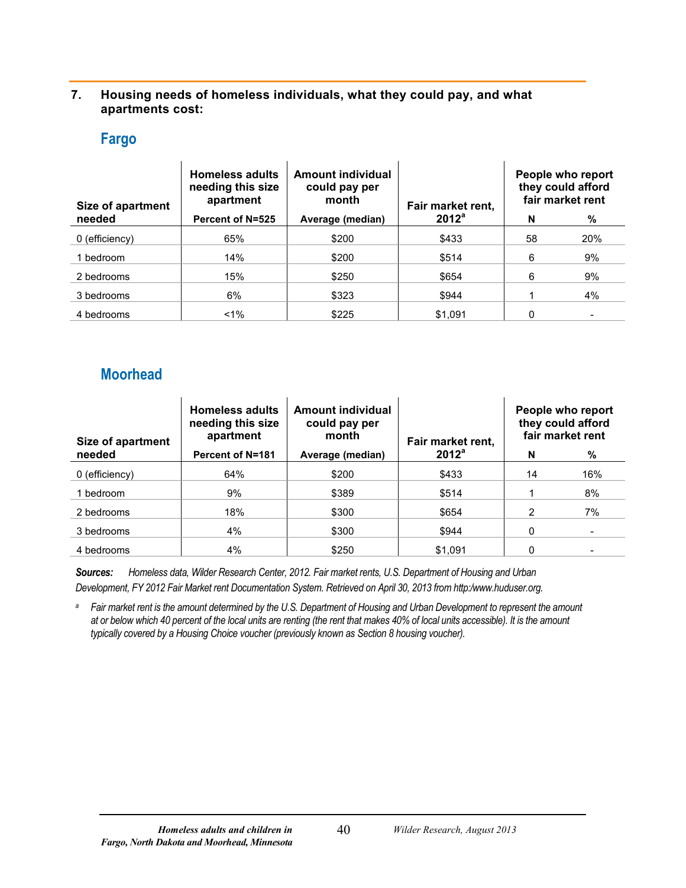### 7. Housing needs of homeless individuals, what they could pay, and what apartments cost:

## Fargo

| Size of apartment needed | Homeless adults needing this size apartment | Amount individual could pay per month | Fair market rent, 2012[a] | People who report they could afford fair market rent | |
|---|---|---|---|---|---|
| | Percent of N=525 | Average (median) | | N | % |
| 0 (efficiency) | 65% | $200 | $433 | 58 | 20% |
| 1 bedroom | 14% | $200 | $514 | 6 | 9% |
| 2 bedrooms | 15% | $250 | $654 | 6 | 9% |
| 3 bedrooms | 6% | $323 | $944 | 1 | 4% |
| 4 bedrooms | <1% | $225 | $1,091 | 0 | - |

## Moorhead

| Size of apartment needed | Homeless adults needing this size apartment | Amount individual could pay per month | Fair market rent, 2012[a] | People who report they could afford fair market rent | |
|---|---|---|---|---|---|
| | Percent of N=181 | Average (median) | | N | % |
| 0 (efficiency) | 64% | $200 | $433 | 14 | 16% |
| 1 bedroom | 9% | $389 | $514 | 1 | 8% |
| 2 bedrooms | 18% | $300 | $654 | 2 | 7% |
| 3 bedrooms | 4% | $300 | $944 | 0 | - |
| 4 bedrooms | 4% | $250 | $1,091 | 0 | - |

***Sources:*** *Homeless data, Wilder Research Center, 2012. Fair market rents, U.S. Department of Housing and Urban Development, FY 2012 Fair Market rent Documentation System. Retrieved on April 30, 2013 from http:/www.huduser.org.*

[a] *Fair market rent is the amount determined by the U.S. Department of Housing and Urban Development to represent the amount at or below which 40 percent of the local units are renting (the rent that makes 40% of local units accessible). It is the amount typically covered by a Housing Choice voucher (previously known as Section 8 housing voucher).*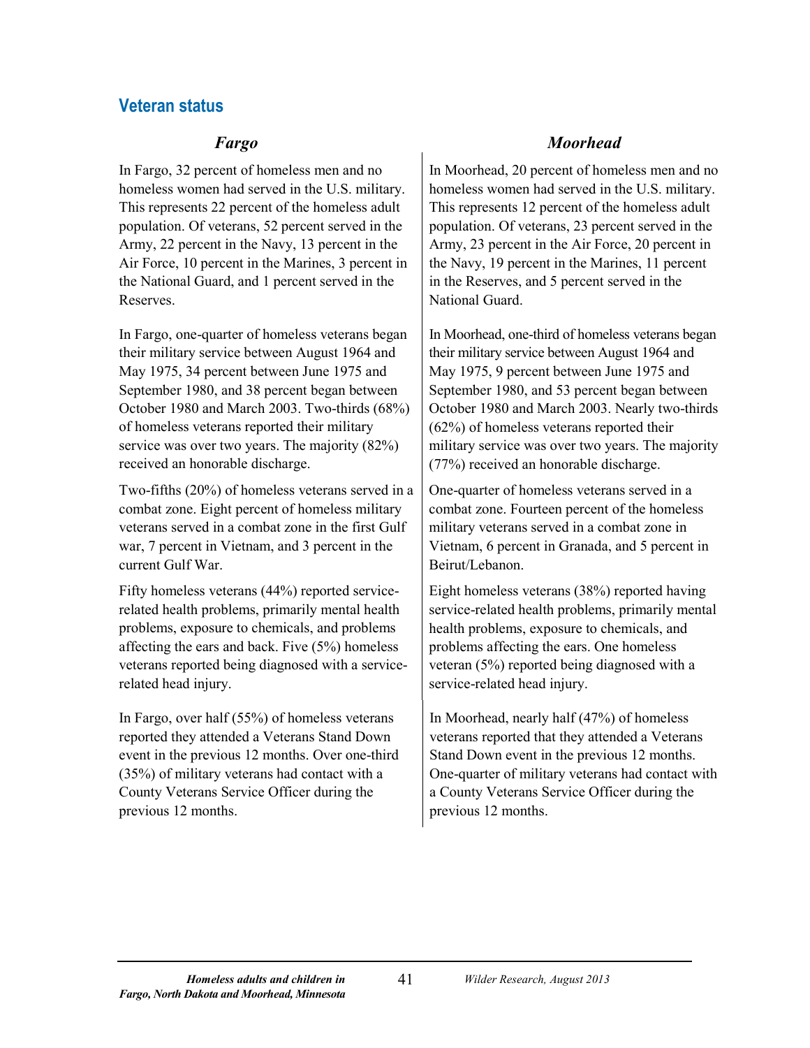## Veteran status

### *Fargo*

In Fargo, 32 percent of homeless men and no homeless women had served in the U.S. military. This represents 22 percent of the homeless adult population. Of veterans, 52 percent served in the Army, 22 percent in the Navy, 13 percent in the Air Force, 10 percent in the Marines, 3 percent in the National Guard, and 1 percent served in the Reserves.

In Fargo, one-quarter of homeless veterans began their military service between August 1964 and May 1975, 34 percent between June 1975 and September 1980, and 38 percent began between October 1980 and March 2003. Two-thirds (68%) of homeless veterans reported their military service was over two years. The majority (82%) received an honorable discharge.

Two-fifths (20%) of homeless veterans served in a combat zone. Eight percent of homeless military veterans served in a combat zone in the first Gulf war, 7 percent in Vietnam, and 3 percent in the current Gulf War.

Fifty homeless veterans (44%) reported service-related health problems, primarily mental health problems, exposure to chemicals, and problems affecting the ears and back. Five (5%) homeless veterans reported being diagnosed with a service-related head injury.

In Fargo, over half (55%) of homeless veterans reported they attended a Veterans Stand Down event in the previous 12 months. Over one-third (35%) of military veterans had contact with a County Veterans Service Officer during the previous 12 months.

### *Moorhead*

In Moorhead, 20 percent of homeless men and no homeless women had served in the U.S. military. This represents 12 percent of the homeless adult population. Of veterans, 23 percent served in the Army, 23 percent in the Air Force, 20 percent in the Navy, 19 percent in the Marines, 11 percent in the Reserves, and 5 percent served in the National Guard.

In Moorhead, one-third of homeless veterans began their military service between August 1964 and May 1975, 9 percent between June 1975 and September 1980, and 53 percent began between October 1980 and March 2003. Nearly two-thirds (62%) of homeless veterans reported their military service was over two years. The majority (77%) received an honorable discharge.

One-quarter of homeless veterans served in a combat zone. Fourteen percent of the homeless military veterans served in a combat zone in Vietnam, 6 percent in Granada, and 5 percent in Beirut/Lebanon.

Eight homeless veterans (38%) reported having service-related health problems, primarily mental health problems, exposure to chemicals, and problems affecting the ears. One homeless veteran (5%) reported being diagnosed with a service-related head injury.

In Moorhead, nearly half (47%) of homeless veterans reported that they attended a Veterans Stand Down event in the previous 12 months. One-quarter of military veterans had contact with a County Veterans Service Officer during the previous 12 months.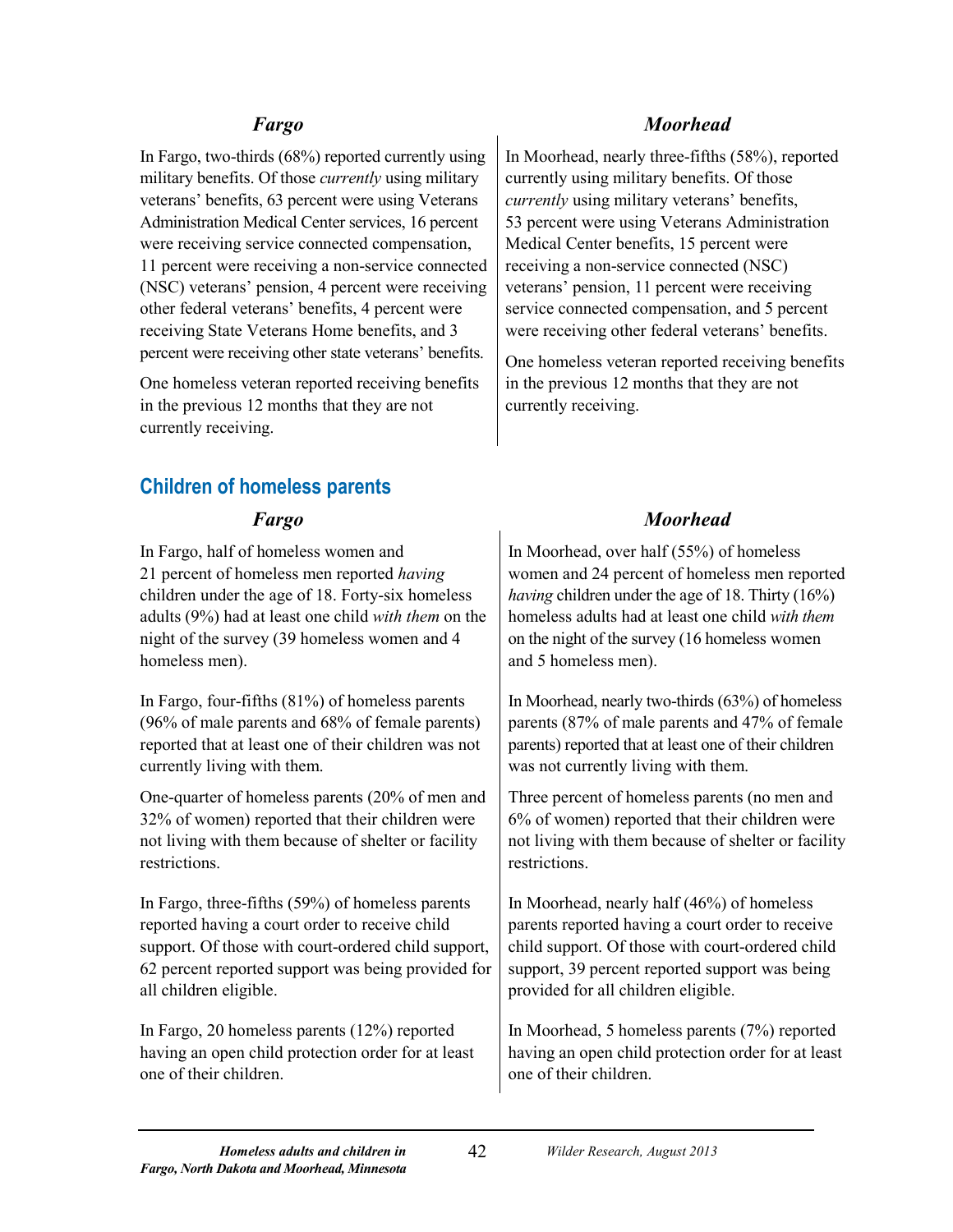### *Fargo*

In Fargo, two-thirds (68%) reported currently using military benefits. Of those *currently* using military veterans' benefits, 63 percent were using Veterans Administration Medical Center services, 16 percent were receiving service connected compensation, 11 percent were receiving a non-service connected (NSC) veterans' pension, 4 percent were receiving other federal veterans' benefits, 4 percent were receiving State Veterans Home benefits, and 3 percent were receiving other state veterans' benefits.

One homeless veteran reported receiving benefits in the previous 12 months that they are not currently receiving.

### *Moorhead*

In Moorhead, nearly three-fifths (58%), reported currently using military benefits. Of those *currently* using military veterans' benefits, 53 percent were using Veterans Administration Medical Center benefits, 15 percent were receiving a non-service connected (NSC) veterans' pension, 11 percent were receiving service connected compensation, and 5 percent were receiving other federal veterans' benefits.

One homeless veteran reported receiving benefits in the previous 12 months that they are not currently receiving.

## Children of homeless parents

### *Fargo*

In Fargo, half of homeless women and 21 percent of homeless men reported *having* children under the age of 18. Forty-six homeless adults (9%) had at least one child *with them* on the night of the survey (39 homeless women and 4 homeless men).

In Fargo, four-fifths (81%) of homeless parents (96% of male parents and 68% of female parents) reported that at least one of their children was not currently living with them.

One-quarter of homeless parents (20% of men and 32% of women) reported that their children were not living with them because of shelter or facility restrictions.

In Fargo, three-fifths (59%) of homeless parents reported having a court order to receive child support. Of those with court-ordered child support, 62 percent reported support was being provided for all children eligible.

In Fargo, 20 homeless parents (12%) reported having an open child protection order for at least one of their children.

### *Moorhead*

In Moorhead, over half (55%) of homeless women and 24 percent of homeless men reported *having* children under the age of 18. Thirty (16%) homeless adults had at least one child *with them* on the night of the survey (16 homeless women and 5 homeless men).

In Moorhead, nearly two-thirds (63%) of homeless parents (87% of male parents and 47% of female parents) reported that at least one of their children was not currently living with them.

Three percent of homeless parents (no men and 6% of women) reported that their children were not living with them because of shelter or facility restrictions.

In Moorhead, nearly half (46%) of homeless parents reported having a court order to receive child support. Of those with court-ordered child support, 39 percent reported support was being provided for all children eligible.

In Moorhead, 5 homeless parents (7%) reported having an open child protection order for at least one of their children.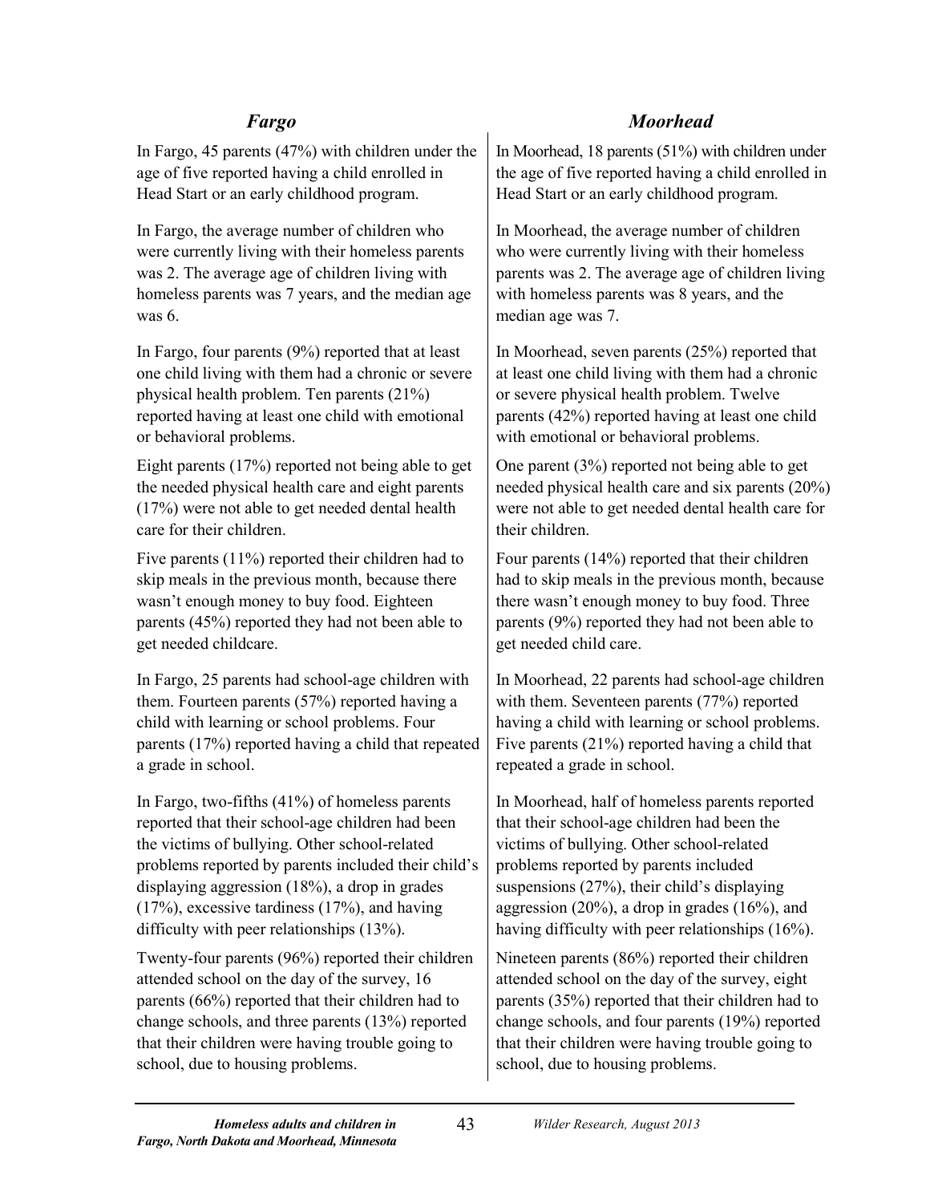## *Fargo*

In Fargo, 45 parents (47%) with children under the age of five reported having a child enrolled in Head Start or an early childhood program.

In Fargo, the average number of children who were currently living with their homeless parents was 2. The average age of children living with homeless parents was 7 years, and the median age was 6.

In Fargo, four parents (9%) reported that at least one child living with them had a chronic or severe physical health problem. Ten parents (21%) reported having at least one child with emotional or behavioral problems.

Eight parents (17%) reported not being able to get the needed physical health care and eight parents (17%) were not able to get needed dental health care for their children.

Five parents (11%) reported their children had to skip meals in the previous month, because there wasn't enough money to buy food. Eighteen parents (45%) reported they had not been able to get needed childcare.

In Fargo, 25 parents had school-age children with them. Fourteen parents (57%) reported having a child with learning or school problems. Four parents (17%) reported having a child that repeated a grade in school.

In Fargo, two-fifths (41%) of homeless parents reported that their school-age children had been the victims of bullying. Other school-related problems reported by parents included their child's displaying aggression (18%), a drop in grades (17%), excessive tardiness (17%), and having difficulty with peer relationships (13%).

Twenty-four parents (96%) reported their children attended school on the day of the survey, 16 parents (66%) reported that their children had to change schools, and three parents (13%) reported that their children were having trouble going to school, due to housing problems.

## *Moorhead*

In Moorhead, 18 parents (51%) with children under the age of five reported having a child enrolled in Head Start or an early childhood program.

In Moorhead, the average number of children who were currently living with their homeless parents was 2. The average age of children living with homeless parents was 8 years, and the median age was 7.

In Moorhead, seven parents (25%) reported that at least one child living with them had a chronic or severe physical health problem. Twelve parents (42%) reported having at least one child with emotional or behavioral problems.

One parent (3%) reported not being able to get needed physical health care and six parents (20%) were not able to get needed dental health care for their children.

Four parents (14%) reported that their children had to skip meals in the previous month, because there wasn't enough money to buy food. Three parents (9%) reported they had not been able to get needed child care.

In Moorhead, 22 parents had school-age children with them. Seventeen parents (77%) reported having a child with learning or school problems. Five parents (21%) reported having a child that repeated a grade in school.

In Moorhead, half of homeless parents reported that their school-age children had been the victims of bullying. Other school-related problems reported by parents included suspensions (27%), their child's displaying aggression (20%), a drop in grades (16%), and having difficulty with peer relationships (16%).

Nineteen parents (86%) reported their children attended school on the day of the survey, eight parents (35%) reported that their children had to change schools, and four parents (19%) reported that their children were having trouble going to school, due to housing problems.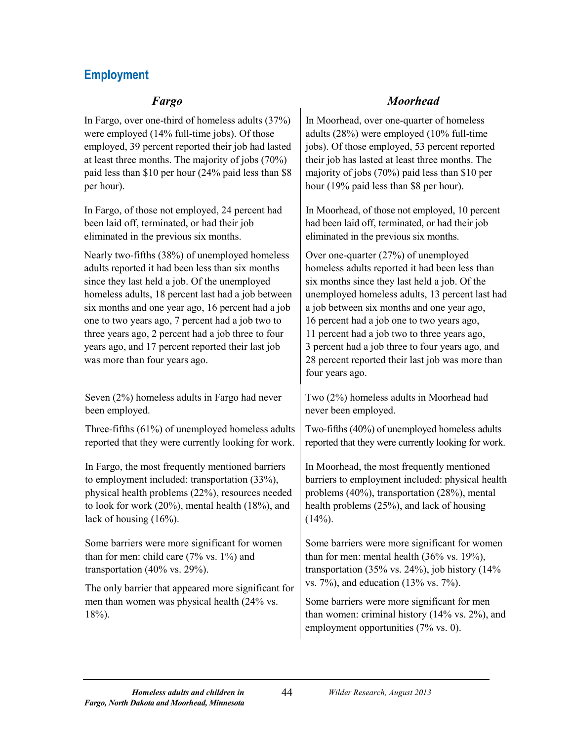## Employment

### *Fargo*

In Fargo, over one-third of homeless adults (37%) were employed (14% full-time jobs). Of those employed, 39 percent reported their job had lasted at least three months. The majority of jobs (70%) paid less than $10 per hour (24% paid less than $8 per hour).

In Fargo, of those not employed, 24 percent had been laid off, terminated, or had their job eliminated in the previous six months.

Nearly two-fifths (38%) of unemployed homeless adults reported it had been less than six months since they last held a job. Of the unemployed homeless adults, 18 percent last had a job between six months and one year ago, 16 percent had a job one to two years ago, 7 percent had a job two to three years ago, 2 percent had a job three to four years ago, and 17 percent reported their last job was more than four years ago.

Seven (2%) homeless adults in Fargo had never been employed.

Three-fifths (61%) of unemployed homeless adults reported that they were currently looking for work.

In Fargo, the most frequently mentioned barriers to employment included: transportation (33%), physical health problems (22%), resources needed to look for work (20%), mental health (18%), and lack of housing (16%).

Some barriers were more significant for women than for men: child care (7% vs. 1%) and transportation (40% vs. 29%).

The only barrier that appeared more significant for men than women was physical health (24% vs. 18%).

### *Moorhead*

In Moorhead, over one-quarter of homeless adults (28%) were employed (10% full-time jobs). Of those employed, 53 percent reported their job has lasted at least three months. The majority of jobs (70%) paid less than $10 per hour (19% paid less than $8 per hour).

In Moorhead, of those not employed, 10 percent had been laid off, terminated, or had their job eliminated in the previous six months.

Over one-quarter (27%) of unemployed homeless adults reported it had been less than six months since they last held a job. Of the unemployed homeless adults, 13 percent last had a job between six months and one year ago, 16 percent had a job one to two years ago, 11 percent had a job two to three years ago, 3 percent had a job three to four years ago, and 28 percent reported their last job was more than four years ago.

Two (2%) homeless adults in Moorhead had never been employed.

Two-fifths (40%) of unemployed homeless adults reported that they were currently looking for work.

In Moorhead, the most frequently mentioned barriers to employment included: physical health problems (40%), transportation (28%), mental health problems (25%), and lack of housing (14%).

Some barriers were more significant for women than for men: mental health (36% vs. 19%), transportation (35% vs. 24%), job history (14% vs. 7%), and education (13% vs. 7%).

Some barriers were more significant for men than women: criminal history (14% vs. 2%), and employment opportunities (7% vs. 0).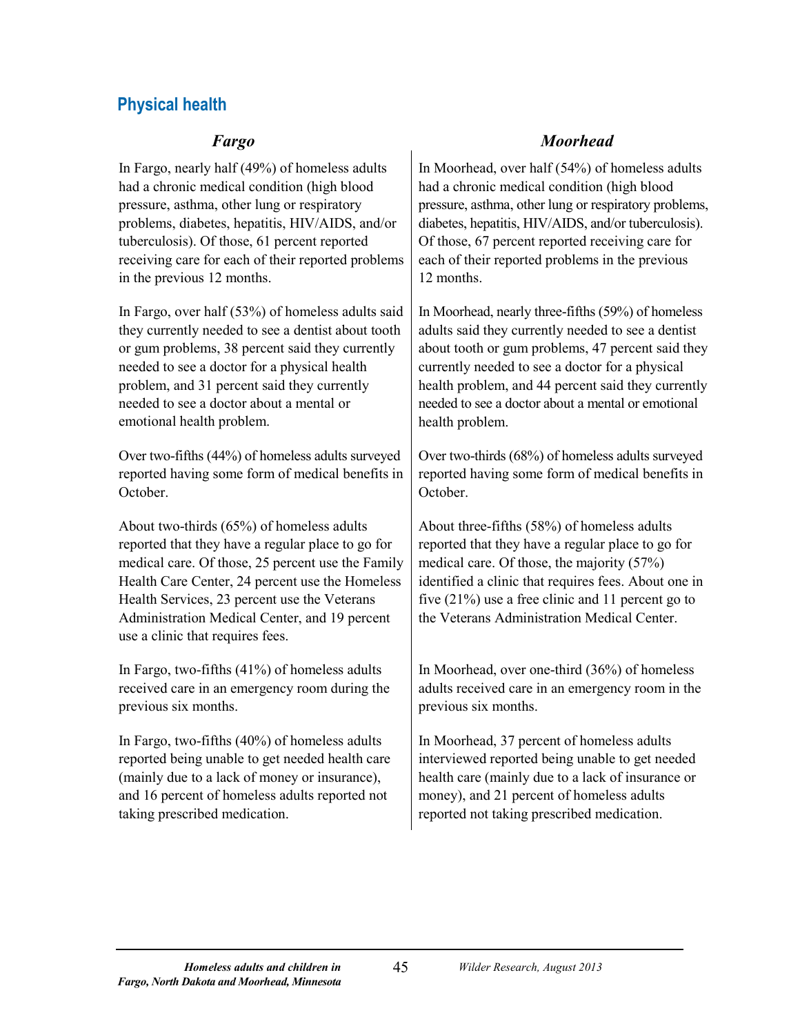## Physical health

### *Fargo*

In Fargo, nearly half (49%) of homeless adults had a chronic medical condition (high blood pressure, asthma, other lung or respiratory problems, diabetes, hepatitis, HIV/AIDS, and/or tuberculosis). Of those, 61 percent reported receiving care for each of their reported problems in the previous 12 months.

In Fargo, over half (53%) of homeless adults said they currently needed to see a dentist about tooth or gum problems, 38 percent said they currently needed to see a doctor for a physical health problem, and 31 percent said they currently needed to see a doctor about a mental or emotional health problem.

Over two-fifths (44%) of homeless adults surveyed reported having some form of medical benefits in October.

About two-thirds (65%) of homeless adults reported that they have a regular place to go for medical care. Of those, 25 percent use the Family Health Care Center, 24 percent use the Homeless Health Services, 23 percent use the Veterans Administration Medical Center, and 19 percent use a clinic that requires fees.

In Fargo, two-fifths (41%) of homeless adults received care in an emergency room during the previous six months.

In Fargo, two-fifths (40%) of homeless adults reported being unable to get needed health care (mainly due to a lack of money or insurance), and 16 percent of homeless adults reported not taking prescribed medication.

### *Moorhead*

In Moorhead, over half (54%) of homeless adults had a chronic medical condition (high blood pressure, asthma, other lung or respiratory problems, diabetes, hepatitis, HIV/AIDS, and/or tuberculosis). Of those, 67 percent reported receiving care for each of their reported problems in the previous 12 months.

In Moorhead, nearly three-fifths (59%) of homeless adults said they currently needed to see a dentist about tooth or gum problems, 47 percent said they currently needed to see a doctor for a physical health problem, and 44 percent said they currently needed to see a doctor about a mental or emotional health problem.

Over two-thirds (68%) of homeless adults surveyed reported having some form of medical benefits in October.

About three-fifths (58%) of homeless adults reported that they have a regular place to go for medical care. Of those, the majority (57%) identified a clinic that requires fees. About one in five (21%) use a free clinic and 11 percent go to the Veterans Administration Medical Center.

In Moorhead, over one-third (36%) of homeless adults received care in an emergency room in the previous six months.

In Moorhead, 37 percent of homeless adults interviewed reported being unable to get needed health care (mainly due to a lack of insurance or money), and 21 percent of homeless adults reported not taking prescribed medication.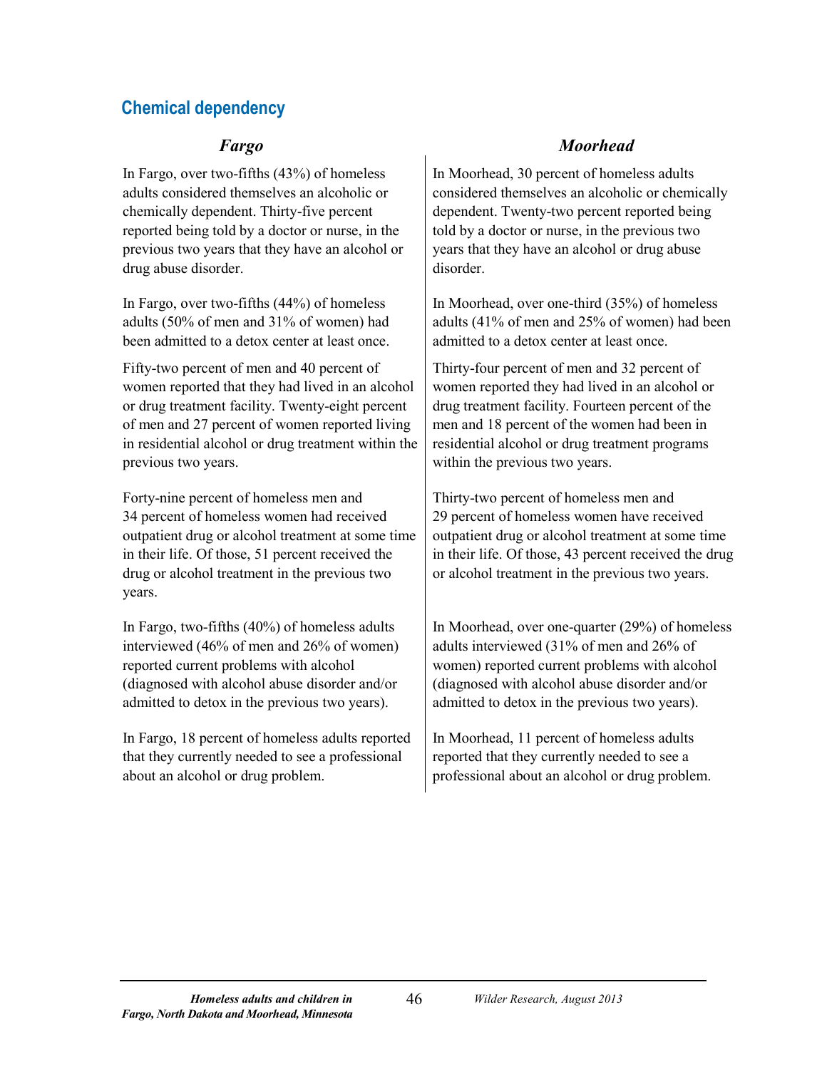## Chemical dependency

### *Fargo*

In Fargo, over two-fifths (43%) of homeless adults considered themselves an alcoholic or chemically dependent. Thirty-five percent reported being told by a doctor or nurse, in the previous two years that they have an alcohol or drug abuse disorder.

In Fargo, over two-fifths (44%) of homeless adults (50% of men and 31% of women) had been admitted to a detox center at least once.

Fifty-two percent of men and 40 percent of women reported that they had lived in an alcohol or drug treatment facility. Twenty-eight percent of men and 27 percent of women reported living in residential alcohol or drug treatment within the previous two years.

Forty-nine percent of homeless men and 34 percent of homeless women had received outpatient drug or alcohol treatment at some time in their life. Of those, 51 percent received the drug or alcohol treatment in the previous two years.

In Fargo, two-fifths (40%) of homeless adults interviewed (46% of men and 26% of women) reported current problems with alcohol (diagnosed with alcohol abuse disorder and/or admitted to detox in the previous two years).

In Fargo, 18 percent of homeless adults reported that they currently needed to see a professional about an alcohol or drug problem.

### *Moorhead*

In Moorhead, 30 percent of homeless adults considered themselves an alcoholic or chemically dependent. Twenty-two percent reported being told by a doctor or nurse, in the previous two years that they have an alcohol or drug abuse disorder.

In Moorhead, over one-third (35%) of homeless adults (41% of men and 25% of women) had been admitted to a detox center at least once.

Thirty-four percent of men and 32 percent of women reported they had lived in an alcohol or drug treatment facility. Fourteen percent of the men and 18 percent of the women had been in residential alcohol or drug treatment programs within the previous two years.

Thirty-two percent of homeless men and 29 percent of homeless women have received outpatient drug or alcohol treatment at some time in their life. Of those, 43 percent received the drug or alcohol treatment in the previous two years.

In Moorhead, over one-quarter (29%) of homeless adults interviewed (31% of men and 26% of women) reported current problems with alcohol (diagnosed with alcohol abuse disorder and/or admitted to detox in the previous two years).

In Moorhead, 11 percent of homeless adults reported that they currently needed to see a professional about an alcohol or drug problem.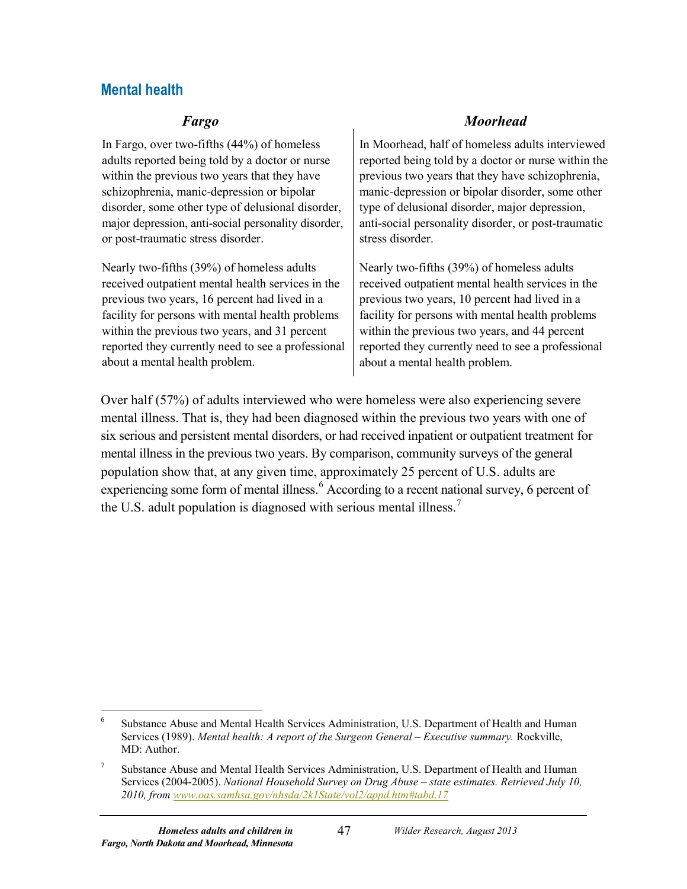## Mental health

### *Fargo*

In Fargo, over two-fifths (44%) of homeless adults reported being told by a doctor or nurse within the previous two years that they have schizophrenia, manic-depression or bipolar disorder, some other type of delusional disorder, major depression, anti-social personality disorder, or post-traumatic stress disorder.

Nearly two-fifths (39%) of homeless adults received outpatient mental health services in the previous two years, 16 percent had lived in a facility for persons with mental health problems within the previous two years, and 31 percent reported they currently need to see a professional about a mental health problem.

### *Moorhead*

In Moorhead, half of homeless adults interviewed reported being told by a doctor or nurse within the previous two years that they have schizophrenia, manic-depression or bipolar disorder, some other type of delusional disorder, major depression, anti-social personality disorder, or post-traumatic stress disorder.

Nearly two-fifths (39%) of homeless adults received outpatient mental health services in the previous two years, 10 percent had lived in a facility for persons with mental health problems within the previous two years, and 44 percent reported they currently need to see a professional about a mental health problem.

Over half (57%) of adults interviewed who were homeless were also experiencing severe mental illness. That is, they had been diagnosed within the previous two years with one of six serious and persistent mental disorders, or had received inpatient or outpatient treatment for mental illness in the previous two years. By comparison, community surveys of the general population show that, at any given time, approximately 25 percent of U.S. adults are experiencing some form of mental illness.[6] According to a recent national survey, 6 percent of the U.S. adult population is diagnosed with serious mental illness.[7]

---

[6] Substance Abuse and Mental Health Services Administration, U.S. Department of Health and Human Services (1989). *Mental health: A report of the Surgeon General – Executive summary.* Rockville, MD: Author.

[7] Substance Abuse and Mental Health Services Administration, U.S. Department of Health and Human Services (2004-2005). *National Household Survey on Drug Abuse – state estimates. Retrieved July 10, 2010, from www.oas.samhsa.gov/nhsda/2k1State/vol2/appd.htm#tabd.17*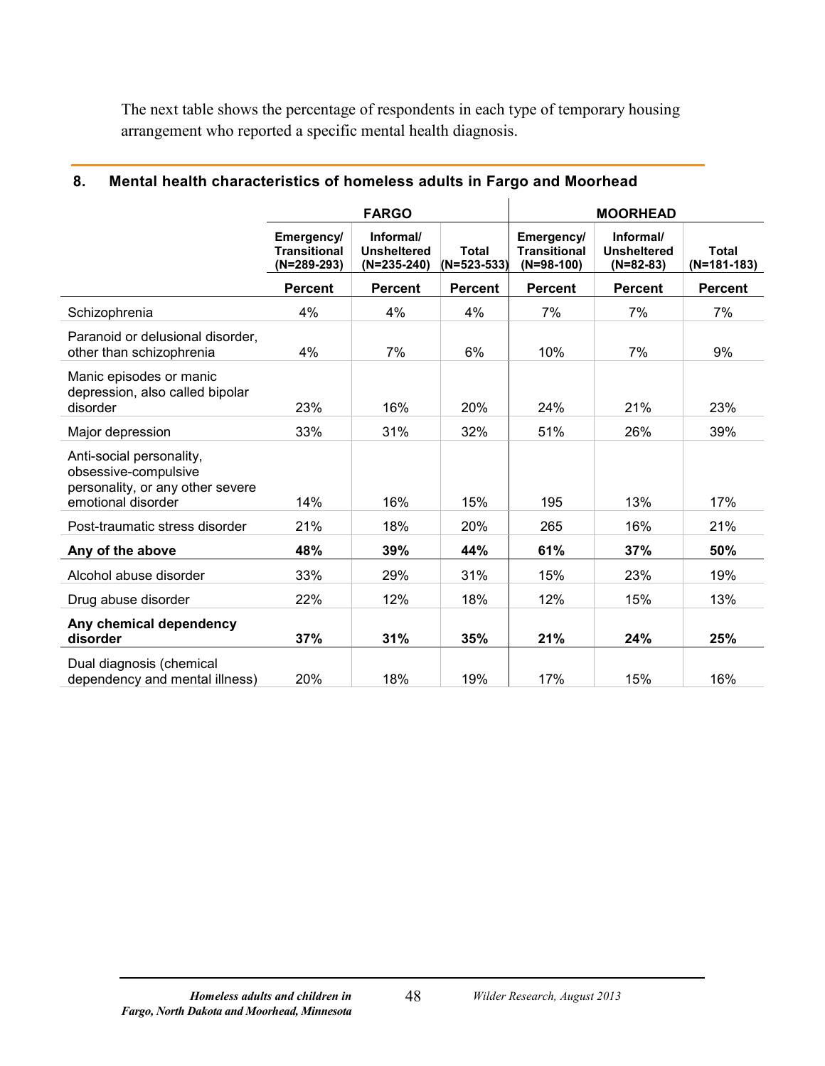The next table shows the percentage of respondents in each type of temporary housing arrangement who reported a specific mental health diagnosis.

### 8. Mental health characteristics of homeless adults in Fargo and Moorhead

| | FARGO | | | MOORHEAD | | |
|---|---|---|---|---|---|---|
| | Emergency/ Transitional (N=289-293) | Informal/ Unsheltered (N=235-240) | Total (N=523-533) | Emergency/ Transitional (N=98-100) | Informal/ Unsheltered (N=82-83) | Total (N=181-183) |
| | Percent | Percent | Percent | Percent | Percent | Percent |
| Schizophrenia | 4% | 4% | 4% | 7% | 7% | 7% |
| Paranoid or delusional disorder, other than schizophrenia | 4% | 7% | 6% | 10% | 7% | 9% |
| Manic episodes or manic depression, also called bipolar disorder | 23% | 16% | 20% | 24% | 21% | 23% |
| Major depression | 33% | 31% | 32% | 51% | 26% | 39% |
| Anti-social personality, obsessive-compulsive personality, or any other severe emotional disorder | 14% | 16% | 15% | 195 | 13% | 17% |
| Post-traumatic stress disorder | 21% | 18% | 20% | 265 | 16% | 21% |
| **Any of the above** | **48%** | **39%** | **44%** | **61%** | **37%** | **50%** |
| Alcohol abuse disorder | 33% | 29% | 31% | 15% | 23% | 19% |
| Drug abuse disorder | 22% | 12% | 18% | 12% | 15% | 13% |
| **Any chemical dependency disorder** | **37%** | **31%** | **35%** | **21%** | **24%** | **25%** |
| Dual diagnosis (chemical dependency and mental illness) | 20% | 18% | 19% | 17% | 15% | 16% |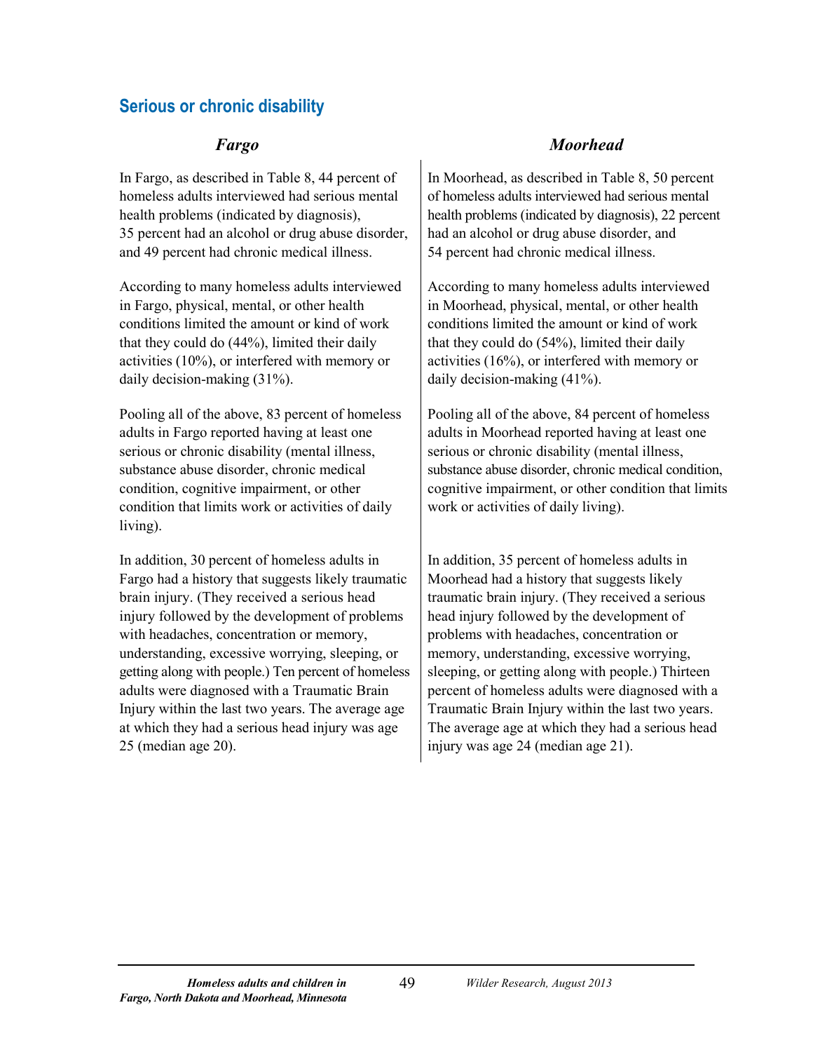## Serious or chronic disability

### *Fargo*

In Fargo, as described in Table 8, 44 percent of homeless adults interviewed had serious mental health problems (indicated by diagnosis), 35 percent had an alcohol or drug abuse disorder, and 49 percent had chronic medical illness.

According to many homeless adults interviewed in Fargo, physical, mental, or other health conditions limited the amount or kind of work that they could do (44%), limited their daily activities (10%), or interfered with memory or daily decision-making (31%).

Pooling all of the above, 83 percent of homeless adults in Fargo reported having at least one serious or chronic disability (mental illness, substance abuse disorder, chronic medical condition, cognitive impairment, or other condition that limits work or activities of daily living).

In addition, 30 percent of homeless adults in Fargo had a history that suggests likely traumatic brain injury. (They received a serious head injury followed by the development of problems with headaches, concentration or memory, understanding, excessive worrying, sleeping, or getting along with people.) Ten percent of homeless adults were diagnosed with a Traumatic Brain Injury within the last two years. The average age at which they had a serious head injury was age 25 (median age 20).

### *Moorhead*

In Moorhead, as described in Table 8, 50 percent of homeless adults interviewed had serious mental health problems (indicated by diagnosis), 22 percent had an alcohol or drug abuse disorder, and 54 percent had chronic medical illness.

According to many homeless adults interviewed in Moorhead, physical, mental, or other health conditions limited the amount or kind of work that they could do (54%), limited their daily activities (16%), or interfered with memory or daily decision-making (41%).

Pooling all of the above, 84 percent of homeless adults in Moorhead reported having at least one serious or chronic disability (mental illness, substance abuse disorder, chronic medical condition, cognitive impairment, or other condition that limits work or activities of daily living).

In addition, 35 percent of homeless adults in Moorhead had a history that suggests likely traumatic brain injury. (They received a serious head injury followed by the development of problems with headaches, concentration or memory, understanding, excessive worrying, sleeping, or getting along with people.) Thirteen percent of homeless adults were diagnosed with a Traumatic Brain Injury within the last two years. The average age at which they had a serious head injury was age 24 (median age 21).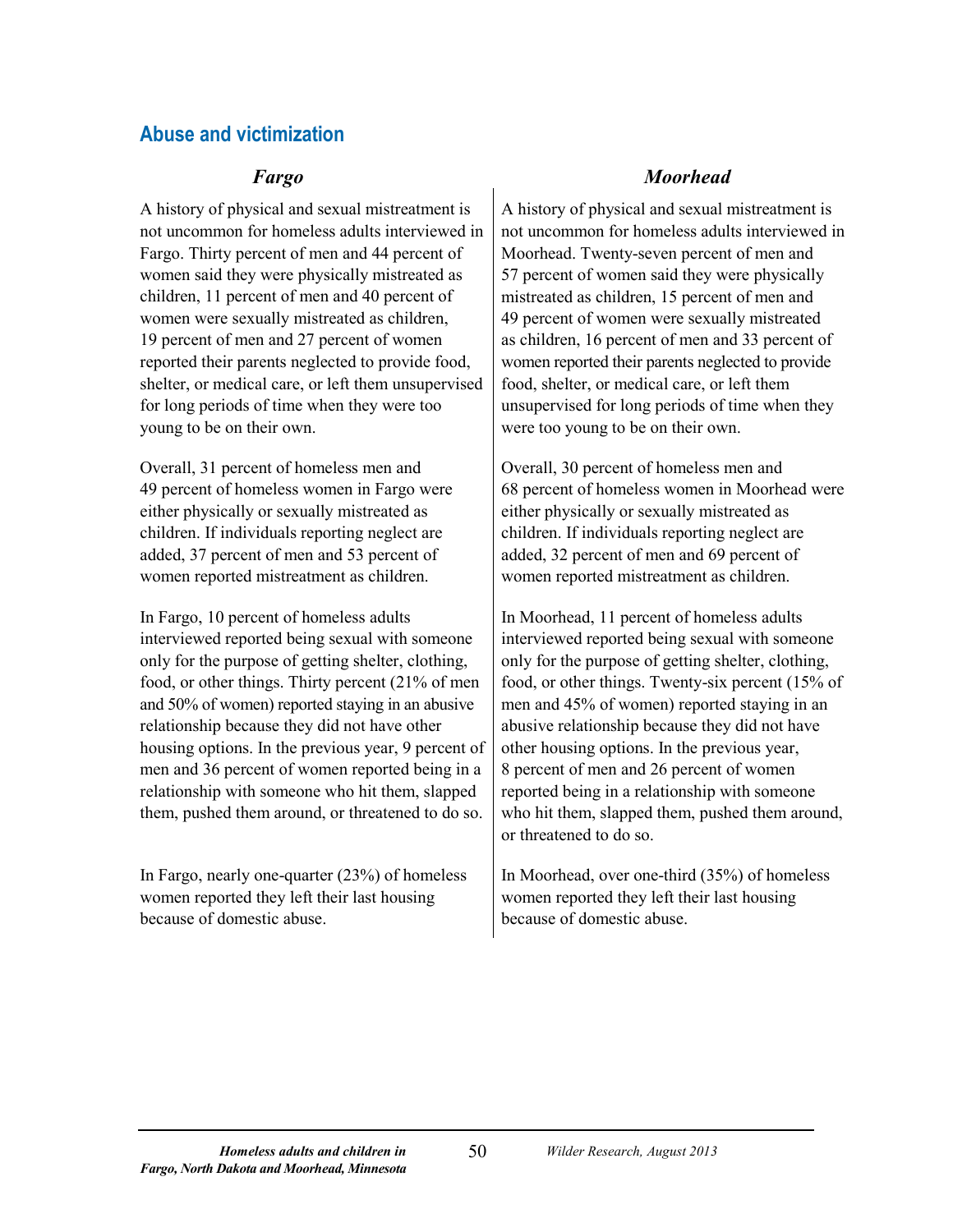## Abuse and victimization

### *Fargo*

A history of physical and sexual mistreatment is not uncommon for homeless adults interviewed in Fargo. Thirty percent of men and 44 percent of women said they were physically mistreated as children, 11 percent of men and 40 percent of women were sexually mistreated as children, 19 percent of men and 27 percent of women reported their parents neglected to provide food, shelter, or medical care, or left them unsupervised for long periods of time when they were too young to be on their own.

Overall, 31 percent of homeless men and 49 percent of homeless women in Fargo were either physically or sexually mistreated as children. If individuals reporting neglect are added, 37 percent of men and 53 percent of women reported mistreatment as children.

In Fargo, 10 percent of homeless adults interviewed reported being sexual with someone only for the purpose of getting shelter, clothing, food, or other things. Thirty percent (21% of men and 50% of women) reported staying in an abusive relationship because they did not have other housing options. In the previous year, 9 percent of men and 36 percent of women reported being in a relationship with someone who hit them, slapped them, pushed them around, or threatened to do so.

In Fargo, nearly one-quarter (23%) of homeless women reported they left their last housing because of domestic abuse.

### *Moorhead*

A history of physical and sexual mistreatment is not uncommon for homeless adults interviewed in Moorhead. Twenty-seven percent of men and 57 percent of women said they were physically mistreated as children, 15 percent of men and 49 percent of women were sexually mistreated as children, 16 percent of men and 33 percent of women reported their parents neglected to provide food, shelter, or medical care, or left them unsupervised for long periods of time when they were too young to be on their own.

Overall, 30 percent of homeless men and 68 percent of homeless women in Moorhead were either physically or sexually mistreated as children. If individuals reporting neglect are added, 32 percent of men and 69 percent of women reported mistreatment as children.

In Moorhead, 11 percent of homeless adults interviewed reported being sexual with someone only for the purpose of getting shelter, clothing, food, or other things. Twenty-six percent (15% of men and 45% of women) reported staying in an abusive relationship because they did not have other housing options. In the previous year, 8 percent of men and 26 percent of women reported being in a relationship with someone who hit them, slapped them, pushed them around, or threatened to do so.

In Moorhead, over one-third (35%) of homeless women reported they left their last housing because of domestic abuse.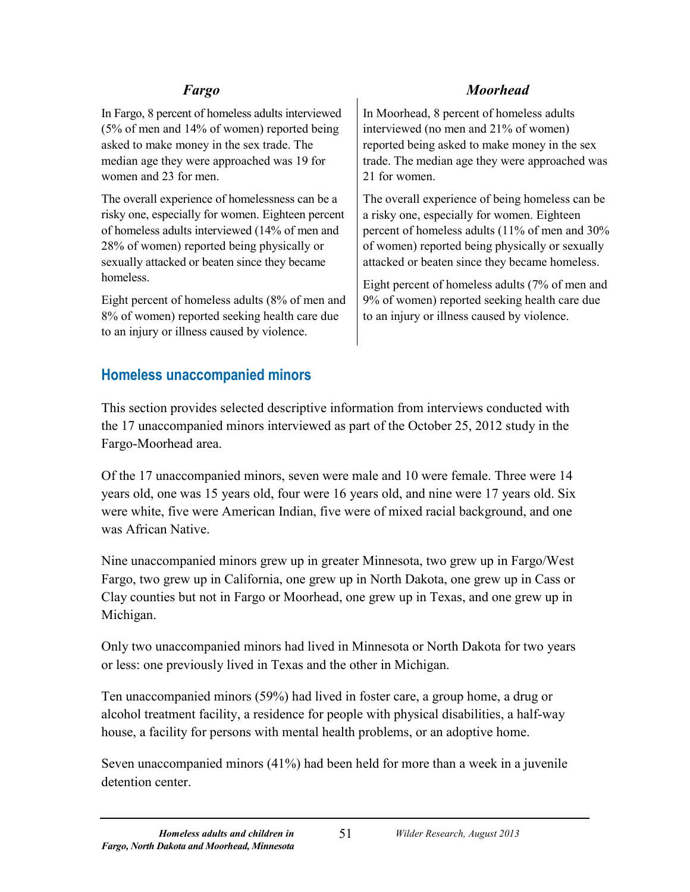### *Fargo*

In Fargo, 8 percent of homeless adults interviewed (5% of men and 14% of women) reported being asked to make money in the sex trade. The median age they were approached was 19 for women and 23 for men.

The overall experience of homelessness can be a risky one, especially for women. Eighteen percent of homeless adults interviewed (14% of men and 28% of women) reported being physically or sexually attacked or beaten since they became homeless.

Eight percent of homeless adults (8% of men and 8% of women) reported seeking health care due to an injury or illness caused by violence.

### *Moorhead*

In Moorhead, 8 percent of homeless adults interviewed (no men and 21% of women) reported being asked to make money in the sex trade. The median age they were approached was 21 for women.

The overall experience of being homeless can be a risky one, especially for women. Eighteen percent of homeless adults (11% of men and 30% of women) reported being physically or sexually attacked or beaten since they became homeless.

Eight percent of homeless adults (7% of men and 9% of women) reported seeking health care due to an injury or illness caused by violence.

## Homeless unaccompanied minors

This section provides selected descriptive information from interviews conducted with the 17 unaccompanied minors interviewed as part of the October 25, 2012 study in the Fargo-Moorhead area.

Of the 17 unaccompanied minors, seven were male and 10 were female. Three were 14 years old, one was 15 years old, four were 16 years old, and nine were 17 years old. Six were white, five were American Indian, five were of mixed racial background, and one was African Native.

Nine unaccompanied minors grew up in greater Minnesota, two grew up in Fargo/West Fargo, two grew up in California, one grew up in North Dakota, one grew up in Cass or Clay counties but not in Fargo or Moorhead, one grew up in Texas, and one grew up in Michigan.

Only two unaccompanied minors had lived in Minnesota or North Dakota for two years or less: one previously lived in Texas and the other in Michigan.

Ten unaccompanied minors (59%) had lived in foster care, a group home, a drug or alcohol treatment facility, a residence for people with physical disabilities, a half-way house, a facility for persons with mental health problems, or an adoptive home.

Seven unaccompanied minors (41%) had been held for more than a week in a juvenile detention center.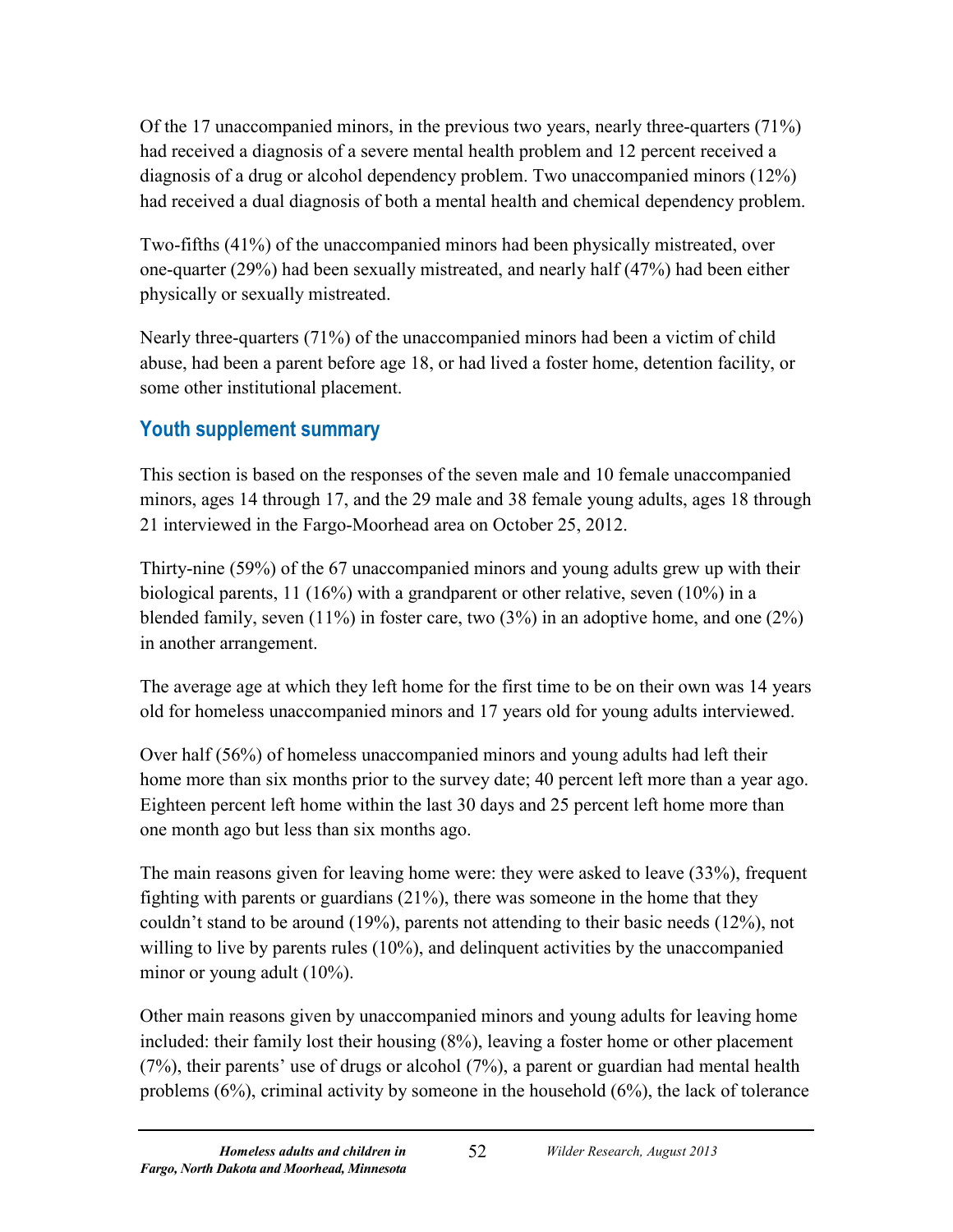Of the 17 unaccompanied minors, in the previous two years, nearly three-quarters (71%) had received a diagnosis of a severe mental health problem and 12 percent received a diagnosis of a drug or alcohol dependency problem. Two unaccompanied minors (12%) had received a dual diagnosis of both a mental health and chemical dependency problem.

Two-fifths (41%) of the unaccompanied minors had been physically mistreated, over one-quarter (29%) had been sexually mistreated, and nearly half (47%) had been either physically or sexually mistreated.

Nearly three-quarters (71%) of the unaccompanied minors had been a victim of child abuse, had been a parent before age 18, or had lived a foster home, detention facility, or some other institutional placement.

## Youth supplement summary

This section is based on the responses of the seven male and 10 female unaccompanied minors, ages 14 through 17, and the 29 male and 38 female young adults, ages 18 through 21 interviewed in the Fargo-Moorhead area on October 25, 2012.

Thirty-nine (59%) of the 67 unaccompanied minors and young adults grew up with their biological parents, 11 (16%) with a grandparent or other relative, seven (10%) in a blended family, seven (11%) in foster care, two (3%) in an adoptive home, and one (2%) in another arrangement.

The average age at which they left home for the first time to be on their own was 14 years old for homeless unaccompanied minors and 17 years old for young adults interviewed.

Over half (56%) of homeless unaccompanied minors and young adults had left their home more than six months prior to the survey date; 40 percent left more than a year ago. Eighteen percent left home within the last 30 days and 25 percent left home more than one month ago but less than six months ago.

The main reasons given for leaving home were: they were asked to leave (33%), frequent fighting with parents or guardians (21%), there was someone in the home that they couldn't stand to be around (19%), parents not attending to their basic needs (12%), not willing to live by parents rules (10%), and delinquent activities by the unaccompanied minor or young adult (10%).

Other main reasons given by unaccompanied minors and young adults for leaving home included: their family lost their housing (8%), leaving a foster home or other placement (7%), their parents' use of drugs or alcohol (7%), a parent or guardian had mental health problems (6%), criminal activity by someone in the household (6%), the lack of tolerance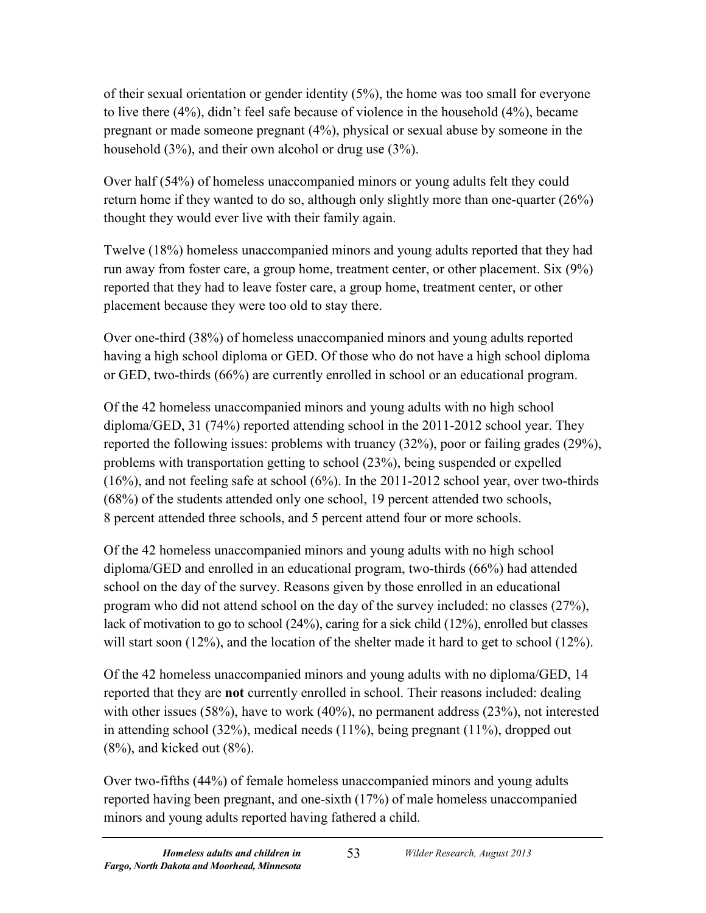of their sexual orientation or gender identity (5%), the home was too small for everyone to live there (4%), didn't feel safe because of violence in the household (4%), became pregnant or made someone pregnant (4%), physical or sexual abuse by someone in the household (3%), and their own alcohol or drug use (3%).

Over half (54%) of homeless unaccompanied minors or young adults felt they could return home if they wanted to do so, although only slightly more than one-quarter (26%) thought they would ever live with their family again.

Twelve (18%) homeless unaccompanied minors and young adults reported that they had run away from foster care, a group home, treatment center, or other placement. Six (9%) reported that they had to leave foster care, a group home, treatment center, or other placement because they were too old to stay there.

Over one-third (38%) of homeless unaccompanied minors and young adults reported having a high school diploma or GED. Of those who do not have a high school diploma or GED, two-thirds (66%) are currently enrolled in school or an educational program.

Of the 42 homeless unaccompanied minors and young adults with no high school diploma/GED, 31 (74%) reported attending school in the 2011-2012 school year. They reported the following issues: problems with truancy (32%), poor or failing grades (29%), problems with transportation getting to school (23%), being suspended or expelled (16%), and not feeling safe at school (6%). In the 2011-2012 school year, over two-thirds (68%) of the students attended only one school, 19 percent attended two schools, 8 percent attended three schools, and 5 percent attend four or more schools.

Of the 42 homeless unaccompanied minors and young adults with no high school diploma/GED and enrolled in an educational program, two-thirds (66%) had attended school on the day of the survey. Reasons given by those enrolled in an educational program who did not attend school on the day of the survey included: no classes (27%), lack of motivation to go to school (24%), caring for a sick child (12%), enrolled but classes will start soon (12%), and the location of the shelter made it hard to get to school (12%).

Of the 42 homeless unaccompanied minors and young adults with no diploma/GED, 14 reported that they are **not** currently enrolled in school. Their reasons included: dealing with other issues (58%), have to work (40%), no permanent address (23%), not interested in attending school (32%), medical needs (11%), being pregnant (11%), dropped out (8%), and kicked out (8%).

Over two-fifths (44%) of female homeless unaccompanied minors and young adults reported having been pregnant, and one-sixth (17%) of male homeless unaccompanied minors and young adults reported having fathered a child.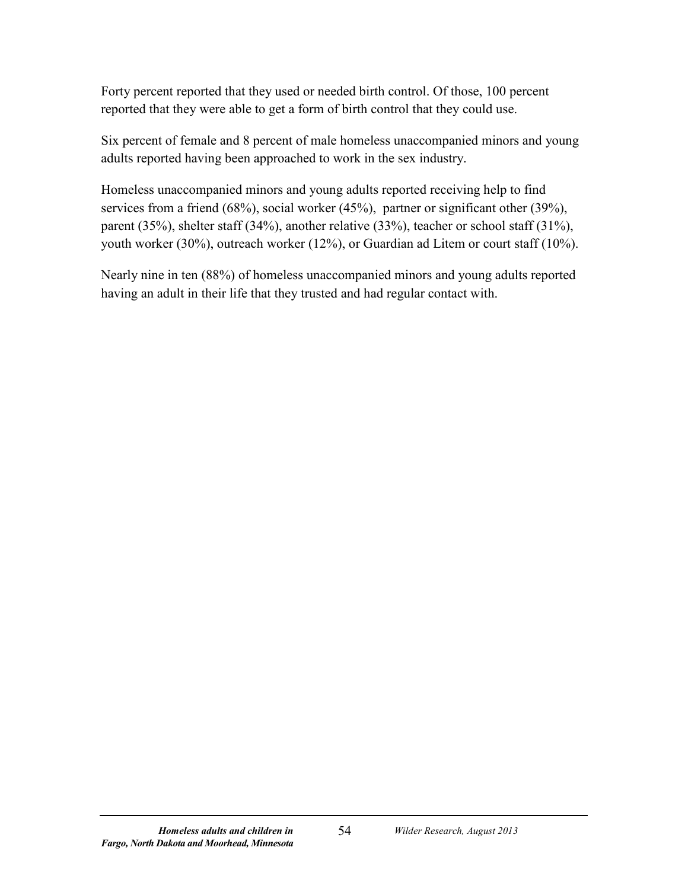Forty percent reported that they used or needed birth control. Of those, 100 percent reported that they were able to get a form of birth control that they could use.

Six percent of female and 8 percent of male homeless unaccompanied minors and young adults reported having been approached to work in the sex industry.

Homeless unaccompanied minors and young adults reported receiving help to find services from a friend (68%), social worker (45%), partner or significant other (39%), parent (35%), shelter staff (34%), another relative (33%), teacher or school staff (31%), youth worker (30%), outreach worker (12%), or Guardian ad Litem or court staff (10%).

Nearly nine in ten (88%) of homeless unaccompanied minors and young adults reported having an adult in their life that they trusted and had regular contact with.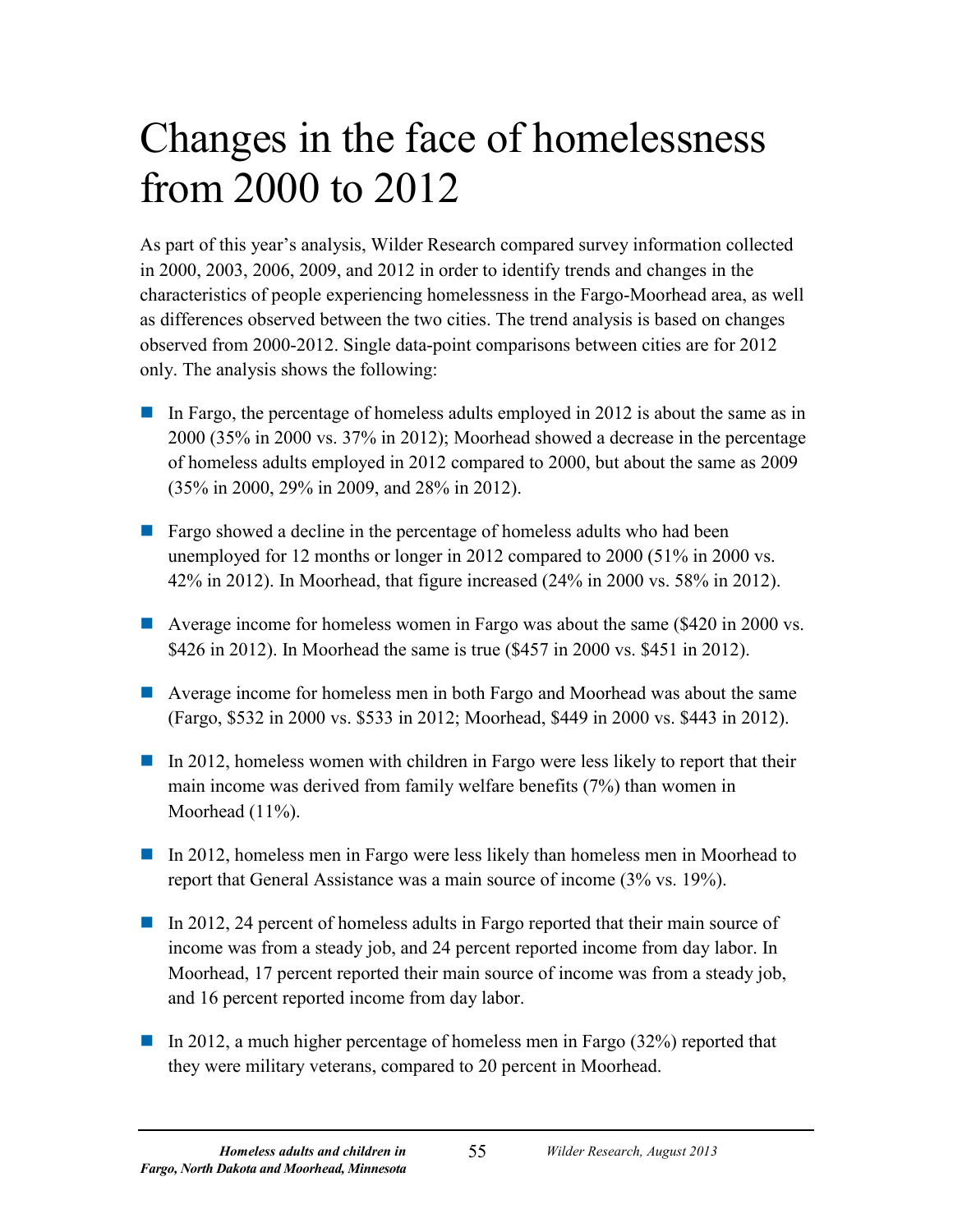# Changes in the face of homelessness from 2000 to 2012

As part of this year's analysis, Wilder Research compared survey information collected in 2000, 2003, 2006, 2009, and 2012 in order to identify trends and changes in the characteristics of people experiencing homelessness in the Fargo-Moorhead area, as well as differences observed between the two cities. The trend analysis is based on changes observed from 2000-2012. Single data-point comparisons between cities are for 2012 only. The analysis shows the following:

- In Fargo, the percentage of homeless adults employed in 2012 is about the same as in 2000 (35% in 2000 vs. 37% in 2012); Moorhead showed a decrease in the percentage of homeless adults employed in 2012 compared to 2000, but about the same as 2009 (35% in 2000, 29% in 2009, and 28% in 2012).
- Fargo showed a decline in the percentage of homeless adults who had been unemployed for 12 months or longer in 2012 compared to 2000 (51% in 2000 vs. 42% in 2012). In Moorhead, that figure increased (24% in 2000 vs. 58% in 2012).
- Average income for homeless women in Fargo was about the same ($420 in 2000 vs. $426 in 2012). In Moorhead the same is true ($457 in 2000 vs. $451 in 2012).
- Average income for homeless men in both Fargo and Moorhead was about the same (Fargo, $532 in 2000 vs. $533 in 2012; Moorhead, $449 in 2000 vs. $443 in 2012).
- In 2012, homeless women with children in Fargo were less likely to report that their main income was derived from family welfare benefits (7%) than women in Moorhead (11%).
- In 2012, homeless men in Fargo were less likely than homeless men in Moorhead to report that General Assistance was a main source of income (3% vs. 19%).
- In 2012, 24 percent of homeless adults in Fargo reported that their main source of income was from a steady job, and 24 percent reported income from day labor. In Moorhead, 17 percent reported their main source of income was from a steady job, and 16 percent reported income from day labor.
- In 2012, a much higher percentage of homeless men in Fargo (32%) reported that they were military veterans, compared to 20 percent in Moorhead.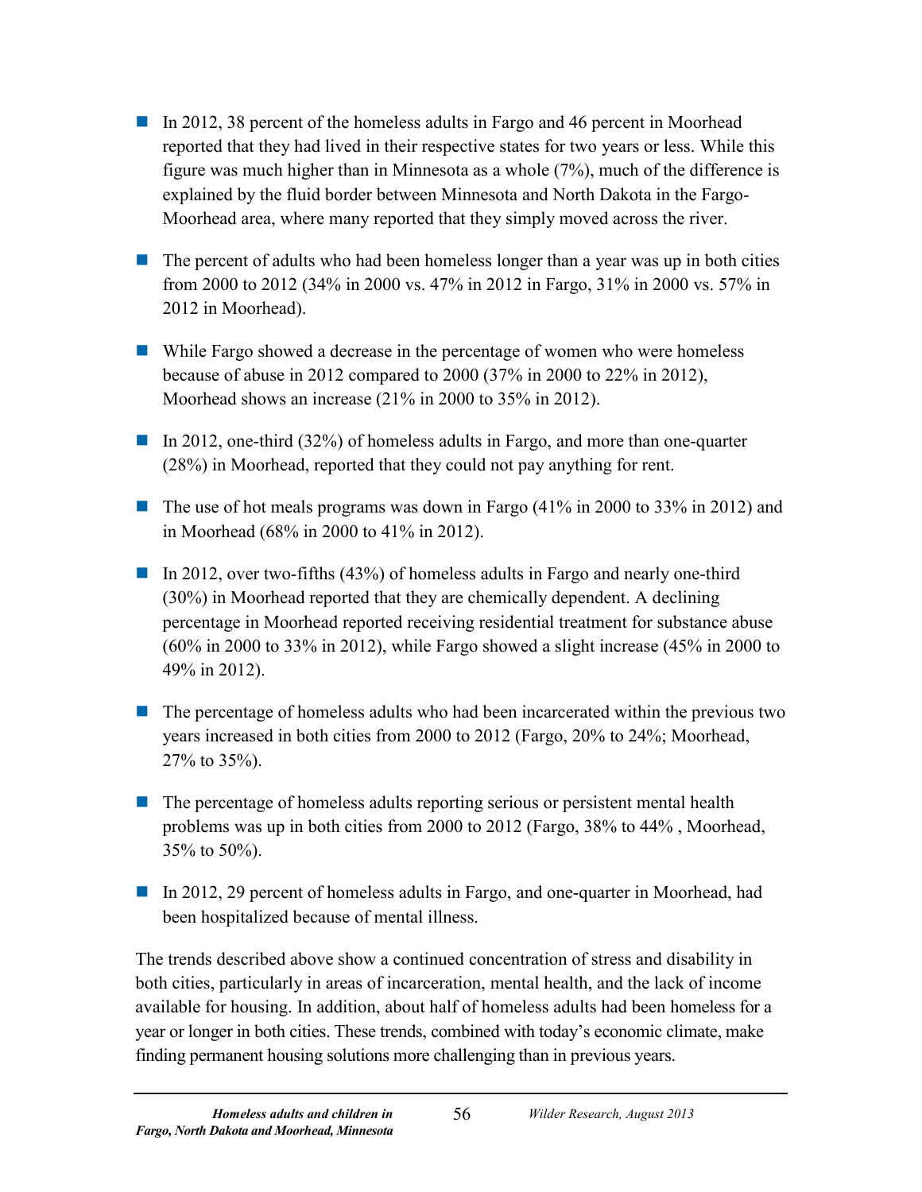- In 2012, 38 percent of the homeless adults in Fargo and 46 percent in Moorhead reported that they had lived in their respective states for two years or less. While this figure was much higher than in Minnesota as a whole (7%), much of the difference is explained by the fluid border between Minnesota and North Dakota in the Fargo-Moorhead area, where many reported that they simply moved across the river.

- The percent of adults who had been homeless longer than a year was up in both cities from 2000 to 2012 (34% in 2000 vs. 47% in 2012 in Fargo, 31% in 2000 vs. 57% in 2012 in Moorhead).

- While Fargo showed a decrease in the percentage of women who were homeless because of abuse in 2012 compared to 2000 (37% in 2000 to 22% in 2012), Moorhead shows an increase (21% in 2000 to 35% in 2012).

- In 2012, one-third (32%) of homeless adults in Fargo, and more than one-quarter (28%) in Moorhead, reported that they could not pay anything for rent.

- The use of hot meals programs was down in Fargo (41% in 2000 to 33% in 2012) and in Moorhead (68% in 2000 to 41% in 2012).

- In 2012, over two-fifths (43%) of homeless adults in Fargo and nearly one-third (30%) in Moorhead reported that they are chemically dependent. A declining percentage in Moorhead reported receiving residential treatment for substance abuse (60% in 2000 to 33% in 2012), while Fargo showed a slight increase (45% in 2000 to 49% in 2012).

- The percentage of homeless adults who had been incarcerated within the previous two years increased in both cities from 2000 to 2012 (Fargo, 20% to 24%; Moorhead, 27% to 35%).

- The percentage of homeless adults reporting serious or persistent mental health problems was up in both cities from 2000 to 2012 (Fargo, 38% to 44% , Moorhead, 35% to 50%).

- In 2012, 29 percent of homeless adults in Fargo, and one-quarter in Moorhead, had been hospitalized because of mental illness.

The trends described above show a continued concentration of stress and disability in both cities, particularly in areas of incarceration, mental health, and the lack of income available for housing. In addition, about half of homeless adults had been homeless for a year or longer in both cities. These trends, combined with today's economic climate, make finding permanent housing solutions more challenging than in previous years.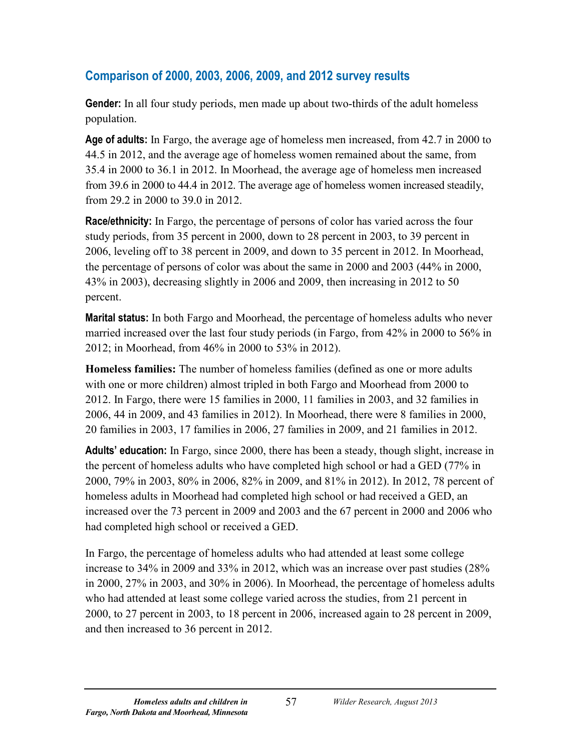## Comparison of 2000, 2003, 2006, 2009, and 2012 survey results

**Gender:** In all four study periods, men made up about two-thirds of the adult homeless population.

**Age of adults:** In Fargo, the average age of homeless men increased, from 42.7 in 2000 to 44.5 in 2012, and the average age of homeless women remained about the same, from 35.4 in 2000 to 36.1 in 2012. In Moorhead, the average age of homeless men increased from 39.6 in 2000 to 44.4 in 2012. The average age of homeless women increased steadily, from 29.2 in 2000 to 39.0 in 2012.

**Race/ethnicity:** In Fargo, the percentage of persons of color has varied across the four study periods, from 35 percent in 2000, down to 28 percent in 2003, to 39 percent in 2006, leveling off to 38 percent in 2009, and down to 35 percent in 2012. In Moorhead, the percentage of persons of color was about the same in 2000 and 2003 (44% in 2000, 43% in 2003), decreasing slightly in 2006 and 2009, then increasing in 2012 to 50 percent.

**Marital status:** In both Fargo and Moorhead, the percentage of homeless adults who never married increased over the last four study periods (in Fargo, from 42% in 2000 to 56% in 2012; in Moorhead, from 46% in 2000 to 53% in 2012).

**Homeless families:** The number of homeless families (defined as one or more adults with one or more children) almost tripled in both Fargo and Moorhead from 2000 to 2012. In Fargo, there were 15 families in 2000, 11 families in 2003, and 32 families in 2006, 44 in 2009, and 43 families in 2012). In Moorhead, there were 8 families in 2000, 20 families in 2003, 17 families in 2006, 27 families in 2009, and 21 families in 2012.

**Adults' education:** In Fargo, since 2000, there has been a steady, though slight, increase in the percent of homeless adults who have completed high school or had a GED (77% in 2000, 79% in 2003, 80% in 2006, 82% in 2009, and 81% in 2012). In 2012, 78 percent of homeless adults in Moorhead had completed high school or had received a GED, an increased over the 73 percent in 2009 and 2003 and the 67 percent in 2000 and 2006 who had completed high school or received a GED.

In Fargo, the percentage of homeless adults who had attended at least some college increase to 34% in 2009 and 33% in 2012, which was an increase over past studies (28% in 2000, 27% in 2003, and 30% in 2006). In Moorhead, the percentage of homeless adults who had attended at least some college varied across the studies, from 21 percent in 2000, to 27 percent in 2003, to 18 percent in 2006, increased again to 28 percent in 2009, and then increased to 36 percent in 2012.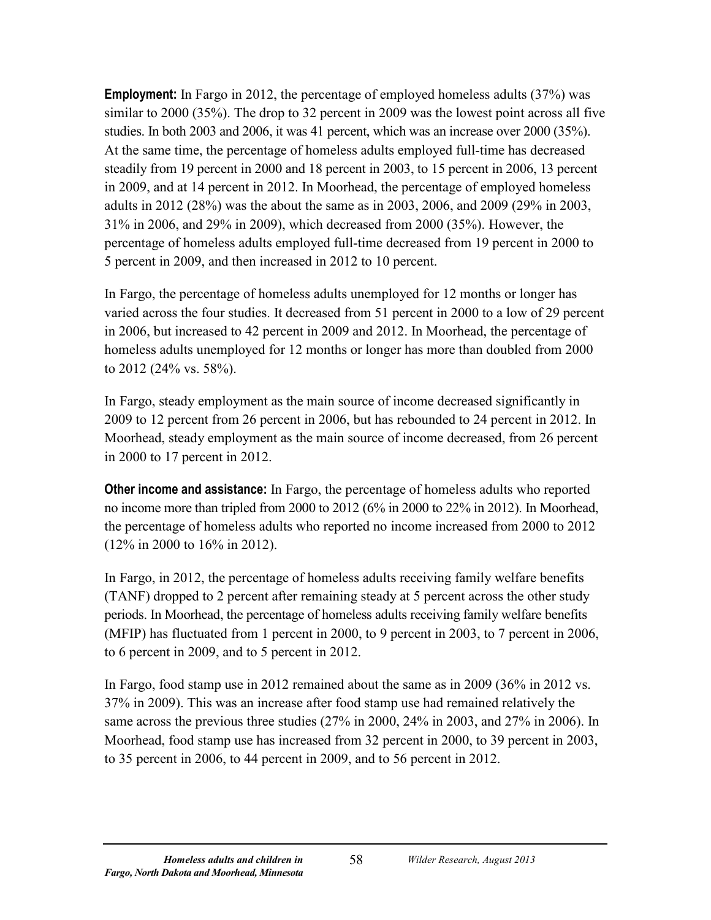**Employment:** In Fargo in 2012, the percentage of employed homeless adults (37%) was similar to 2000 (35%). The drop to 32 percent in 2009 was the lowest point across all five studies. In both 2003 and 2006, it was 41 percent, which was an increase over 2000 (35%). At the same time, the percentage of homeless adults employed full-time has decreased steadily from 19 percent in 2000 and 18 percent in 2003, to 15 percent in 2006, 13 percent in 2009, and at 14 percent in 2012. In Moorhead, the percentage of employed homeless adults in 2012 (28%) was the about the same as in 2003, 2006, and 2009 (29% in 2003, 31% in 2006, and 29% in 2009), which decreased from 2000 (35%). However, the percentage of homeless adults employed full-time decreased from 19 percent in 2000 to 5 percent in 2009, and then increased in 2012 to 10 percent.

In Fargo, the percentage of homeless adults unemployed for 12 months or longer has varied across the four studies. It decreased from 51 percent in 2000 to a low of 29 percent in 2006, but increased to 42 percent in 2009 and 2012. In Moorhead, the percentage of homeless adults unemployed for 12 months or longer has more than doubled from 2000 to 2012 (24% vs. 58%).

In Fargo, steady employment as the main source of income decreased significantly in 2009 to 12 percent from 26 percent in 2006, but has rebounded to 24 percent in 2012. In Moorhead, steady employment as the main source of income decreased, from 26 percent in 2000 to 17 percent in 2012.

**Other income and assistance:** In Fargo, the percentage of homeless adults who reported no income more than tripled from 2000 to 2012 (6% in 2000 to 22% in 2012). In Moorhead, the percentage of homeless adults who reported no income increased from 2000 to 2012 (12% in 2000 to 16% in 2012).

In Fargo, in 2012, the percentage of homeless adults receiving family welfare benefits (TANF) dropped to 2 percent after remaining steady at 5 percent across the other study periods. In Moorhead, the percentage of homeless adults receiving family welfare benefits (MFIP) has fluctuated from 1 percent in 2000, to 9 percent in 2003, to 7 percent in 2006, to 6 percent in 2009, and to 5 percent in 2012.

In Fargo, food stamp use in 2012 remained about the same as in 2009 (36% in 2012 vs. 37% in 2009). This was an increase after food stamp use had remained relatively the same across the previous three studies (27% in 2000, 24% in 2003, and 27% in 2006). In Moorhead, food stamp use has increased from 32 percent in 2000, to 39 percent in 2003, to 35 percent in 2006, to 44 percent in 2009, and to 56 percent in 2012.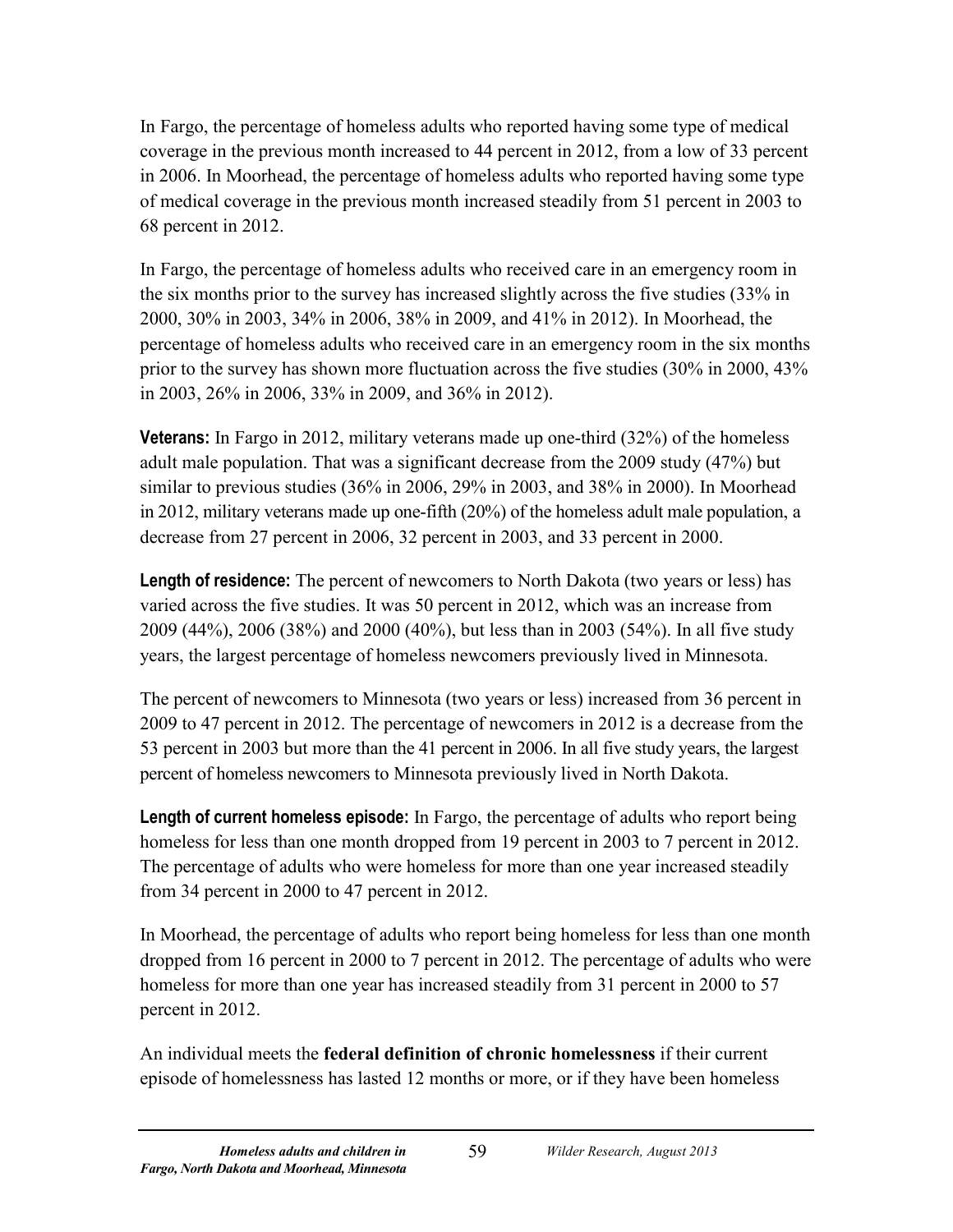In Fargo, the percentage of homeless adults who reported having some type of medical coverage in the previous month increased to 44 percent in 2012, from a low of 33 percent in 2006. In Moorhead, the percentage of homeless adults who reported having some type of medical coverage in the previous month increased steadily from 51 percent in 2003 to 68 percent in 2012.

In Fargo, the percentage of homeless adults who received care in an emergency room in the six months prior to the survey has increased slightly across the five studies (33% in 2000, 30% in 2003, 34% in 2006, 38% in 2009, and 41% in 2012). In Moorhead, the percentage of homeless adults who received care in an emergency room in the six months prior to the survey has shown more fluctuation across the five studies (30% in 2000, 43% in 2003, 26% in 2006, 33% in 2009, and 36% in 2012).

**Veterans:** In Fargo in 2012, military veterans made up one-third (32%) of the homeless adult male population. That was a significant decrease from the 2009 study (47%) but similar to previous studies (36% in 2006, 29% in 2003, and 38% in 2000). In Moorhead in 2012, military veterans made up one-fifth (20%) of the homeless adult male population, a decrease from 27 percent in 2006, 32 percent in 2003, and 33 percent in 2000.

**Length of residence:** The percent of newcomers to North Dakota (two years or less) has varied across the five studies. It was 50 percent in 2012, which was an increase from 2009 (44%), 2006 (38%) and 2000 (40%), but less than in 2003 (54%). In all five study years, the largest percentage of homeless newcomers previously lived in Minnesota.

The percent of newcomers to Minnesota (two years or less) increased from 36 percent in 2009 to 47 percent in 2012. The percentage of newcomers in 2012 is a decrease from the 53 percent in 2003 but more than the 41 percent in 2006. In all five study years, the largest percent of homeless newcomers to Minnesota previously lived in North Dakota.

**Length of current homeless episode:** In Fargo, the percentage of adults who report being homeless for less than one month dropped from 19 percent in 2003 to 7 percent in 2012. The percentage of adults who were homeless for more than one year increased steadily from 34 percent in 2000 to 47 percent in 2012.

In Moorhead, the percentage of adults who report being homeless for less than one month dropped from 16 percent in 2000 to 7 percent in 2012. The percentage of adults who were homeless for more than one year has increased steadily from 31 percent in 2000 to 57 percent in 2012.

An individual meets the **federal definition of chronic homelessness** if their current episode of homelessness has lasted 12 months or more, or if they have been homeless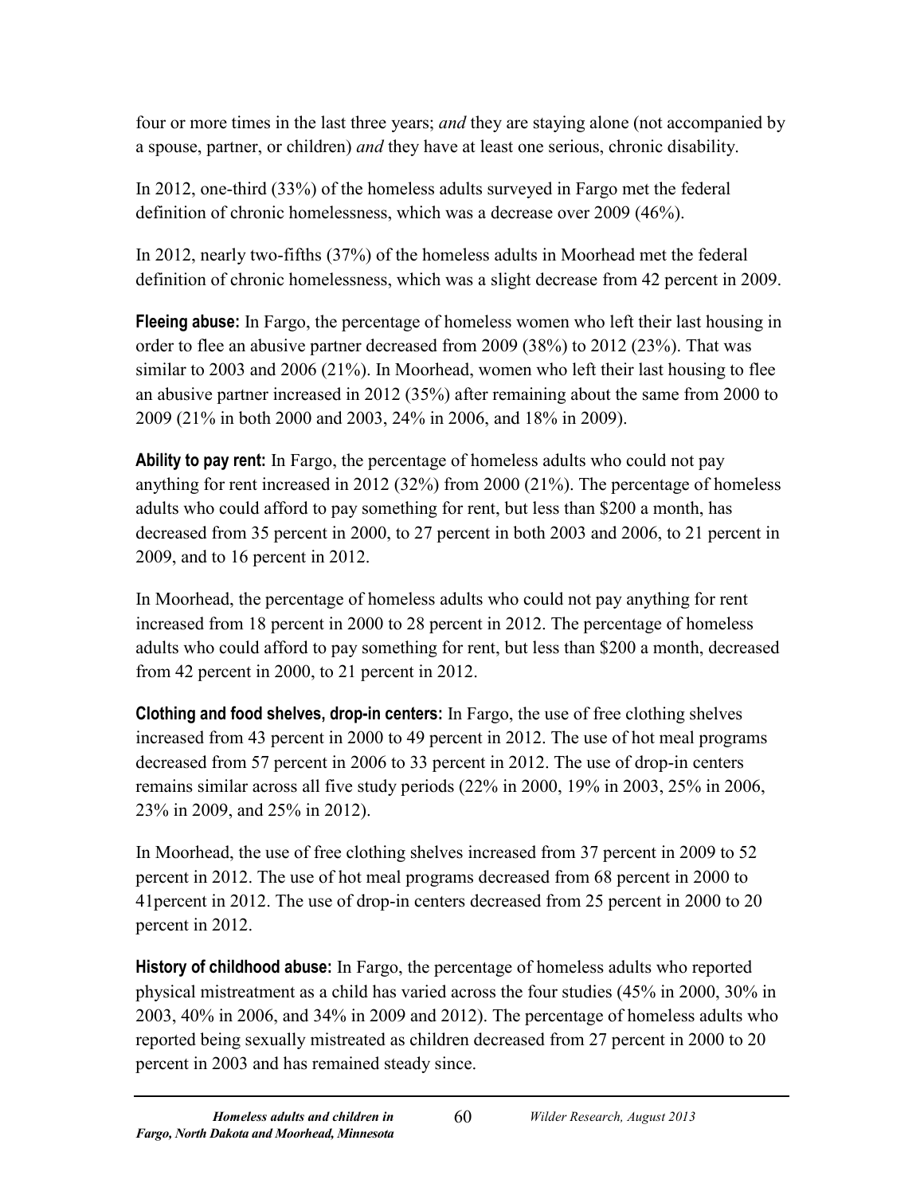four or more times in the last three years; *and* they are staying alone (not accompanied by a spouse, partner, or children) *and* they have at least one serious, chronic disability.

In 2012, one-third (33%) of the homeless adults surveyed in Fargo met the federal definition of chronic homelessness, which was a decrease over 2009 (46%).

In 2012, nearly two-fifths (37%) of the homeless adults in Moorhead met the federal definition of chronic homelessness, which was a slight decrease from 42 percent in 2009.

**Fleeing abuse:** In Fargo, the percentage of homeless women who left their last housing in order to flee an abusive partner decreased from 2009 (38%) to 2012 (23%). That was similar to 2003 and 2006 (21%). In Moorhead, women who left their last housing to flee an abusive partner increased in 2012 (35%) after remaining about the same from 2000 to 2009 (21% in both 2000 and 2003, 24% in 2006, and 18% in 2009).

**Ability to pay rent:** In Fargo, the percentage of homeless adults who could not pay anything for rent increased in 2012 (32%) from 2000 (21%). The percentage of homeless adults who could afford to pay something for rent, but less than $200 a month, has decreased from 35 percent in 2000, to 27 percent in both 2003 and 2006, to 21 percent in 2009, and to 16 percent in 2012.

In Moorhead, the percentage of homeless adults who could not pay anything for rent increased from 18 percent in 2000 to 28 percent in 2012. The percentage of homeless adults who could afford to pay something for rent, but less than $200 a month, decreased from 42 percent in 2000, to 21 percent in 2012.

**Clothing and food shelves, drop-in centers:** In Fargo, the use of free clothing shelves increased from 43 percent in 2000 to 49 percent in 2012. The use of hot meal programs decreased from 57 percent in 2006 to 33 percent in 2012. The use of drop-in centers remains similar across all five study periods (22% in 2000, 19% in 2003, 25% in 2006, 23% in 2009, and 25% in 2012).

In Moorhead, the use of free clothing shelves increased from 37 percent in 2009 to 52 percent in 2012. The use of hot meal programs decreased from 68 percent in 2000 to 41percent in 2012. The use of drop-in centers decreased from 25 percent in 2000 to 20 percent in 2012.

**History of childhood abuse:** In Fargo, the percentage of homeless adults who reported physical mistreatment as a child has varied across the four studies (45% in 2000, 30% in 2003, 40% in 2006, and 34% in 2009 and 2012). The percentage of homeless adults who reported being sexually mistreated as children decreased from 27 percent in 2000 to 20 percent in 2003 and has remained steady since.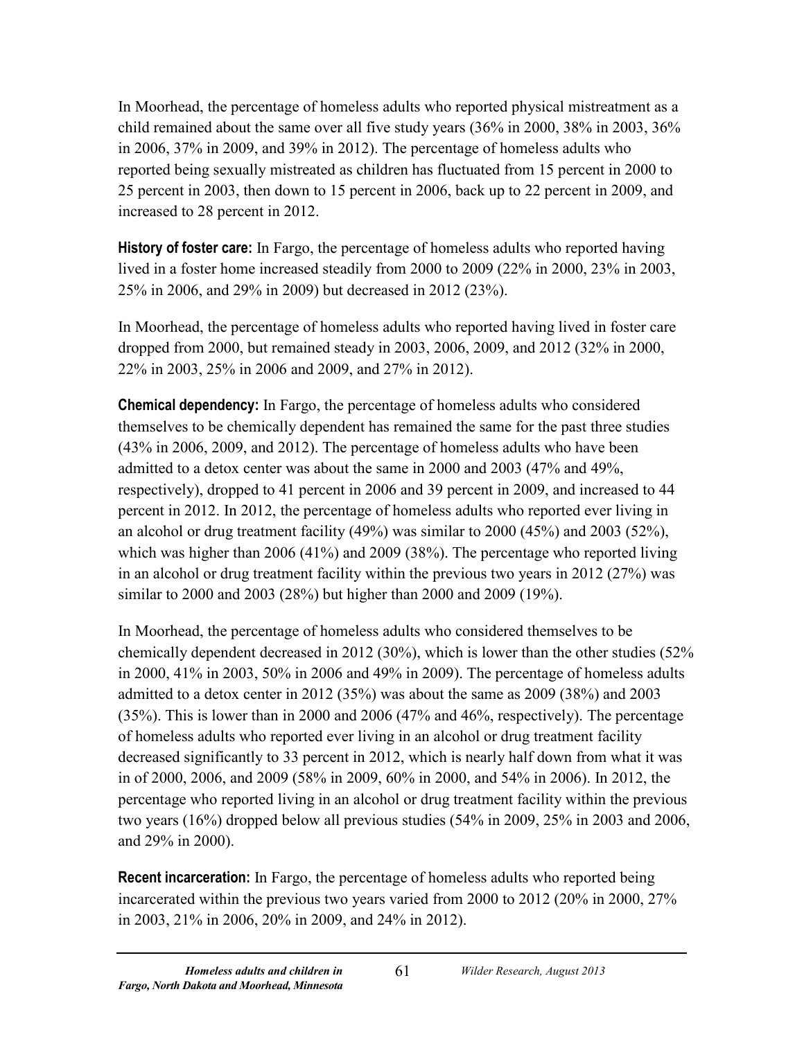In Moorhead, the percentage of homeless adults who reported physical mistreatment as a child remained about the same over all five study years (36% in 2000, 38% in 2003, 36% in 2006, 37% in 2009, and 39% in 2012). The percentage of homeless adults who reported being sexually mistreated as children has fluctuated from 15 percent in 2000 to 25 percent in 2003, then down to 15 percent in 2006, back up to 22 percent in 2009, and increased to 28 percent in 2012.

**History of foster care:** In Fargo, the percentage of homeless adults who reported having lived in a foster home increased steadily from 2000 to 2009 (22% in 2000, 23% in 2003, 25% in 2006, and 29% in 2009) but decreased in 2012 (23%).

In Moorhead, the percentage of homeless adults who reported having lived in foster care dropped from 2000, but remained steady in 2003, 2006, 2009, and 2012 (32% in 2000, 22% in 2003, 25% in 2006 and 2009, and 27% in 2012).

**Chemical dependency:** In Fargo, the percentage of homeless adults who considered themselves to be chemically dependent has remained the same for the past three studies (43% in 2006, 2009, and 2012). The percentage of homeless adults who have been admitted to a detox center was about the same in 2000 and 2003 (47% and 49%, respectively), dropped to 41 percent in 2006 and 39 percent in 2009, and increased to 44 percent in 2012. In 2012, the percentage of homeless adults who reported ever living in an alcohol or drug treatment facility (49%) was similar to 2000 (45%) and 2003 (52%), which was higher than 2006 (41%) and 2009 (38%). The percentage who reported living in an alcohol or drug treatment facility within the previous two years in 2012 (27%) was similar to 2000 and 2003 (28%) but higher than 2000 and 2009 (19%).

In Moorhead, the percentage of homeless adults who considered themselves to be chemically dependent decreased in 2012 (30%), which is lower than the other studies (52% in 2000, 41% in 2003, 50% in 2006 and 49% in 2009). The percentage of homeless adults admitted to a detox center in 2012 (35%) was about the same as 2009 (38%) and 2003 (35%). This is lower than in 2000 and 2006 (47% and 46%, respectively). The percentage of homeless adults who reported ever living in an alcohol or drug treatment facility decreased significantly to 33 percent in 2012, which is nearly half down from what it was in of 2000, 2006, and 2009 (58% in 2009, 60% in 2000, and 54% in 2006). In 2012, the percentage who reported living in an alcohol or drug treatment facility within the previous two years (16%) dropped below all previous studies (54% in 2009, 25% in 2003 and 2006, and 29% in 2000).

**Recent incarceration:** In Fargo, the percentage of homeless adults who reported being incarcerated within the previous two years varied from 2000 to 2012 (20% in 2000, 27% in 2003, 21% in 2006, 20% in 2009, and 24% in 2012).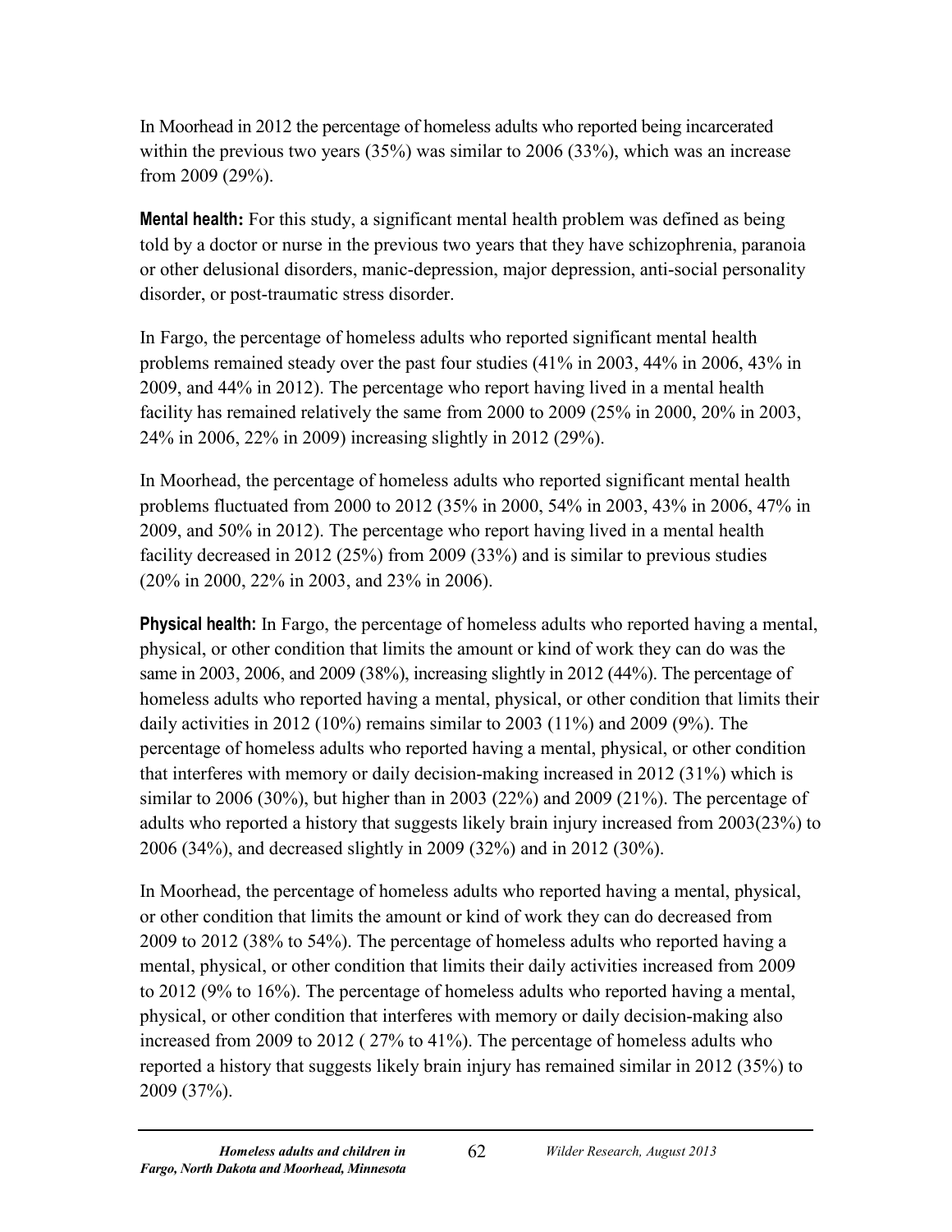In Moorhead in 2012 the percentage of homeless adults who reported being incarcerated within the previous two years (35%) was similar to 2006 (33%), which was an increase from 2009 (29%).

**Mental health:** For this study, a significant mental health problem was defined as being told by a doctor or nurse in the previous two years that they have schizophrenia, paranoia or other delusional disorders, manic-depression, major depression, anti-social personality disorder, or post-traumatic stress disorder.

In Fargo, the percentage of homeless adults who reported significant mental health problems remained steady over the past four studies (41% in 2003, 44% in 2006, 43% in 2009, and 44% in 2012). The percentage who report having lived in a mental health facility has remained relatively the same from 2000 to 2009 (25% in 2000, 20% in 2003, 24% in 2006, 22% in 2009) increasing slightly in 2012 (29%).

In Moorhead, the percentage of homeless adults who reported significant mental health problems fluctuated from 2000 to 2012 (35% in 2000, 54% in 2003, 43% in 2006, 47% in 2009, and 50% in 2012). The percentage who report having lived in a mental health facility decreased in 2012 (25%) from 2009 (33%) and is similar to previous studies (20% in 2000, 22% in 2003, and 23% in 2006).

**Physical health:** In Fargo, the percentage of homeless adults who reported having a mental, physical, or other condition that limits the amount or kind of work they can do was the same in 2003, 2006, and 2009 (38%), increasing slightly in 2012 (44%). The percentage of homeless adults who reported having a mental, physical, or other condition that limits their daily activities in 2012 (10%) remains similar to 2003 (11%) and 2009 (9%). The percentage of homeless adults who reported having a mental, physical, or other condition that interferes with memory or daily decision-making increased in 2012 (31%) which is similar to 2006 (30%), but higher than in 2003 (22%) and 2009 (21%). The percentage of adults who reported a history that suggests likely brain injury increased from 2003(23%) to 2006 (34%), and decreased slightly in 2009 (32%) and in 2012 (30%).

In Moorhead, the percentage of homeless adults who reported having a mental, physical, or other condition that limits the amount or kind of work they can do decreased from 2009 to 2012 (38% to 54%). The percentage of homeless adults who reported having a mental, physical, or other condition that limits their daily activities increased from 2009 to 2012 (9% to 16%). The percentage of homeless adults who reported having a mental, physical, or other condition that interferes with memory or daily decision-making also increased from 2009 to 2012 ( 27% to 41%). The percentage of homeless adults who reported a history that suggests likely brain injury has remained similar in 2012 (35%) to 2009 (37%).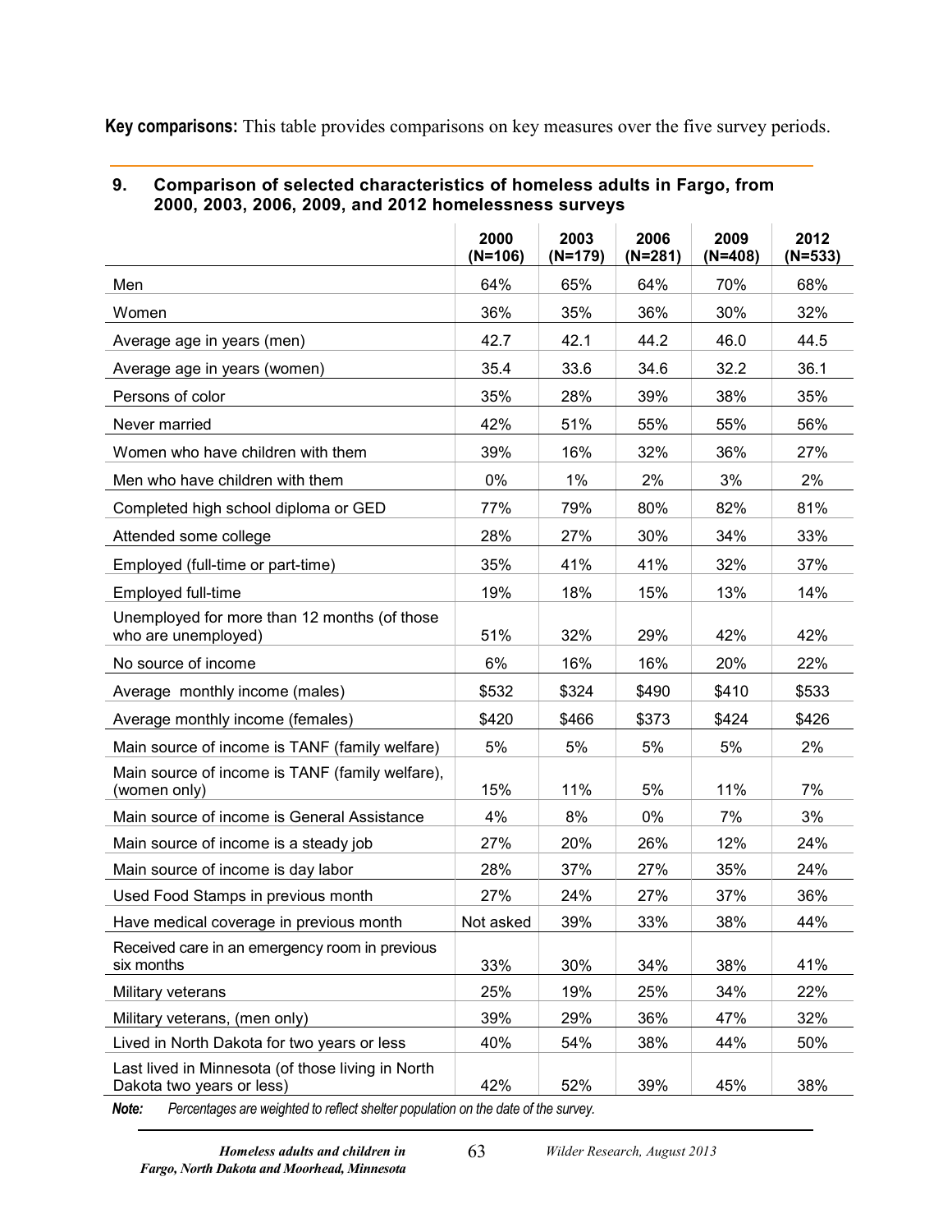**Key comparisons:** This table provides comparisons on key measures over the five survey periods.

**9. Comparison of selected characteristics of homeless adults in Fargo, from 2000, 2003, 2006, 2009, and 2012 homelessness surveys**

| | 2000 (N=106) | 2003 (N=179) | 2006 (N=281) | 2009 (N=408) | 2012 (N=533) |
|---|---|---|---|---|---|
| Men | 64% | 65% | 64% | 70% | 68% |
| Women | 36% | 35% | 36% | 30% | 32% |
| Average age in years (men) | 42.7 | 42.1 | 44.2 | 46.0 | 44.5 |
| Average age in years (women) | 35.4 | 33.6 | 34.6 | 32.2 | 36.1 |
| Persons of color | 35% | 28% | 39% | 38% | 35% |
| Never married | 42% | 51% | 55% | 55% | 56% |
| Women who have children with them | 39% | 16% | 32% | 36% | 27% |
| Men who have children with them | 0% | 1% | 2% | 3% | 2% |
| Completed high school diploma or GED | 77% | 79% | 80% | 82% | 81% |
| Attended some college | 28% | 27% | 30% | 34% | 33% |
| Employed (full-time or part-time) | 35% | 41% | 41% | 32% | 37% |
| Employed full-time | 19% | 18% | 15% | 13% | 14% |
| Unemployed for more than 12 months (of those who are unemployed) | 51% | 32% | 29% | 42% | 42% |
| No source of income | 6% | 16% | 16% | 20% | 22% |
| Average monthly income (males) | $532 | $324 | $490 | $410 | $533 |
| Average monthly income (females) | $420 | $466 | $373 | $424 | $426 |
| Main source of income is TANF (family welfare) | 5% | 5% | 5% | 5% | 2% |
| Main source of income is TANF (family welfare), (women only) | 15% | 11% | 5% | 11% | 7% |
| Main source of income is General Assistance | 4% | 8% | 0% | 7% | 3% |
| Main source of income is a steady job | 27% | 20% | 26% | 12% | 24% |
| Main source of income is day labor | 28% | 37% | 27% | 35% | 24% |
| Used Food Stamps in previous month | 27% | 24% | 27% | 37% | 36% |
| Have medical coverage in previous month | Not asked | 39% | 33% | 38% | 44% |
| Received care in an emergency room in previous six months | 33% | 30% | 34% | 38% | 41% |
| Military veterans | 25% | 19% | 25% | 34% | 22% |
| Military veterans, (men only) | 39% | 29% | 36% | 47% | 32% |
| Lived in North Dakota for two years or less | 40% | 54% | 38% | 44% | 50% |
| Last lived in Minnesota (of those living in North Dakota two years or less) | 42% | 52% | 39% | 45% | 38% |

***Note:*** *Percentages are weighted to reflect shelter population on the date of the survey.*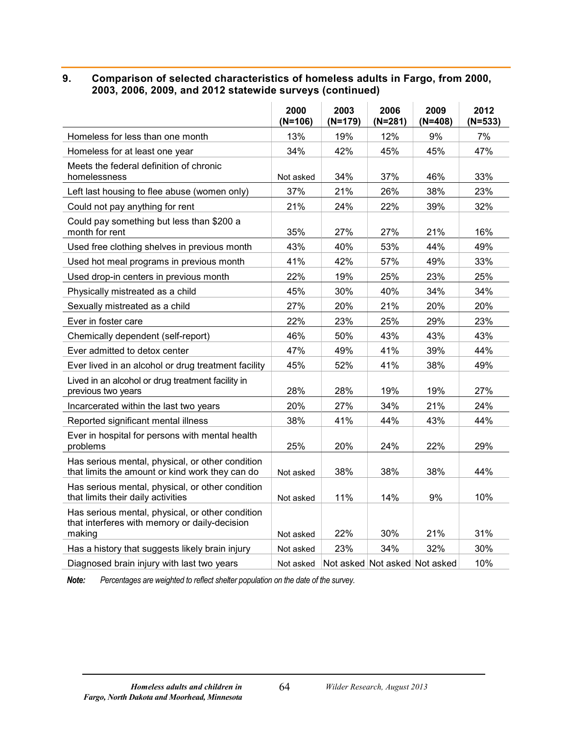## 9. Comparison of selected characteristics of homeless adults in Fargo, from 2000, 2003, 2006, 2009, and 2012 statewide surveys (continued)

| | 2000 (N=106) | 2003 (N=179) | 2006 (N=281) | 2009 (N=408) | 2012 (N=533) |
|---|---|---|---|---|---|
| Homeless for less than one month | 13% | 19% | 12% | 9% | 7% |
| Homeless for at least one year | 34% | 42% | 45% | 45% | 47% |
| Meets the federal definition of chronic homelessness | Not asked | 34% | 37% | 46% | 33% |
| Left last housing to flee abuse (women only) | 37% | 21% | 26% | 38% | 23% |
| Could not pay anything for rent | 21% | 24% | 22% | 39% | 32% |
| Could pay something but less than $200 a month for rent | 35% | 27% | 27% | 21% | 16% |
| Used free clothing shelves in previous month | 43% | 40% | 53% | 44% | 49% |
| Used hot meal programs in previous month | 41% | 42% | 57% | 49% | 33% |
| Used drop-in centers in previous month | 22% | 19% | 25% | 23% | 25% |
| Physically mistreated as a child | 45% | 30% | 40% | 34% | 34% |
| Sexually mistreated as a child | 27% | 20% | 21% | 20% | 20% |
| Ever in foster care | 22% | 23% | 25% | 29% | 23% |
| Chemically dependent (self-report) | 46% | 50% | 43% | 43% | 43% |
| Ever admitted to detox center | 47% | 49% | 41% | 39% | 44% |
| Ever lived in an alcohol or drug treatment facility | 45% | 52% | 41% | 38% | 49% |
| Lived in an alcohol or drug treatment facility in previous two years | 28% | 28% | 19% | 19% | 27% |
| Incarcerated within the last two years | 20% | 27% | 34% | 21% | 24% |
| Reported significant mental illness | 38% | 41% | 44% | 43% | 44% |
| Ever in hospital for persons with mental health problems | 25% | 20% | 24% | 22% | 29% |
| Has serious mental, physical, or other condition that limits the amount or kind work they can do | Not asked | 38% | 38% | 38% | 44% |
| Has serious mental, physical, or other condition that limits their daily activities | Not asked | 11% | 14% | 9% | 10% |
| Has serious mental, physical, or other condition that interferes with memory or daily-decision making | Not asked | 22% | 30% | 21% | 31% |
| Has a history that suggests likely brain injury | Not asked | 23% | 34% | 32% | 30% |
| Diagnosed brain injury with last two years | Not asked | Not asked | Not asked | Not asked | 10% |

***Note:*** *Percentages are weighted to reflect shelter population on the date of the survey.*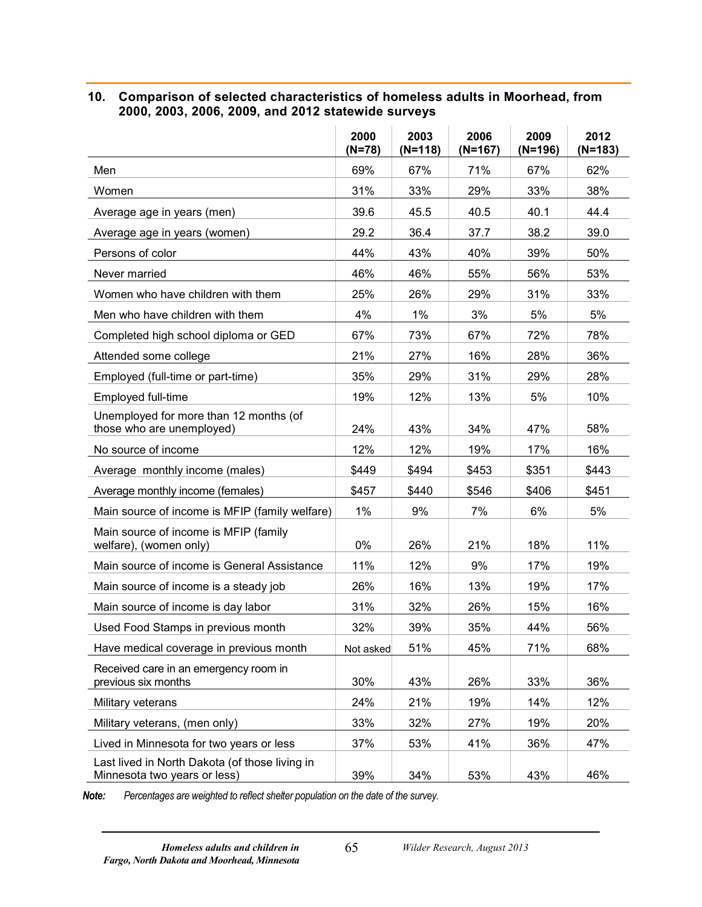### 10. Comparison of selected characteristics of homeless adults in Moorhead, from 2000, 2003, 2006, 2009, and 2012 statewide surveys

| | 2000 (N=78) | 2003 (N=118) | 2006 (N=167) | 2009 (N=196) | 2012 (N=183) |
|---|---|---|---|---|---|
| Men | 69% | 67% | 71% | 67% | 62% |
| Women | 31% | 33% | 29% | 33% | 38% |
| Average age in years (men) | 39.6 | 45.5 | 40.5 | 40.1 | 44.4 |
| Average age in years (women) | 29.2 | 36.4 | 37.7 | 38.2 | 39.0 |
| Persons of color | 44% | 43% | 40% | 39% | 50% |
| Never married | 46% | 46% | 55% | 56% | 53% |
| Women who have children with them | 25% | 26% | 29% | 31% | 33% |
| Men who have children with them | 4% | 1% | 3% | 5% | 5% |
| Completed high school diploma or GED | 67% | 73% | 67% | 72% | 78% |
| Attended some college | 21% | 27% | 16% | 28% | 36% |
| Employed (full-time or part-time) | 35% | 29% | 31% | 29% | 28% |
| Employed full-time | 19% | 12% | 13% | 5% | 10% |
| Unemployed for more than 12 months (of those who are unemployed) | 24% | 43% | 34% | 47% | 58% |
| No source of income | 12% | 12% | 19% | 17% | 16% |
| Average monthly income (males) | $449 | $494 | $453 | $351 | $443 |
| Average monthly income (females) | $457 | $440 | $546 | $406 | $451 |
| Main source of income is MFIP (family welfare) | 1% | 9% | 7% | 6% | 5% |
| Main source of income is MFIP (family welfare), (women only) | 0% | 26% | 21% | 18% | 11% |
| Main source of income is General Assistance | 11% | 12% | 9% | 17% | 19% |
| Main source of income is a steady job | 26% | 16% | 13% | 19% | 17% |
| Main source of income is day labor | 31% | 32% | 26% | 15% | 16% |
| Used Food Stamps in previous month | 32% | 39% | 35% | 44% | 56% |
| Have medical coverage in previous month | Not asked | 51% | 45% | 71% | 68% |
| Received care in an emergency room in previous six months | 30% | 43% | 26% | 33% | 36% |
| Military veterans | 24% | 21% | 19% | 14% | 12% |
| Military veterans, (men only) | 33% | 32% | 27% | 19% | 20% |
| Lived in Minnesota for two years or less | 37% | 53% | 41% | 36% | 47% |
| Last lived in North Dakota (of those living in Minnesota two years or less) | 39% | 34% | 53% | 43% | 46% |

***Note:*** *Percentages are weighted to reflect shelter population on the date of the survey.*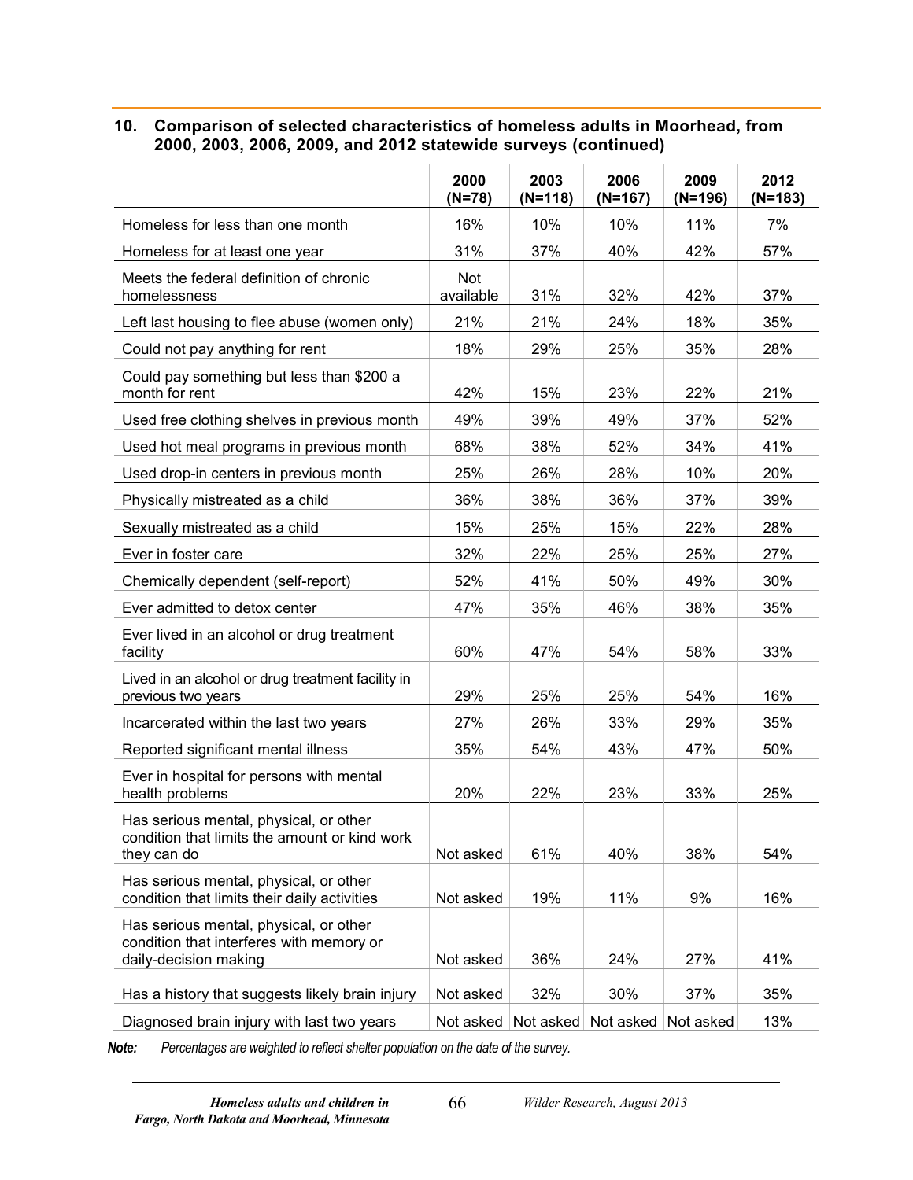### 10. Comparison of selected characteristics of homeless adults in Moorhead, from 2000, 2003, 2006, 2009, and 2012 statewide surveys (continued)

| | 2000 (N=78) | 2003 (N=118) | 2006 (N=167) | 2009 (N=196) | 2012 (N=183) |
|---|---|---|---|---|---|
| Homeless for less than one month | 16% | 10% | 10% | 11% | 7% |
| Homeless for at least one year | 31% | 37% | 40% | 42% | 57% |
| Meets the federal definition of chronic homelessness | Not available | 31% | 32% | 42% | 37% |
| Left last housing to flee abuse (women only) | 21% | 21% | 24% | 18% | 35% |
| Could not pay anything for rent | 18% | 29% | 25% | 35% | 28% |
| Could pay something but less than $200 a month for rent | 42% | 15% | 23% | 22% | 21% |
| Used free clothing shelves in previous month | 49% | 39% | 49% | 37% | 52% |
| Used hot meal programs in previous month | 68% | 38% | 52% | 34% | 41% |
| Used drop-in centers in previous month | 25% | 26% | 28% | 10% | 20% |
| Physically mistreated as a child | 36% | 38% | 36% | 37% | 39% |
| Sexually mistreated as a child | 15% | 25% | 15% | 22% | 28% |
| Ever in foster care | 32% | 22% | 25% | 25% | 27% |
| Chemically dependent (self-report) | 52% | 41% | 50% | 49% | 30% |
| Ever admitted to detox center | 47% | 35% | 46% | 38% | 35% |
| Ever lived in an alcohol or drug treatment facility | 60% | 47% | 54% | 58% | 33% |
| Lived in an alcohol or drug treatment facility in previous two years | 29% | 25% | 25% | 54% | 16% |
| Incarcerated within the last two years | 27% | 26% | 33% | 29% | 35% |
| Reported significant mental illness | 35% | 54% | 43% | 47% | 50% |
| Ever in hospital for persons with mental health problems | 20% | 22% | 23% | 33% | 25% |
| Has serious mental, physical, or other condition that limits the amount or kind work they can do | Not asked | 61% | 40% | 38% | 54% |
| Has serious mental, physical, or other condition that limits their daily activities | Not asked | 19% | 11% | 9% | 16% |
| Has serious mental, physical, or other condition that interferes with memory or daily-decision making | Not asked | 36% | 24% | 27% | 41% |
| Has a history that suggests likely brain injury | Not asked | 32% | 30% | 37% | 35% |
| Diagnosed brain injury with last two years | Not asked | Not asked | Not asked | Not asked | 13% |

***Note:*** *Percentages are weighted to reflect shelter population on the date of the survey.*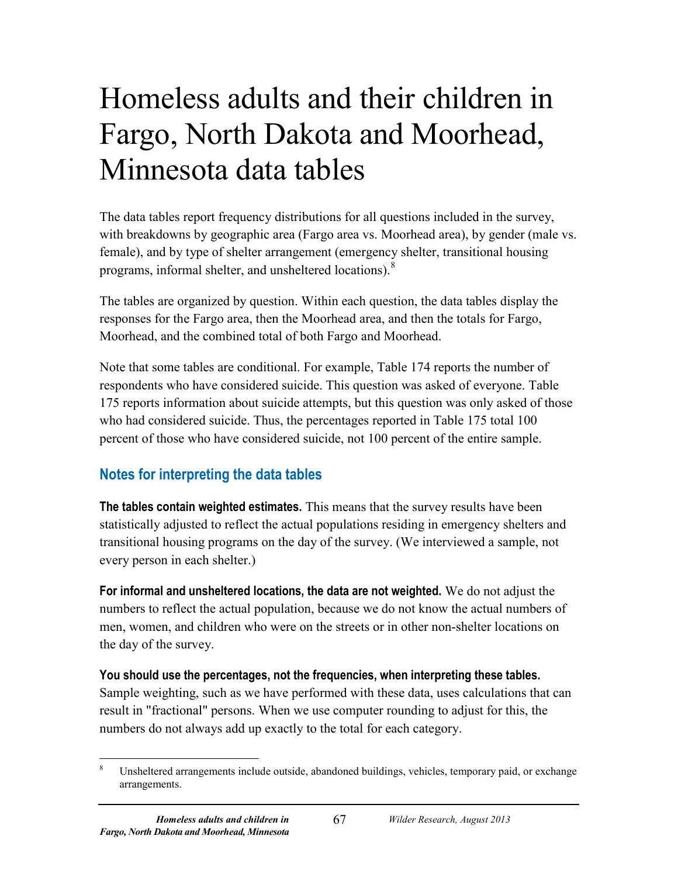# Homeless adults and their children in Fargo, North Dakota and Moorhead, Minnesota data tables

The data tables report frequency distributions for all questions included in the survey, with breakdowns by geographic area (Fargo area vs. Moorhead area), by gender (male vs. female), and by type of shelter arrangement (emergency shelter, transitional housing programs, informal shelter, and unsheltered locations).[8]

The tables are organized by question. Within each question, the data tables display the responses for the Fargo area, then the Moorhead area, and then the totals for Fargo, Moorhead, and the combined total of both Fargo and Moorhead.

Note that some tables are conditional. For example, Table 174 reports the number of respondents who have considered suicide. This question was asked of everyone. Table 175 reports information about suicide attempts, but this question was only asked of those who had considered suicide. Thus, the percentages reported in Table 175 total 100 percent of those who have considered suicide, not 100 percent of the entire sample.

## Notes for interpreting the data tables

**The tables contain weighted estimates.** This means that the survey results have been statistically adjusted to reflect the actual populations residing in emergency shelters and transitional housing programs on the day of the survey. (We interviewed a sample, not every person in each shelter.)

**For informal and unsheltered locations, the data are not weighted.** We do not adjust the numbers to reflect the actual population, because we do not know the actual numbers of men, women, and children who were on the streets or in other non-shelter locations on the day of the survey.

**You should use the percentages, not the frequencies, when interpreting these tables.** Sample weighting, such as we have performed with these data, uses calculations that can result in "fractional" persons. When we use computer rounding to adjust for this, the numbers do not always add up exactly to the total for each category.

---

[8] Unsheltered arrangements include outside, abandoned buildings, vehicles, temporary paid, or exchange arrangements.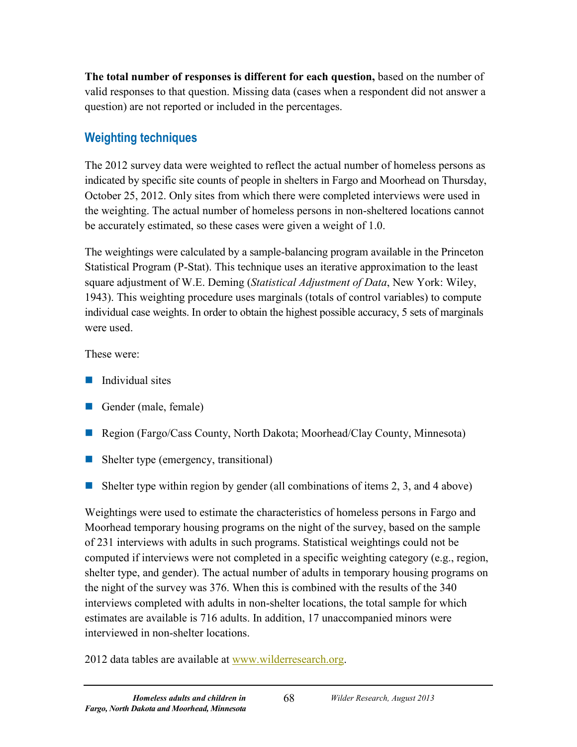**The total number of responses is different for each question,** based on the number of valid responses to that question. Missing data (cases when a respondent did not answer a question) are not reported or included in the percentages.

## Weighting techniques

The 2012 survey data were weighted to reflect the actual number of homeless persons as indicated by specific site counts of people in shelters in Fargo and Moorhead on Thursday, October 25, 2012. Only sites from which there were completed interviews were used in the weighting. The actual number of homeless persons in non-sheltered locations cannot be accurately estimated, so these cases were given a weight of 1.0.

The weightings were calculated by a sample-balancing program available in the Princeton Statistical Program (P-Stat). This technique uses an iterative approximation to the least square adjustment of W.E. Deming (*Statistical Adjustment of Data*, New York: Wiley, 1943). This weighting procedure uses marginals (totals of control variables) to compute individual case weights. In order to obtain the highest possible accuracy, 5 sets of marginals were used.

These were:

- Individual sites
- Gender (male, female)
- Region (Fargo/Cass County, North Dakota; Moorhead/Clay County, Minnesota)
- Shelter type (emergency, transitional)
- Shelter type within region by gender (all combinations of items 2, 3, and 4 above)

Weightings were used to estimate the characteristics of homeless persons in Fargo and Moorhead temporary housing programs on the night of the survey, based on the sample of 231 interviews with adults in such programs. Statistical weightings could not be computed if interviews were not completed in a specific weighting category (e.g., region, shelter type, and gender). The actual number of adults in temporary housing programs on the night of the survey was 376. When this is combined with the results of the 340 interviews completed with adults in non-shelter locations, the total sample for which estimates are available is 716 adults. In addition, 17 unaccompanied minors were interviewed in non-shelter locations.

2012 data tables are available at www.wilderresearch.org.